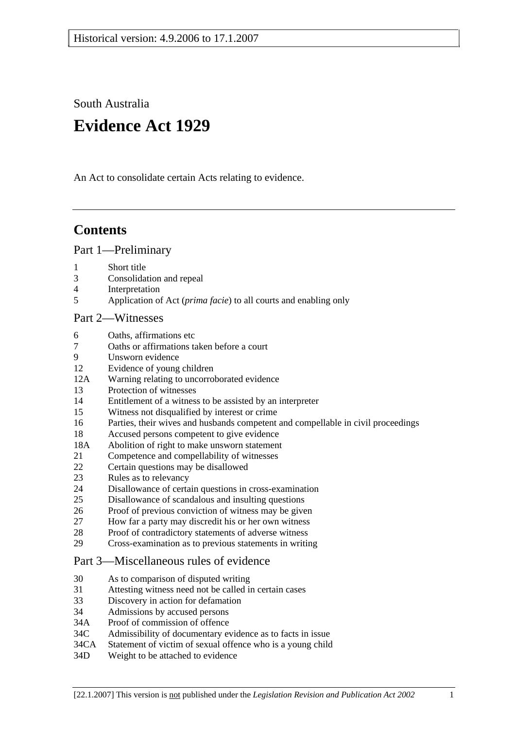Historical version: 4.9.2006 to 17.1.2007

South Australia

# Evidence Act 1929

An Act to consolidate certain Acts relating to evidence.

---

## Contents

### Part 1—Preliminary

1 Short title
3 Consolidation and repeal
4 Interpretation
5 Application of Act (*prima facie*) to all courts and enabling only

### Part 2—Witnesses

6 Oaths, affirmations etc
7 Oaths or affirmations taken before a court
9 Unsworn evidence
12 Evidence of young children
12A Warning relating to uncorroborated evidence
13 Protection of witnesses
14 Entitlement of a witness to be assisted by an interpreter
15 Witness not disqualified by interest or crime
16 Parties, their wives and husbands competent and compellable in civil proceedings
18 Accused persons competent to give evidence
18A Abolition of right to make unsworn statement
21 Competence and compellability of witnesses
22 Certain questions may be disallowed
23 Rules as to relevancy
24 Disallowance of certain questions in cross-examination
25 Disallowance of scandalous and insulting questions
26 Proof of previous conviction of witness may be given
27 How far a party may discredit his or her own witness
28 Proof of contradictory statements of adverse witness
29 Cross-examination as to previous statements in writing

### Part 3—Miscellaneous rules of evidence

30 As to comparison of disputed writing
31 Attesting witness need not be called in certain cases
33 Discovery in action for defamation
34 Admissions by accused persons
34A Proof of commission of offence
34C Admissibility of documentary evidence as to facts in issue
34CA Statement of victim of sexual offence who is a young child
34D Weight to be attached to evidence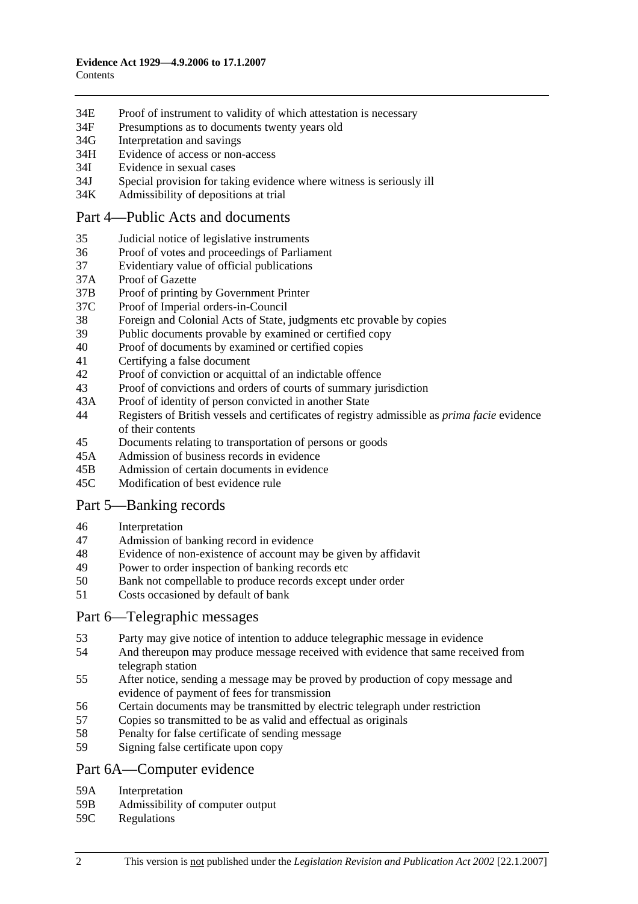34E Proof of instrument to validity of which attestation is necessary
34F Presumptions as to documents twenty years old
34G Interpretation and savings
34H Evidence of access or non-access
34I Evidence in sexual cases
34J Special provision for taking evidence where witness is seriously ill
34K Admissibility of depositions at trial

## Part 4—Public Acts and documents

35 Judicial notice of legislative instruments
36 Proof of votes and proceedings of Parliament
37 Evidentiary value of official publications
37A Proof of Gazette
37B Proof of printing by Government Printer
37C Proof of Imperial orders-in-Council
38 Foreign and Colonial Acts of State, judgments etc provable by copies
39 Public documents provable by examined or certified copy
40 Proof of documents by examined or certified copies
41 Certifying a false document
42 Proof of conviction or acquittal of an indictable offence
43 Proof of convictions and orders of courts of summary jurisdiction
43A Proof of identity of person convicted in another State
44 Registers of British vessels and certificates of registry admissible as *prima facie* evidence of their contents
45 Documents relating to transportation of persons or goods
45A Admission of business records in evidence
45B Admission of certain documents in evidence
45C Modification of best evidence rule

## Part 5—Banking records

46 Interpretation
47 Admission of banking record in evidence
48 Evidence of non-existence of account may be given by affidavit
49 Power to order inspection of banking records etc
50 Bank not compellable to produce records except under order
51 Costs occasioned by default of bank

## Part 6—Telegraphic messages

53 Party may give notice of intention to adduce telegraphic message in evidence
54 And thereupon may produce message received with evidence that same received from telegraph station
55 After notice, sending a message may be proved by production of copy message and evidence of payment of fees for transmission
56 Certain documents may be transmitted by electric telegraph under restriction
57 Copies so transmitted to be as valid and effectual as originals
58 Penalty for false certificate of sending message
59 Signing false certificate upon copy

## Part 6A—Computer evidence

59A Interpretation
59B Admissibility of computer output
59C Regulations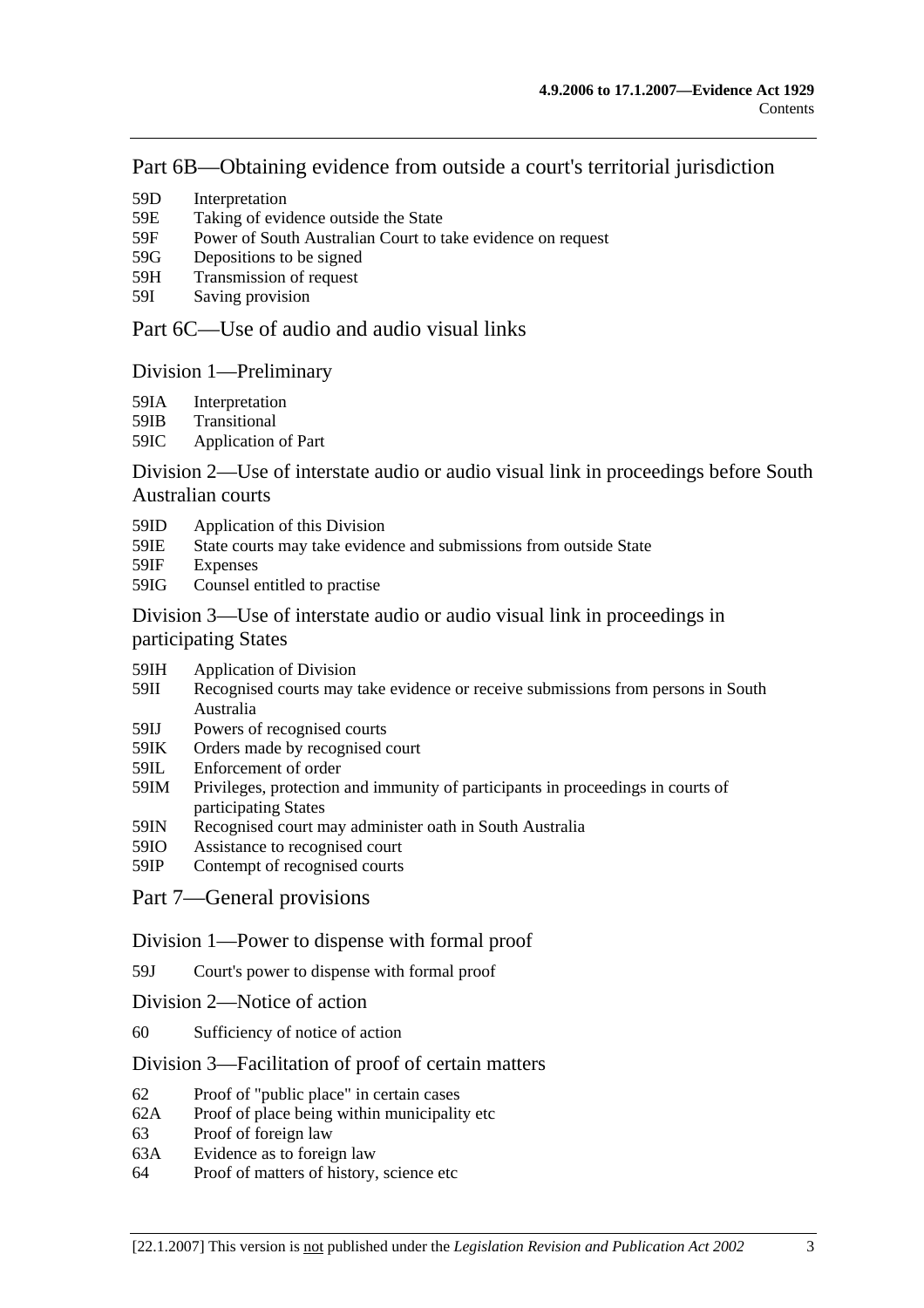## Part 6B—Obtaining evidence from outside a court's territorial jurisdiction

59D Interpretation
59E Taking of evidence outside the State
59F Power of South Australian Court to take evidence on request
59G Depositions to be signed
59H Transmission of request
59I Saving provision

## Part 6C—Use of audio and audio visual links

### Division 1—Preliminary

59IA Interpretation
59IB Transitional
59IC Application of Part

### Division 2—Use of interstate audio or audio visual link in proceedings before South Australian courts

59ID Application of this Division
59IE State courts may take evidence and submissions from outside State
59IF Expenses
59IG Counsel entitled to practise

### Division 3—Use of interstate audio or audio visual link in proceedings in participating States

59IH Application of Division
59II Recognised courts may take evidence or receive submissions from persons in South Australia
59IJ Powers of recognised courts
59IK Orders made by recognised court
59IL Enforcement of order
59IM Privileges, protection and immunity of participants in proceedings in courts of participating States
59IN Recognised court may administer oath in South Australia
59IO Assistance to recognised court
59IP Contempt of recognised courts

## Part 7—General provisions

### Division 1—Power to dispense with formal proof

59J Court's power to dispense with formal proof

### Division 2—Notice of action

60 Sufficiency of notice of action

### Division 3—Facilitation of proof of certain matters

62 Proof of "public place" in certain cases
62A Proof of place being within municipality etc
63 Proof of foreign law
63A Evidence as to foreign law
64 Proof of matters of history, science etc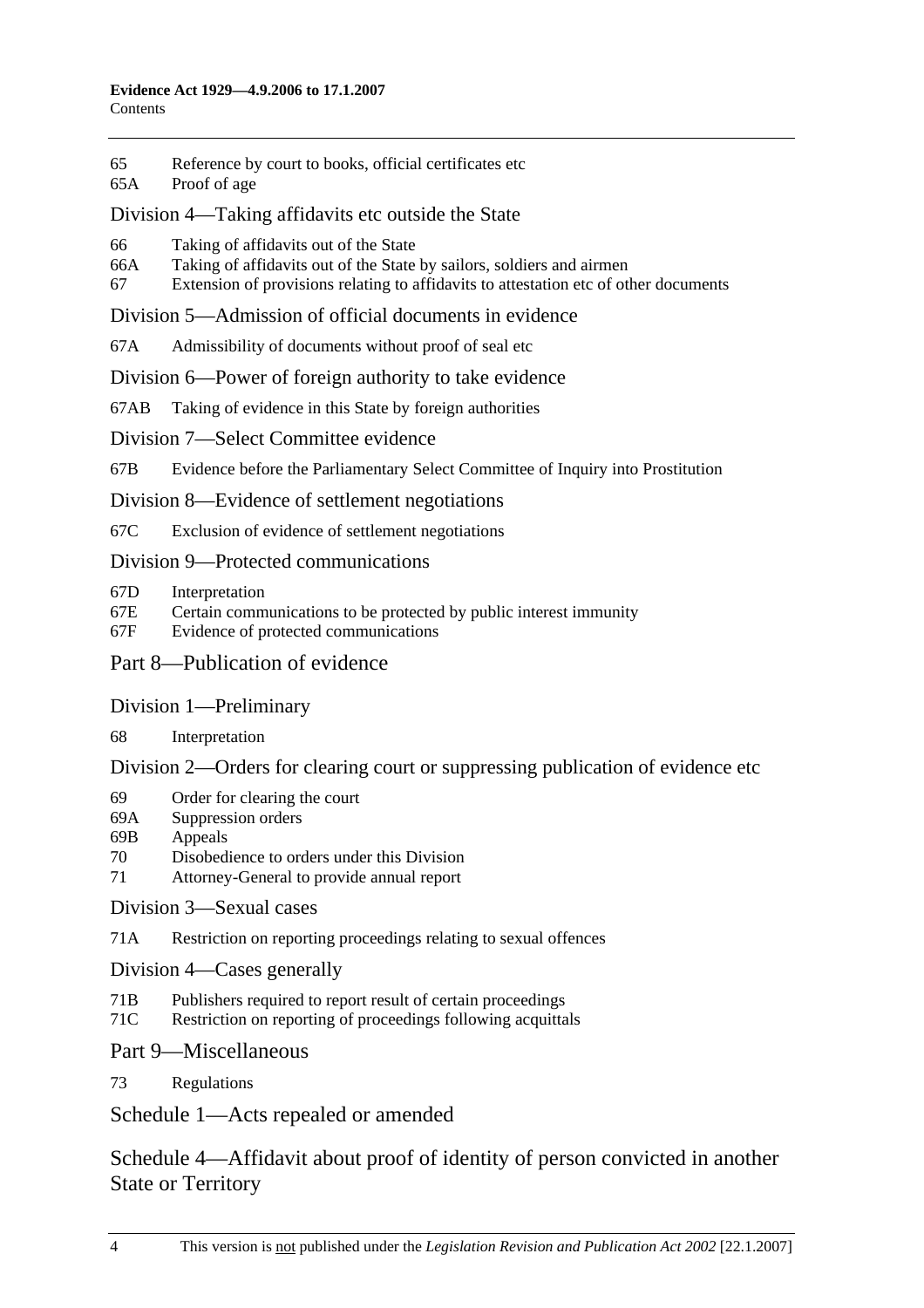65 Reference by court to books, official certificates etc
65A Proof of age

### Division 4—Taking affidavits etc outside the State

66 Taking of affidavits out of the State
66A Taking of affidavits out of the State by sailors, soldiers and airmen
67 Extension of provisions relating to affidavits to attestation etc of other documents

### Division 5—Admission of official documents in evidence

67A Admissibility of documents without proof of seal etc

### Division 6—Power of foreign authority to take evidence

67AB Taking of evidence in this State by foreign authorities

### Division 7—Select Committee evidence

67B Evidence before the Parliamentary Select Committee of Inquiry into Prostitution

### Division 8—Evidence of settlement negotiations

67C Exclusion of evidence of settlement negotiations

### Division 9—Protected communications

67D Interpretation
67E Certain communications to be protected by public interest immunity
67F Evidence of protected communications

## Part 8—Publication of evidence

### Division 1—Preliminary

68 Interpretation

### Division 2—Orders for clearing court or suppressing publication of evidence etc

69 Order for clearing the court
69A Suppression orders
69B Appeals
70 Disobedience to orders under this Division
71 Attorney-General to provide annual report

### Division 3—Sexual cases

71A Restriction on reporting proceedings relating to sexual offences

### Division 4—Cases generally

71B Publishers required to report result of certain proceedings
71C Restriction on reporting of proceedings following acquittals

## Part 9—Miscellaneous

73 Regulations

## Schedule 1—Acts repealed or amended

## Schedule 4—Affidavit about proof of identity of person convicted in another State or Territory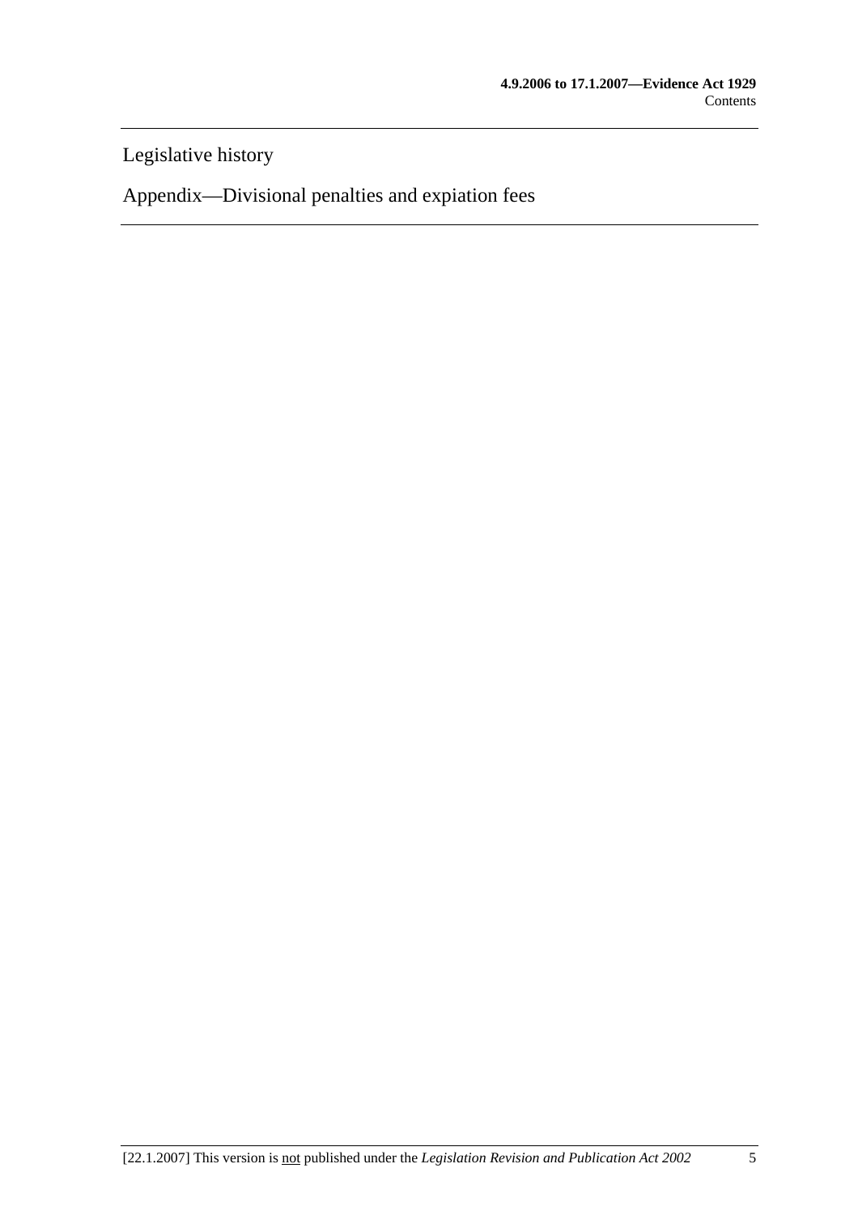Legislative history

Appendix—Divisional penalties and expiation fees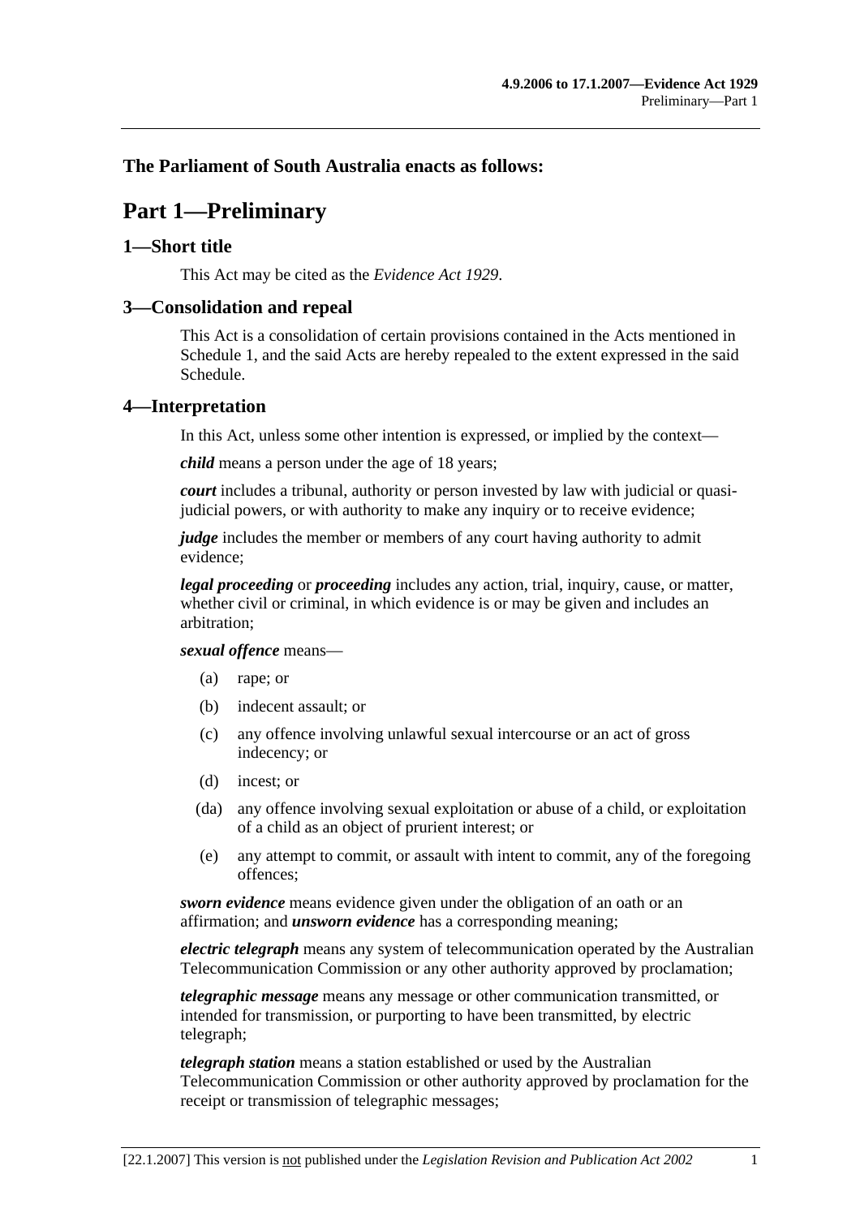## The Parliament of South Australia enacts as follows:

# Part 1—Preliminary

### 1—Short title

This Act may be cited as the *Evidence Act 1929*.

### 3—Consolidation and repeal

This Act is a consolidation of certain provisions contained in the Acts mentioned in Schedule 1, and the said Acts are hereby repealed to the extent expressed in the said Schedule.

### 4—Interpretation

In this Act, unless some other intention is expressed, or implied by the context—

***child*** means a person under the age of 18 years;

***court*** includes a tribunal, authority or person invested by law with judicial or quasi-judicial powers, or with authority to make any inquiry or to receive evidence;

***judge*** includes the member or members of any court having authority to admit evidence;

***legal proceeding*** or ***proceeding*** includes any action, trial, inquiry, cause, or matter, whether civil or criminal, in which evidence is or may be given and includes an arbitration;

***sexual offence*** means—

- (a) rape; or
- (b) indecent assault; or
- (c) any offence involving unlawful sexual intercourse or an act of gross indecency; or
- (d) incest; or
- (da) any offence involving sexual exploitation or abuse of a child, or exploitation of a child as an object of prurient interest; or
- (e) any attempt to commit, or assault with intent to commit, any of the foregoing offences;

***sworn evidence*** means evidence given under the obligation of an oath or an affirmation; and ***unsworn evidence*** has a corresponding meaning;

***electric telegraph*** means any system of telecommunication operated by the Australian Telecommunication Commission or any other authority approved by proclamation;

***telegraphic message*** means any message or other communication transmitted, or intended for transmission, or purporting to have been transmitted, by electric telegraph;

***telegraph station*** means a station established or used by the Australian Telecommunication Commission or other authority approved by proclamation for the receipt or transmission of telegraphic messages;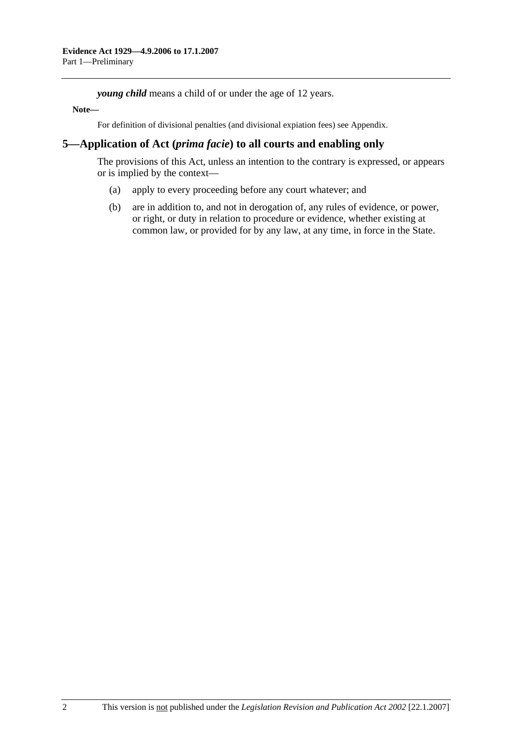***young child*** means a child of or under the age of 12 years.

**Note—**

For definition of divisional penalties (and divisional expiation fees) see Appendix.

## 5—Application of Act (*prima facie*) to all courts and enabling only

The provisions of this Act, unless an intention to the contrary is expressed, or appears or is implied by the context—

(a) apply to every proceeding before any court whatever; and

(b) are in addition to, and not in derogation of, any rules of evidence, or power, or right, or duty in relation to procedure or evidence, whether existing at common law, or provided for by any law, at any time, in force in the State.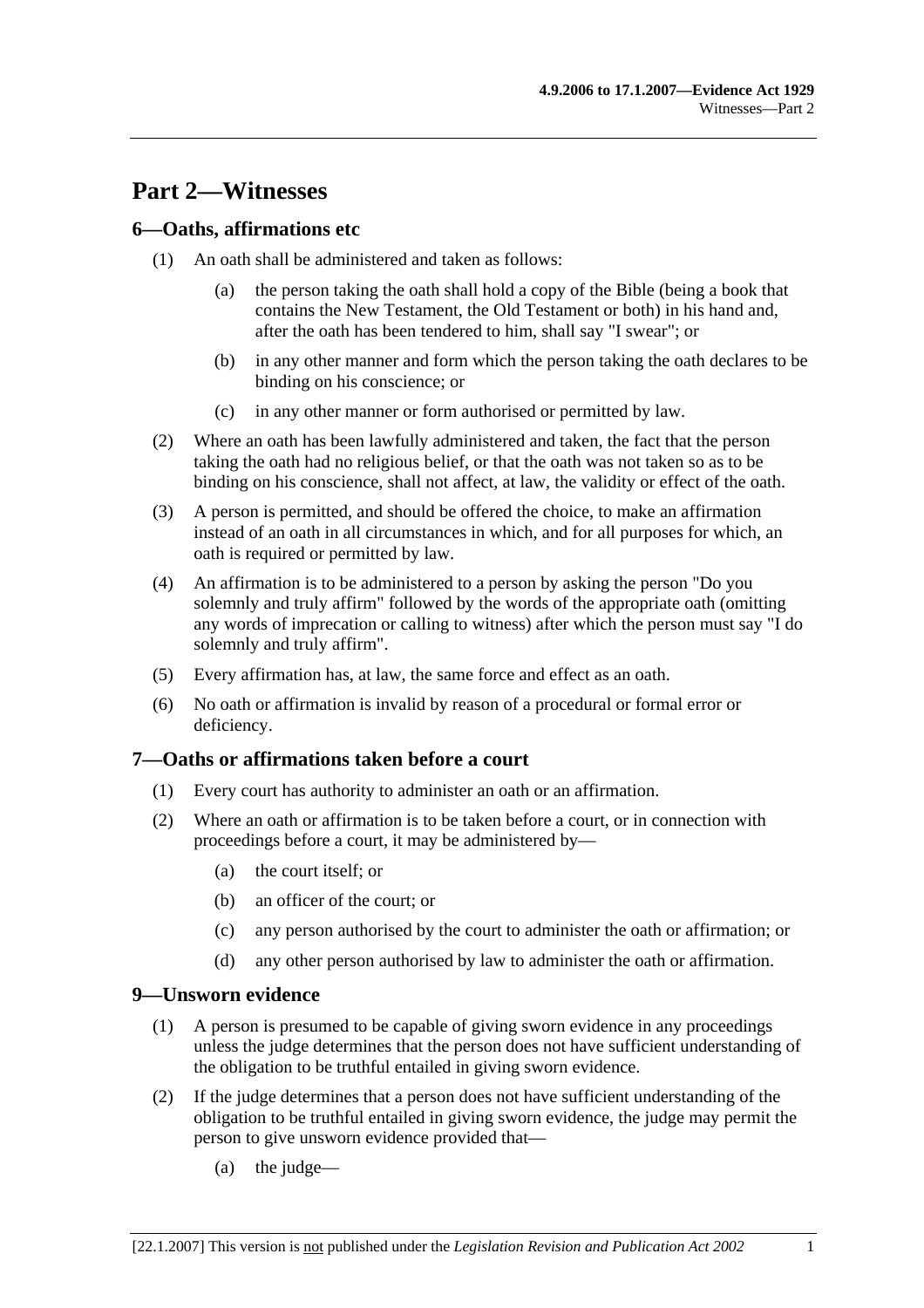# Part 2—Witnesses

## 6—Oaths, affirmations etc

(1) An oath shall be administered and taken as follows:

  (a) the person taking the oath shall hold a copy of the Bible (being a book that contains the New Testament, the Old Testament or both) in his hand and, after the oath has been tendered to him, shall say "I swear"; or

  (b) in any other manner and form which the person taking the oath declares to be binding on his conscience; or

  (c) in any other manner or form authorised or permitted by law.

(2) Where an oath has been lawfully administered and taken, the fact that the person taking the oath had no religious belief, or that the oath was not taken so as to be binding on his conscience, shall not affect, at law, the validity or effect of the oath.

(3) A person is permitted, and should be offered the choice, to make an affirmation instead of an oath in all circumstances in which, and for all purposes for which, an oath is required or permitted by law.

(4) An affirmation is to be administered to a person by asking the person "Do you solemnly and truly affirm" followed by the words of the appropriate oath (omitting any words of imprecation or calling to witness) after which the person must say "I do solemnly and truly affirm".

(5) Every affirmation has, at law, the same force and effect as an oath.

(6) No oath or affirmation is invalid by reason of a procedural or formal error or deficiency.

## 7—Oaths or affirmations taken before a court

(1) Every court has authority to administer an oath or an affirmation.

(2) Where an oath or affirmation is to be taken before a court, or in connection with proceedings before a court, it may be administered by—

  (a) the court itself; or

  (b) an officer of the court; or

  (c) any person authorised by the court to administer the oath or affirmation; or

  (d) any other person authorised by law to administer the oath or affirmation.

## 9—Unsworn evidence

(1) A person is presumed to be capable of giving sworn evidence in any proceedings unless the judge determines that the person does not have sufficient understanding of the obligation to be truthful entailed in giving sworn evidence.

(2) If the judge determines that a person does not have sufficient understanding of the obligation to be truthful entailed in giving sworn evidence, the judge may permit the person to give unsworn evidence provided that—

  (a) the judge—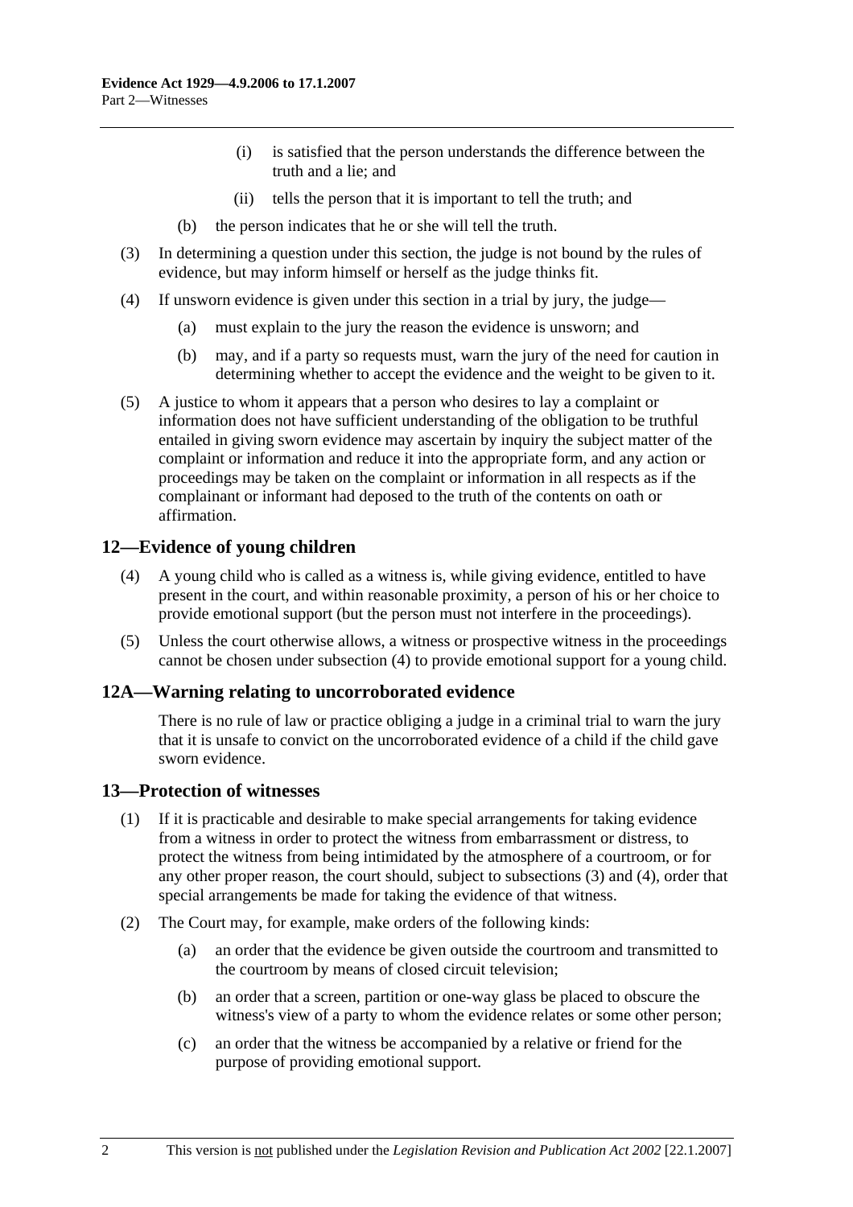(i) is satisfied that the person understands the difference between the truth and a lie; and

(ii) tells the person that it is important to tell the truth; and

(b) the person indicates that he or she will tell the truth.

(3) In determining a question under this section, the judge is not bound by the rules of evidence, but may inform himself or herself as the judge thinks fit.

(4) If unsworn evidence is given under this section in a trial by jury, the judge—

(a) must explain to the jury the reason the evidence is unsworn; and

(b) may, and if a party so requests must, warn the jury of the need for caution in determining whether to accept the evidence and the weight to be given to it.

(5) A justice to whom it appears that a person who desires to lay a complaint or information does not have sufficient understanding of the obligation to be truthful entailed in giving sworn evidence may ascertain by inquiry the subject matter of the complaint or information and reduce it into the appropriate form, and any action or proceedings may be taken on the complaint or information in all respects as if the complainant or informant had deposed to the truth of the contents on oath or affirmation.

## 12—Evidence of young children

(4) A young child who is called as a witness is, while giving evidence, entitled to have present in the court, and within reasonable proximity, a person of his or her choice to provide emotional support (but the person must not interfere in the proceedings).

(5) Unless the court otherwise allows, a witness or prospective witness in the proceedings cannot be chosen under subsection (4) to provide emotional support for a young child.

## 12A—Warning relating to uncorroborated evidence

There is no rule of law or practice obliging a judge in a criminal trial to warn the jury that it is unsafe to convict on the uncorroborated evidence of a child if the child gave sworn evidence.

## 13—Protection of witnesses

(1) If it is practicable and desirable to make special arrangements for taking evidence from a witness in order to protect the witness from embarrassment or distress, to protect the witness from being intimidated by the atmosphere of a courtroom, or for any other proper reason, the court should, subject to subsections (3) and (4), order that special arrangements be made for taking the evidence of that witness.

(2) The Court may, for example, make orders of the following kinds:

(a) an order that the evidence be given outside the courtroom and transmitted to the courtroom by means of closed circuit television;

(b) an order that a screen, partition or one-way glass be placed to obscure the witness's view of a party to whom the evidence relates or some other person;

(c) an order that the witness be accompanied by a relative or friend for the purpose of providing emotional support.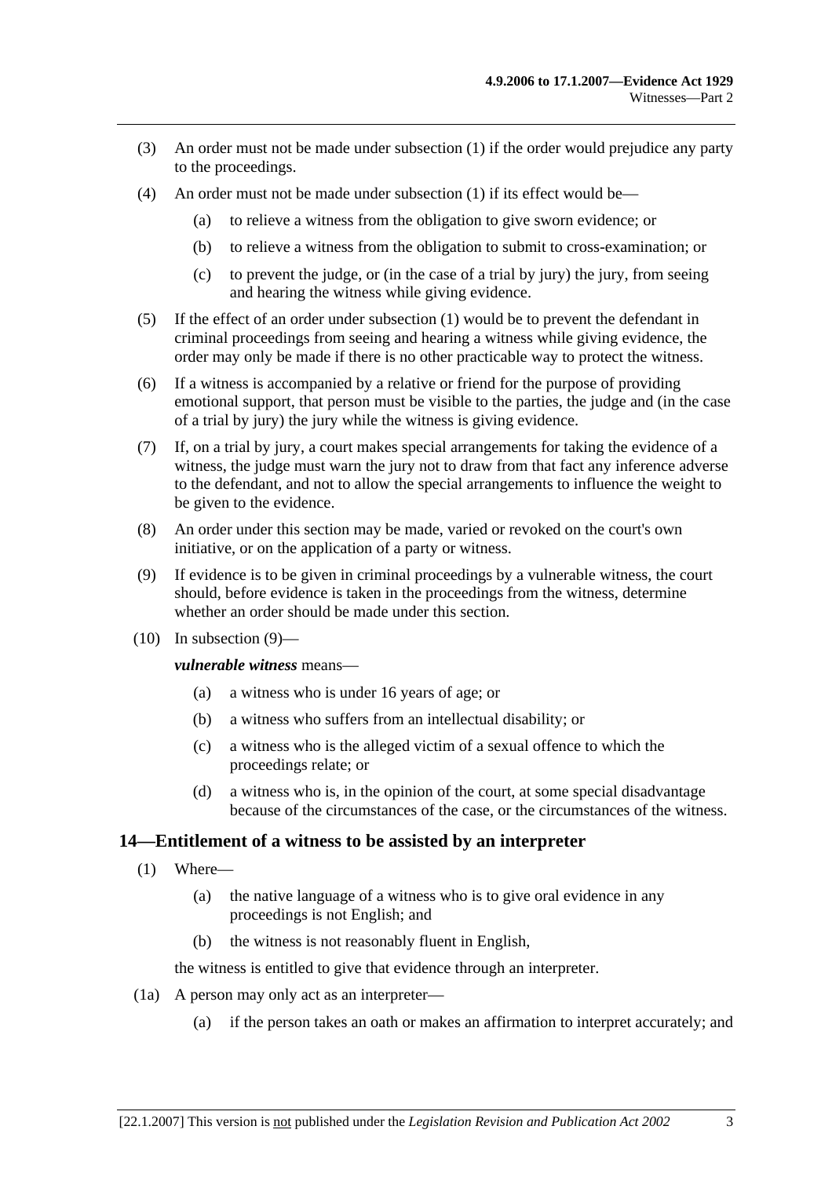(3) An order must not be made under subsection (1) if the order would prejudice any party to the proceedings.

(4) An order must not be made under subsection (1) if its effect would be—

(a) to relieve a witness from the obligation to give sworn evidence; or

(b) to relieve a witness from the obligation to submit to cross-examination; or

(c) to prevent the judge, or (in the case of a trial by jury) the jury, from seeing and hearing the witness while giving evidence.

(5) If the effect of an order under subsection (1) would be to prevent the defendant in criminal proceedings from seeing and hearing a witness while giving evidence, the order may only be made if there is no other practicable way to protect the witness.

(6) If a witness is accompanied by a relative or friend for the purpose of providing emotional support, that person must be visible to the parties, the judge and (in the case of a trial by jury) the jury while the witness is giving evidence.

(7) If, on a trial by jury, a court makes special arrangements for taking the evidence of a witness, the judge must warn the jury not to draw from that fact any inference adverse to the defendant, and not to allow the special arrangements to influence the weight to be given to the evidence.

(8) An order under this section may be made, varied or revoked on the court's own initiative, or on the application of a party or witness.

(9) If evidence is to be given in criminal proceedings by a vulnerable witness, the court should, before evidence is taken in the proceedings from the witness, determine whether an order should be made under this section.

(10) In subsection (9)—

***vulnerable witness*** means—

(a) a witness who is under 16 years of age; or

(b) a witness who suffers from an intellectual disability; or

(c) a witness who is the alleged victim of a sexual offence to which the proceedings relate; or

(d) a witness who is, in the opinion of the court, at some special disadvantage because of the circumstances of the case, or the circumstances of the witness.

## 14—Entitlement of a witness to be assisted by an interpreter

(1) Where—

(a) the native language of a witness who is to give oral evidence in any proceedings is not English; and

(b) the witness is not reasonably fluent in English,

the witness is entitled to give that evidence through an interpreter.

(1a) A person may only act as an interpreter—

(a) if the person takes an oath or makes an affirmation to interpret accurately; and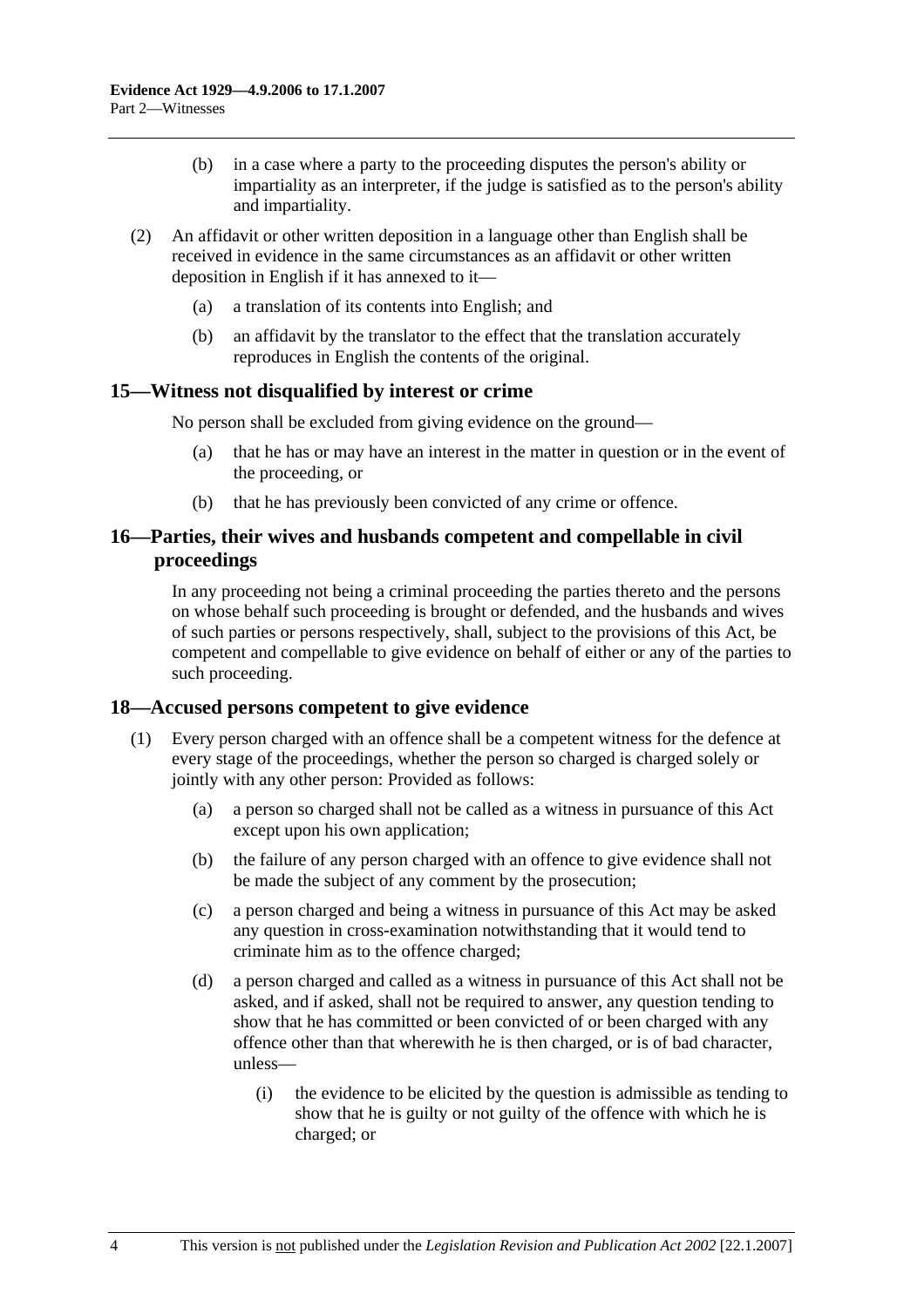(b) in a case where a party to the proceeding disputes the person's ability or impartiality as an interpreter, if the judge is satisfied as to the person's ability and impartiality.

(2) An affidavit or other written deposition in a language other than English shall be received in evidence in the same circumstances as an affidavit or other written deposition in English if it has annexed to it—

(a) a translation of its contents into English; and

(b) an affidavit by the translator to the effect that the translation accurately reproduces in English the contents of the original.

## 15—Witness not disqualified by interest or crime

No person shall be excluded from giving evidence on the ground—

(a) that he has or may have an interest in the matter in question or in the event of the proceeding, or

(b) that he has previously been convicted of any crime or offence.

## 16—Parties, their wives and husbands competent and compellable in civil proceedings

In any proceeding not being a criminal proceeding the parties thereto and the persons on whose behalf such proceeding is brought or defended, and the husbands and wives of such parties or persons respectively, shall, subject to the provisions of this Act, be competent and compellable to give evidence on behalf of either or any of the parties to such proceeding.

## 18—Accused persons competent to give evidence

(1) Every person charged with an offence shall be a competent witness for the defence at every stage of the proceedings, whether the person so charged is charged solely or jointly with any other person: Provided as follows:

(a) a person so charged shall not be called as a witness in pursuance of this Act except upon his own application;

(b) the failure of any person charged with an offence to give evidence shall not be made the subject of any comment by the prosecution;

(c) a person charged and being a witness in pursuance of this Act may be asked any question in cross-examination notwithstanding that it would tend to criminate him as to the offence charged;

(d) a person charged and called as a witness in pursuance of this Act shall not be asked, and if asked, shall not be required to answer, any question tending to show that he has committed or been convicted of or been charged with any offence other than that wherewith he is then charged, or is of bad character, unless—

(i) the evidence to be elicited by the question is admissible as tending to show that he is guilty or not guilty of the offence with which he is charged; or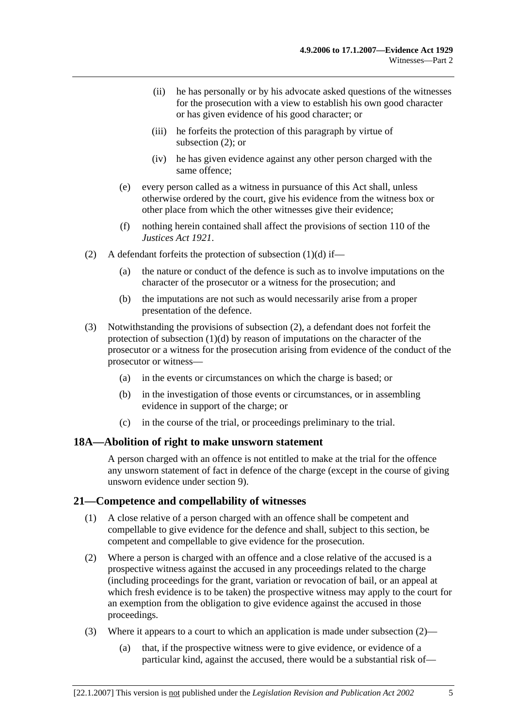(ii) he has personally or by his advocate asked questions of the witnesses for the prosecution with a view to establish his own good character or has given evidence of his good character; or

(iii) he forfeits the protection of this paragraph by virtue of subsection (2); or

(iv) he has given evidence against any other person charged with the same offence;

(e) every person called as a witness in pursuance of this Act shall, unless otherwise ordered by the court, give his evidence from the witness box or other place from which the other witnesses give their evidence;

(f) nothing herein contained shall affect the provisions of section 110 of the *Justices Act 1921*.

(2) A defendant forfeits the protection of subsection (1)(d) if—

(a) the nature or conduct of the defence is such as to involve imputations on the character of the prosecutor or a witness for the prosecution; and

(b) the imputations are not such as would necessarily arise from a proper presentation of the defence.

(3) Notwithstanding the provisions of subsection (2), a defendant does not forfeit the protection of subsection (1)(d) by reason of imputations on the character of the prosecutor or a witness for the prosecution arising from evidence of the conduct of the prosecutor or witness—

(a) in the events or circumstances on which the charge is based; or

(b) in the investigation of those events or circumstances, or in assembling evidence in support of the charge; or

(c) in the course of the trial, or proceedings preliminary to the trial.

## 18A—Abolition of right to make unsworn statement

A person charged with an offence is not entitled to make at the trial for the offence any unsworn statement of fact in defence of the charge (except in the course of giving unsworn evidence under section 9).

## 21—Competence and compellability of witnesses

(1) A close relative of a person charged with an offence shall be competent and compellable to give evidence for the defence and shall, subject to this section, be competent and compellable to give evidence for the prosecution.

(2) Where a person is charged with an offence and a close relative of the accused is a prospective witness against the accused in any proceedings related to the charge (including proceedings for the grant, variation or revocation of bail, or an appeal at which fresh evidence is to be taken) the prospective witness may apply to the court for an exemption from the obligation to give evidence against the accused in those proceedings.

(3) Where it appears to a court to which an application is made under subsection (2)—

(a) that, if the prospective witness were to give evidence, or evidence of a particular kind, against the accused, there would be a substantial risk of—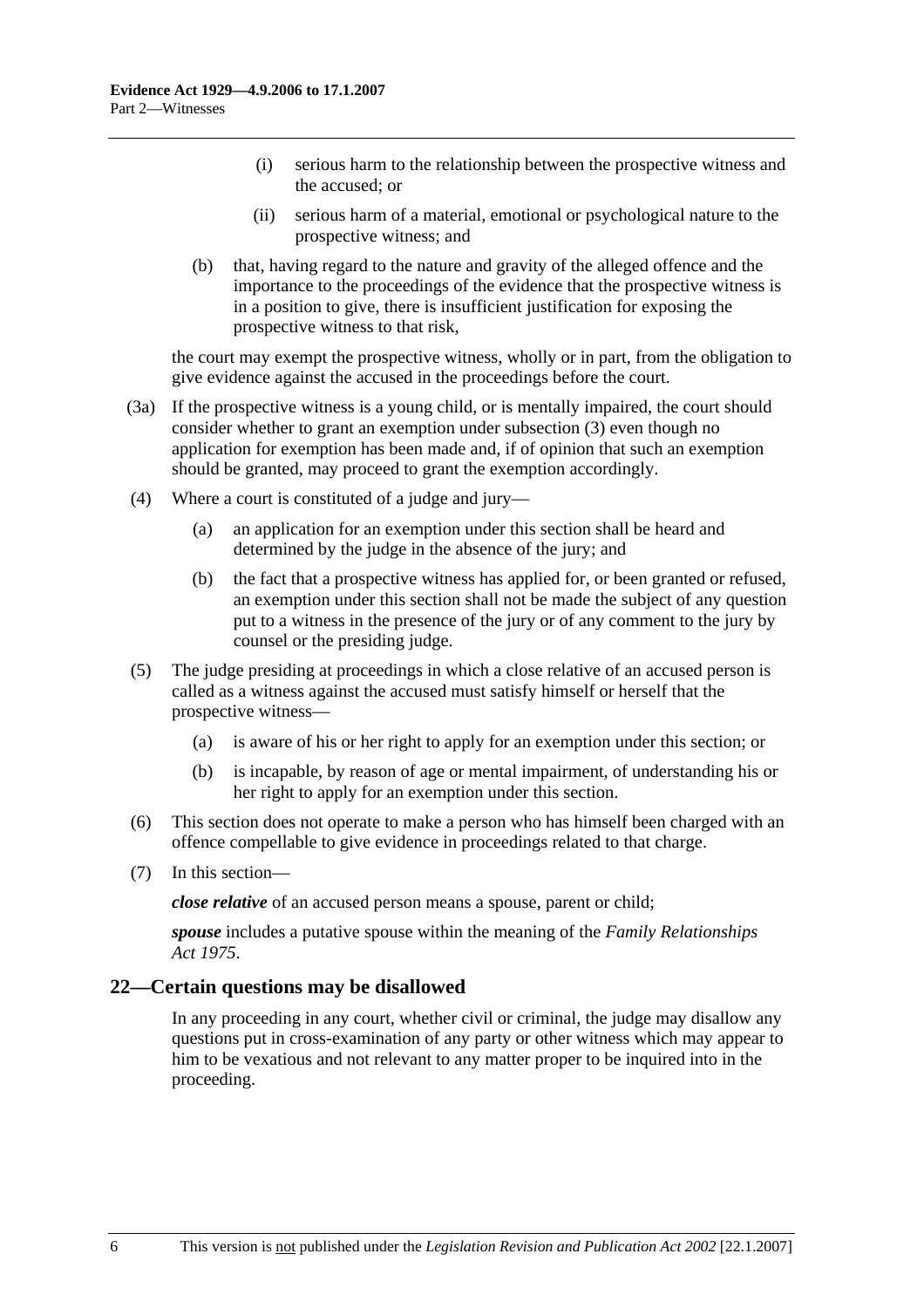(i) serious harm to the relationship between the prospective witness and the accused; or

(ii) serious harm of a material, emotional or psychological nature to the prospective witness; and

(b) that, having regard to the nature and gravity of the alleged offence and the importance to the proceedings of the evidence that the prospective witness is in a position to give, there is insufficient justification for exposing the prospective witness to that risk,

the court may exempt the prospective witness, wholly or in part, from the obligation to give evidence against the accused in the proceedings before the court.

(3a) If the prospective witness is a young child, or is mentally impaired, the court should consider whether to grant an exemption under subsection (3) even though no application for exemption has been made and, if of opinion that such an exemption should be granted, may proceed to grant the exemption accordingly.

(4) Where a court is constituted of a judge and jury—

(a) an application for an exemption under this section shall be heard and determined by the judge in the absence of the jury; and

(b) the fact that a prospective witness has applied for, or been granted or refused, an exemption under this section shall not be made the subject of any question put to a witness in the presence of the jury or of any comment to the jury by counsel or the presiding judge.

(5) The judge presiding at proceedings in which a close relative of an accused person is called as a witness against the accused must satisfy himself or herself that the prospective witness—

(a) is aware of his or her right to apply for an exemption under this section; or

(b) is incapable, by reason of age or mental impairment, of understanding his or her right to apply for an exemption under this section.

(6) This section does not operate to make a person who has himself been charged with an offence compellable to give evidence in proceedings related to that charge.

(7) In this section—

***close relative*** of an accused person means a spouse, parent or child;

***spouse*** includes a putative spouse within the meaning of the *Family Relationships Act 1975*.

## 22—Certain questions may be disallowed

In any proceeding in any court, whether civil or criminal, the judge may disallow any questions put in cross-examination of any party or other witness which may appear to him to be vexatious and not relevant to any matter proper to be inquired into in the proceeding.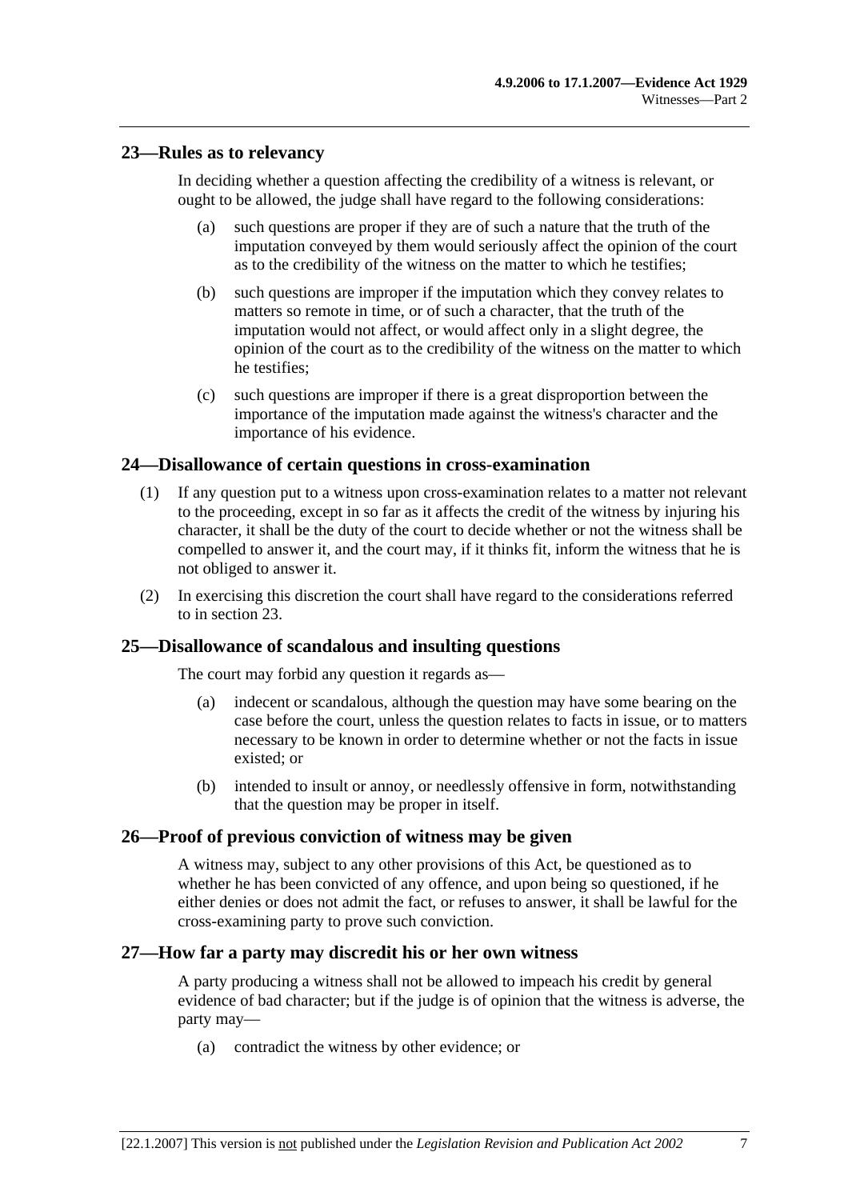## 23—Rules as to relevancy

In deciding whether a question affecting the credibility of a witness is relevant, or ought to be allowed, the judge shall have regard to the following considerations:

(a) such questions are proper if they are of such a nature that the truth of the imputation conveyed by them would seriously affect the opinion of the court as to the credibility of the witness on the matter to which he testifies;

(b) such questions are improper if the imputation which they convey relates to matters so remote in time, or of such a character, that the truth of the imputation would not affect, or would affect only in a slight degree, the opinion of the court as to the credibility of the witness on the matter to which he testifies;

(c) such questions are improper if there is a great disproportion between the importance of the imputation made against the witness's character and the importance of his evidence.

## 24—Disallowance of certain questions in cross-examination

(1) If any question put to a witness upon cross-examination relates to a matter not relevant to the proceeding, except in so far as it affects the credit of the witness by injuring his character, it shall be the duty of the court to decide whether or not the witness shall be compelled to answer it, and the court may, if it thinks fit, inform the witness that he is not obliged to answer it.

(2) In exercising this discretion the court shall have regard to the considerations referred to in section 23.

## 25—Disallowance of scandalous and insulting questions

The court may forbid any question it regards as—

(a) indecent or scandalous, although the question may have some bearing on the case before the court, unless the question relates to facts in issue, or to matters necessary to be known in order to determine whether or not the facts in issue existed; or

(b) intended to insult or annoy, or needlessly offensive in form, notwithstanding that the question may be proper in itself.

## 26—Proof of previous conviction of witness may be given

A witness may, subject to any other provisions of this Act, be questioned as to whether he has been convicted of any offence, and upon being so questioned, if he either denies or does not admit the fact, or refuses to answer, it shall be lawful for the cross-examining party to prove such conviction.

## 27—How far a party may discredit his or her own witness

A party producing a witness shall not be allowed to impeach his credit by general evidence of bad character; but if the judge is of opinion that the witness is adverse, the party may—

(a) contradict the witness by other evidence; or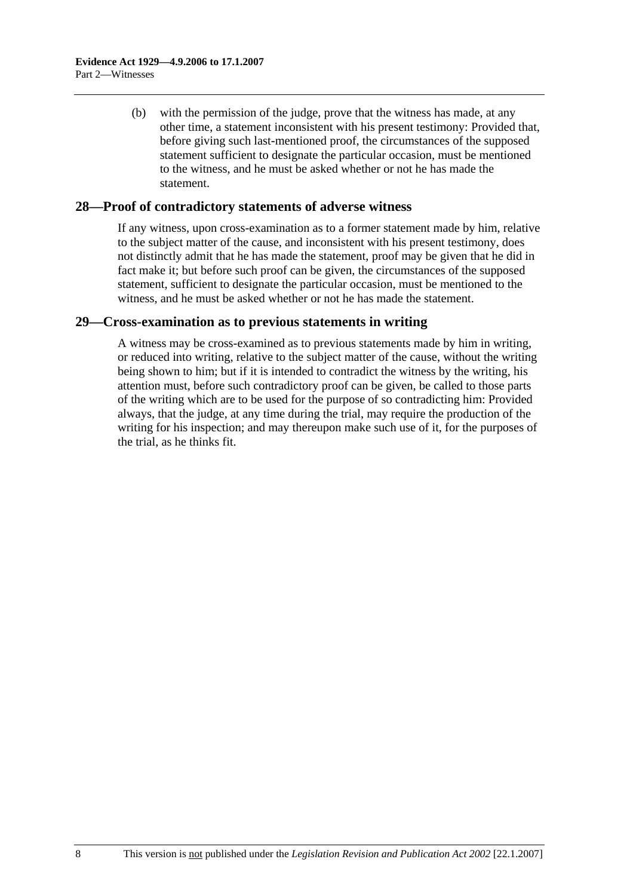(b) with the permission of the judge, prove that the witness has made, at any other time, a statement inconsistent with his present testimony: Provided that, before giving such last-mentioned proof, the circumstances of the supposed statement sufficient to designate the particular occasion, must be mentioned to the witness, and he must be asked whether or not he has made the statement.

## 28—Proof of contradictory statements of adverse witness

If any witness, upon cross-examination as to a former statement made by him, relative to the subject matter of the cause, and inconsistent with his present testimony, does not distinctly admit that he has made the statement, proof may be given that he did in fact make it; but before such proof can be given, the circumstances of the supposed statement, sufficient to designate the particular occasion, must be mentioned to the witness, and he must be asked whether or not he has made the statement.

## 29—Cross-examination as to previous statements in writing

A witness may be cross-examined as to previous statements made by him in writing, or reduced into writing, relative to the subject matter of the cause, without the writing being shown to him; but if it is intended to contradict the witness by the writing, his attention must, before such contradictory proof can be given, be called to those parts of the writing which are to be used for the purpose of so contradicting him: Provided always, that the judge, at any time during the trial, may require the production of the writing for his inspection; and may thereupon make such use of it, for the purposes of the trial, as he thinks fit.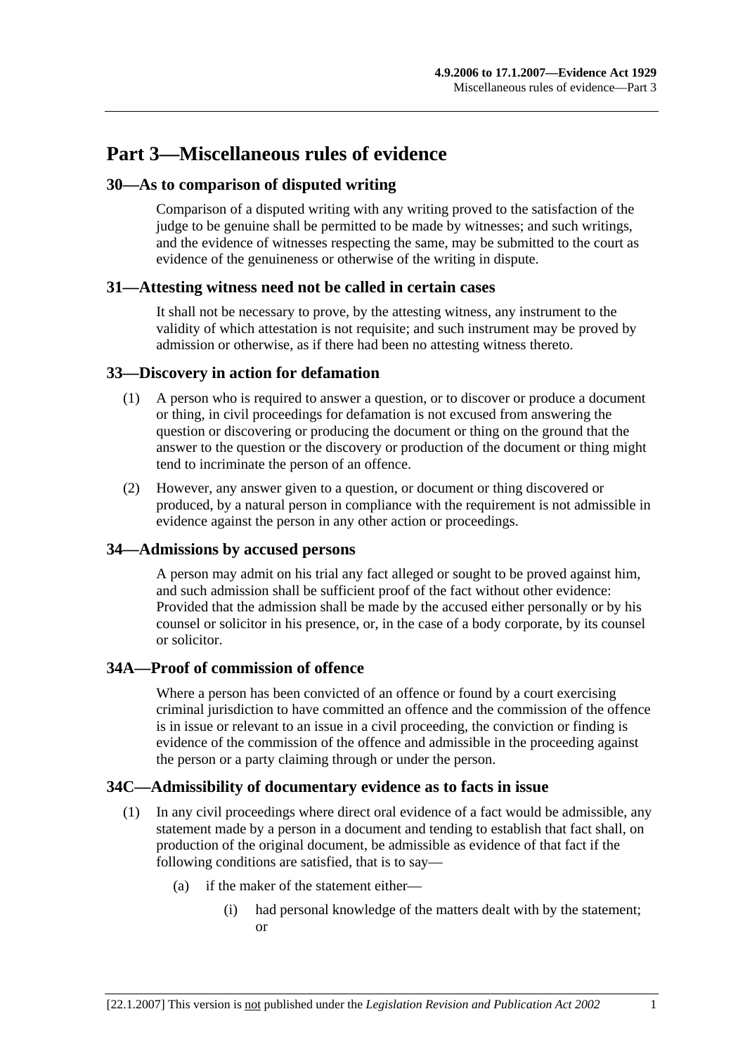# Part 3—Miscellaneous rules of evidence

## 30—As to comparison of disputed writing

Comparison of a disputed writing with any writing proved to the satisfaction of the judge to be genuine shall be permitted to be made by witnesses; and such writings, and the evidence of witnesses respecting the same, may be submitted to the court as evidence of the genuineness or otherwise of the writing in dispute.

## 31—Attesting witness need not be called in certain cases

It shall not be necessary to prove, by the attesting witness, any instrument to the validity of which attestation is not requisite; and such instrument may be proved by admission or otherwise, as if there had been no attesting witness thereto.

## 33—Discovery in action for defamation

(1) A person who is required to answer a question, or to discover or produce a document or thing, in civil proceedings for defamation is not excused from answering the question or discovering or producing the document or thing on the ground that the answer to the question or the discovery or production of the document or thing might tend to incriminate the person of an offence.

(2) However, any answer given to a question, or document or thing discovered or produced, by a natural person in compliance with the requirement is not admissible in evidence against the person in any other action or proceedings.

## 34—Admissions by accused persons

A person may admit on his trial any fact alleged or sought to be proved against him, and such admission shall be sufficient proof of the fact without other evidence: Provided that the admission shall be made by the accused either personally or by his counsel or solicitor in his presence, or, in the case of a body corporate, by its counsel or solicitor.

## 34A—Proof of commission of offence

Where a person has been convicted of an offence or found by a court exercising criminal jurisdiction to have committed an offence and the commission of the offence is in issue or relevant to an issue in a civil proceeding, the conviction or finding is evidence of the commission of the offence and admissible in the proceeding against the person or a party claiming through or under the person.

## 34C—Admissibility of documentary evidence as to facts in issue

(1) In any civil proceedings where direct oral evidence of a fact would be admissible, any statement made by a person in a document and tending to establish that fact shall, on production of the original document, be admissible as evidence of that fact if the following conditions are satisfied, that is to say—

(a) if the maker of the statement either—

(i) had personal knowledge of the matters dealt with by the statement; or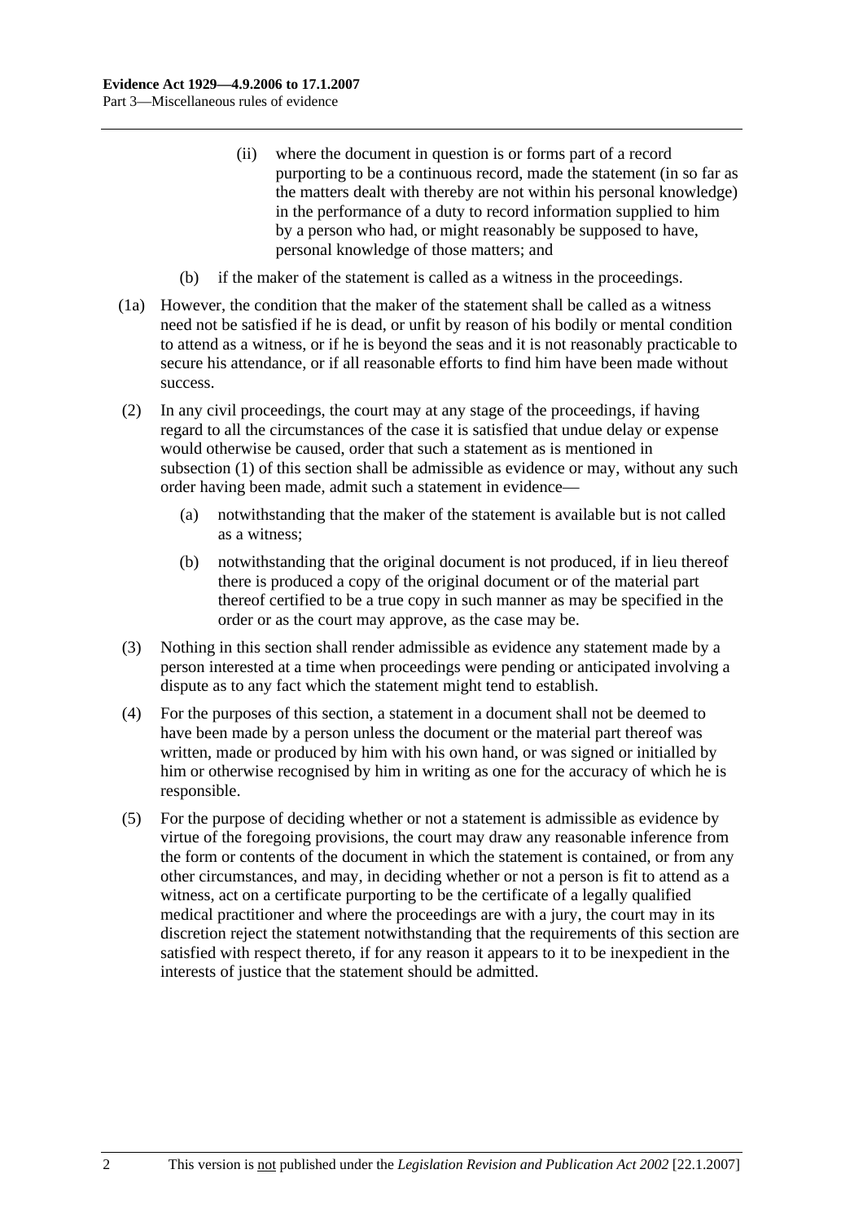(ii) where the document in question is or forms part of a record purporting to be a continuous record, made the statement (in so far as the matters dealt with thereby are not within his personal knowledge) in the performance of a duty to record information supplied to him by a person who had, or might reasonably be supposed to have, personal knowledge of those matters; and

(b) if the maker of the statement is called as a witness in the proceedings.

(1a) However, the condition that the maker of the statement shall be called as a witness need not be satisfied if he is dead, or unfit by reason of his bodily or mental condition to attend as a witness, or if he is beyond the seas and it is not reasonably practicable to secure his attendance, or if all reasonable efforts to find him have been made without success.

(2) In any civil proceedings, the court may at any stage of the proceedings, if having regard to all the circumstances of the case it is satisfied that undue delay or expense would otherwise be caused, order that such a statement as is mentioned in subsection (1) of this section shall be admissible as evidence or may, without any such order having been made, admit such a statement in evidence—

(a) notwithstanding that the maker of the statement is available but is not called as a witness;

(b) notwithstanding that the original document is not produced, if in lieu thereof there is produced a copy of the original document or of the material part thereof certified to be a true copy in such manner as may be specified in the order or as the court may approve, as the case may be.

(3) Nothing in this section shall render admissible as evidence any statement made by a person interested at a time when proceedings were pending or anticipated involving a dispute as to any fact which the statement might tend to establish.

(4) For the purposes of this section, a statement in a document shall not be deemed to have been made by a person unless the document or the material part thereof was written, made or produced by him with his own hand, or was signed or initialled by him or otherwise recognised by him in writing as one for the accuracy of which he is responsible.

(5) For the purpose of deciding whether or not a statement is admissible as evidence by virtue of the foregoing provisions, the court may draw any reasonable inference from the form or contents of the document in which the statement is contained, or from any other circumstances, and may, in deciding whether or not a person is fit to attend as a witness, act on a certificate purporting to be the certificate of a legally qualified medical practitioner and where the proceedings are with a jury, the court may in its discretion reject the statement notwithstanding that the requirements of this section are satisfied with respect thereto, if for any reason it appears to it to be inexpedient in the interests of justice that the statement should be admitted.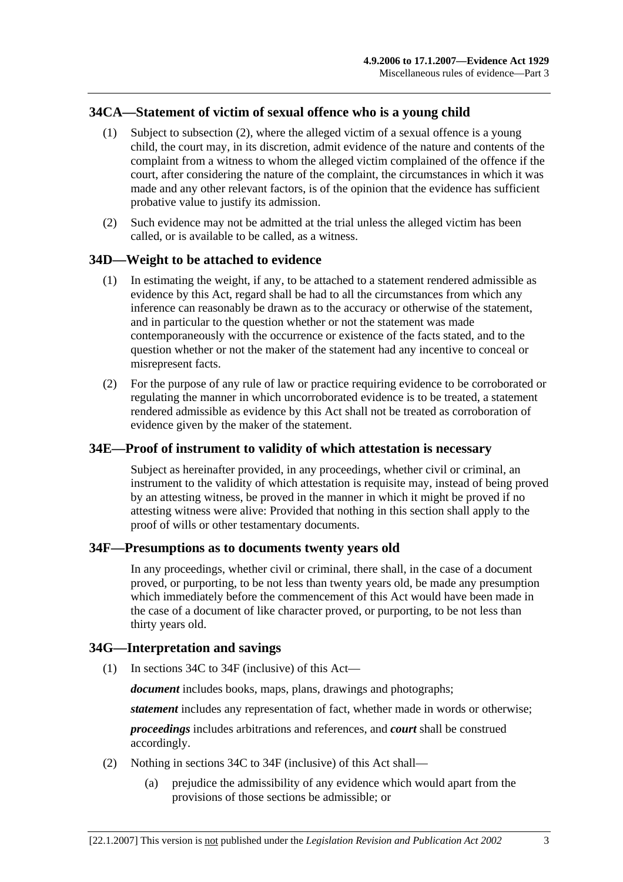## 34CA—Statement of victim of sexual offence who is a young child

(1) Subject to subsection (2), where the alleged victim of a sexual offence is a young child, the court may, in its discretion, admit evidence of the nature and contents of the complaint from a witness to whom the alleged victim complained of the offence if the court, after considering the nature of the complaint, the circumstances in which it was made and any other relevant factors, is of the opinion that the evidence has sufficient probative value to justify its admission.

(2) Such evidence may not be admitted at the trial unless the alleged victim has been called, or is available to be called, as a witness.

## 34D—Weight to be attached to evidence

(1) In estimating the weight, if any, to be attached to a statement rendered admissible as evidence by this Act, regard shall be had to all the circumstances from which any inference can reasonably be drawn as to the accuracy or otherwise of the statement, and in particular to the question whether or not the statement was made contemporaneously with the occurrence or existence of the facts stated, and to the question whether or not the maker of the statement had any incentive to conceal or misrepresent facts.

(2) For the purpose of any rule of law or practice requiring evidence to be corroborated or regulating the manner in which uncorroborated evidence is to be treated, a statement rendered admissible as evidence by this Act shall not be treated as corroboration of evidence given by the maker of the statement.

## 34E—Proof of instrument to validity of which attestation is necessary

Subject as hereinafter provided, in any proceedings, whether civil or criminal, an instrument to the validity of which attestation is requisite may, instead of being proved by an attesting witness, be proved in the manner in which it might be proved if no attesting witness were alive: Provided that nothing in this section shall apply to the proof of wills or other testamentary documents.

## 34F—Presumptions as to documents twenty years old

In any proceedings, whether civil or criminal, there shall, in the case of a document proved, or purporting, to be not less than twenty years old, be made any presumption which immediately before the commencement of this Act would have been made in the case of a document of like character proved, or purporting, to be not less than thirty years old.

## 34G—Interpretation and savings

(1) In sections 34C to 34F (inclusive) of this Act—

***document*** includes books, maps, plans, drawings and photographs;

***statement*** includes any representation of fact, whether made in words or otherwise;

***proceedings*** includes arbitrations and references, and ***court*** shall be construed accordingly.

(2) Nothing in sections 34C to 34F (inclusive) of this Act shall—

(a) prejudice the admissibility of any evidence which would apart from the provisions of those sections be admissible; or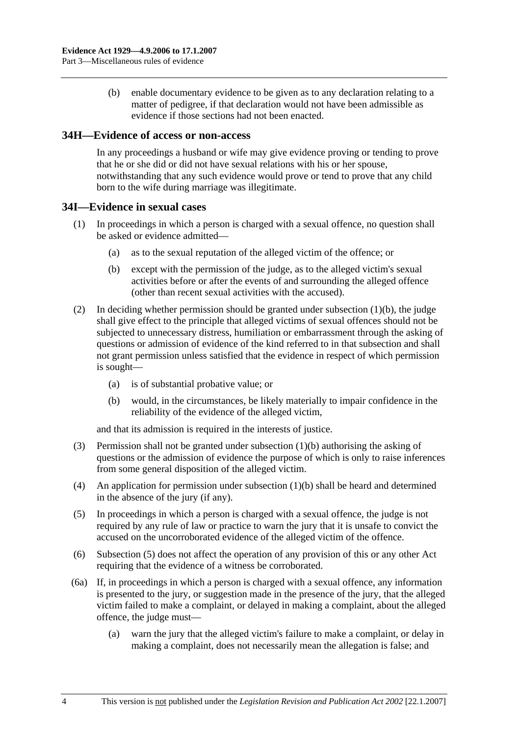(b) enable documentary evidence to be given as to any declaration relating to a matter of pedigree, if that declaration would not have been admissible as evidence if those sections had not been enacted.

## 34H—Evidence of access or non-access

In any proceedings a husband or wife may give evidence proving or tending to prove that he or she did or did not have sexual relations with his or her spouse, notwithstanding that any such evidence would prove or tend to prove that any child born to the wife during marriage was illegitimate.

## 34I—Evidence in sexual cases

(1) In proceedings in which a person is charged with a sexual offence, no question shall be asked or evidence admitted—

(a) as to the sexual reputation of the alleged victim of the offence; or

(b) except with the permission of the judge, as to the alleged victim's sexual activities before or after the events of and surrounding the alleged offence (other than recent sexual activities with the accused).

(2) In deciding whether permission should be granted under subsection (1)(b), the judge shall give effect to the principle that alleged victims of sexual offences should not be subjected to unnecessary distress, humiliation or embarrassment through the asking of questions or admission of evidence of the kind referred to in that subsection and shall not grant permission unless satisfied that the evidence in respect of which permission is sought—

(a) is of substantial probative value; or

(b) would, in the circumstances, be likely materially to impair confidence in the reliability of the evidence of the alleged victim,

and that its admission is required in the interests of justice.

(3) Permission shall not be granted under subsection (1)(b) authorising the asking of questions or the admission of evidence the purpose of which is only to raise inferences from some general disposition of the alleged victim.

(4) An application for permission under subsection (1)(b) shall be heard and determined in the absence of the jury (if any).

(5) In proceedings in which a person is charged with a sexual offence, the judge is not required by any rule of law or practice to warn the jury that it is unsafe to convict the accused on the uncorroborated evidence of the alleged victim of the offence.

(6) Subsection (5) does not affect the operation of any provision of this or any other Act requiring that the evidence of a witness be corroborated.

(6a) If, in proceedings in which a person is charged with a sexual offence, any information is presented to the jury, or suggestion made in the presence of the jury, that the alleged victim failed to make a complaint, or delayed in making a complaint, about the alleged offence, the judge must—

(a) warn the jury that the alleged victim's failure to make a complaint, or delay in making a complaint, does not necessarily mean the allegation is false; and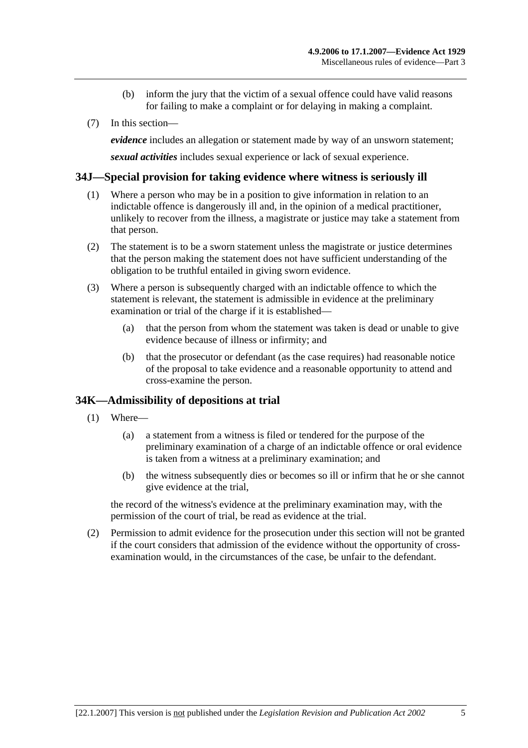(b) inform the jury that the victim of a sexual offence could have valid reasons for failing to make a complaint or for delaying in making a complaint.

(7) In this section—

***evidence*** includes an allegation or statement made by way of an unsworn statement;

***sexual activities*** includes sexual experience or lack of sexual experience.

## 34J—Special provision for taking evidence where witness is seriously ill

(1) Where a person who may be in a position to give information in relation to an indictable offence is dangerously ill and, in the opinion of a medical practitioner, unlikely to recover from the illness, a magistrate or justice may take a statement from that person.

(2) The statement is to be a sworn statement unless the magistrate or justice determines that the person making the statement does not have sufficient understanding of the obligation to be truthful entailed in giving sworn evidence.

(3) Where a person is subsequently charged with an indictable offence to which the statement is relevant, the statement is admissible in evidence at the preliminary examination or trial of the charge if it is established—

(a) that the person from whom the statement was taken is dead or unable to give evidence because of illness or infirmity; and

(b) that the prosecutor or defendant (as the case requires) had reasonable notice of the proposal to take evidence and a reasonable opportunity to attend and cross-examine the person.

## 34K—Admissibility of depositions at trial

(1) Where—

(a) a statement from a witness is filed or tendered for the purpose of the preliminary examination of a charge of an indictable offence or oral evidence is taken from a witness at a preliminary examination; and

(b) the witness subsequently dies or becomes so ill or infirm that he or she cannot give evidence at the trial,

the record of the witness's evidence at the preliminary examination may, with the permission of the court of trial, be read as evidence at the trial.

(2) Permission to admit evidence for the prosecution under this section will not be granted if the court considers that admission of the evidence without the opportunity of cross-examination would, in the circumstances of the case, be unfair to the defendant.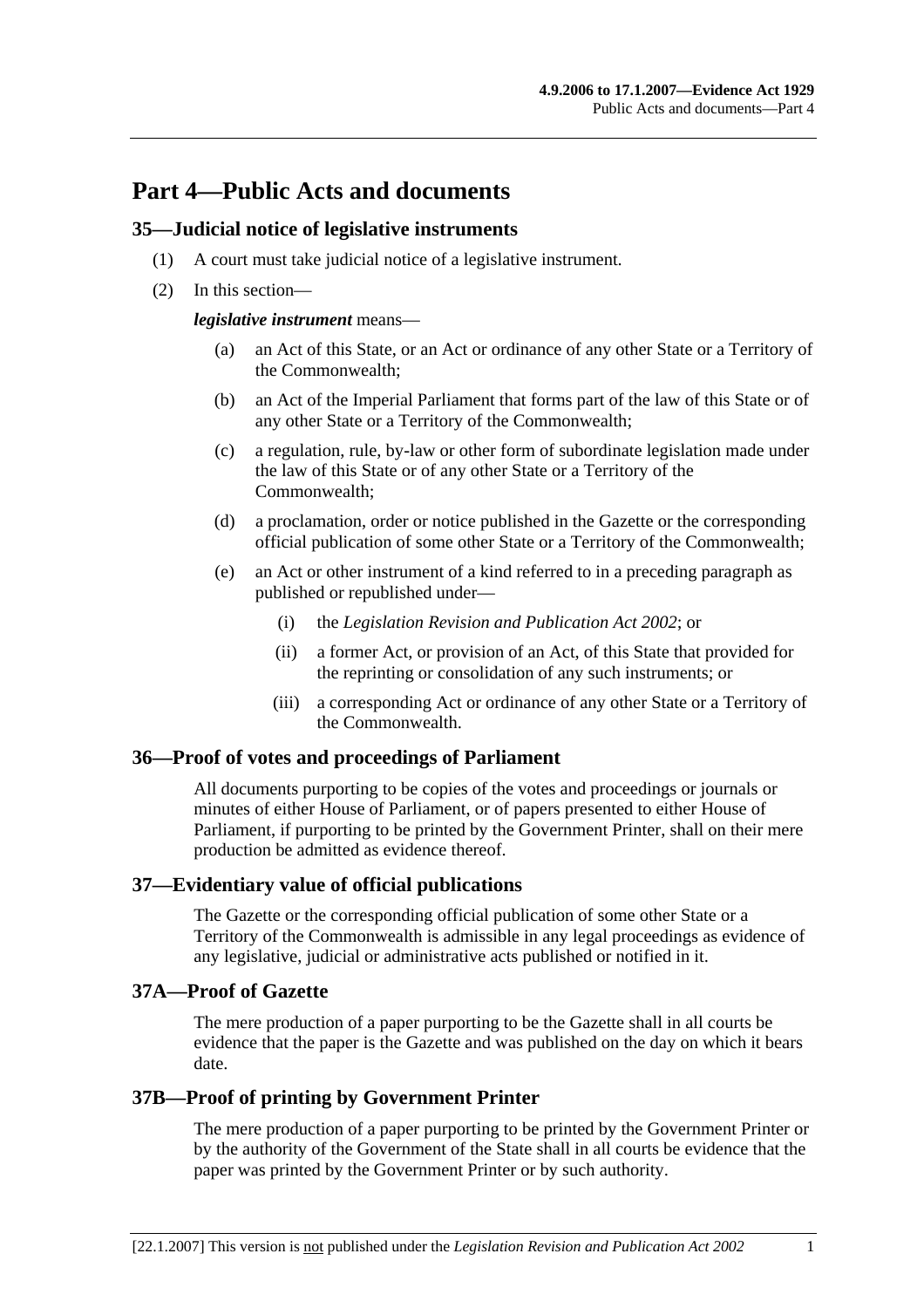# Part 4—Public Acts and documents

## 35—Judicial notice of legislative instruments

(1) A court must take judicial notice of a legislative instrument.

(2) In this section—

***legislative instrument*** means—

(a) an Act of this State, or an Act or ordinance of any other State or a Territory of the Commonwealth;

(b) an Act of the Imperial Parliament that forms part of the law of this State or of any other State or a Territory of the Commonwealth;

(c) a regulation, rule, by-law or other form of subordinate legislation made under the law of this State or of any other State or a Territory of the Commonwealth;

(d) a proclamation, order or notice published in the Gazette or the corresponding official publication of some other State or a Territory of the Commonwealth;

(e) an Act or other instrument of a kind referred to in a preceding paragraph as published or republished under—

(i) the *Legislation Revision and Publication Act 2002*; or

(ii) a former Act, or provision of an Act, of this State that provided for the reprinting or consolidation of any such instruments; or

(iii) a corresponding Act or ordinance of any other State or a Territory of the Commonwealth.

## 36—Proof of votes and proceedings of Parliament

All documents purporting to be copies of the votes and proceedings or journals or minutes of either House of Parliament, or of papers presented to either House of Parliament, if purporting to be printed by the Government Printer, shall on their mere production be admitted as evidence thereof.

## 37—Evidentiary value of official publications

The Gazette or the corresponding official publication of some other State or a Territory of the Commonwealth is admissible in any legal proceedings as evidence of any legislative, judicial or administrative acts published or notified in it.

## 37A—Proof of Gazette

The mere production of a paper purporting to be the Gazette shall in all courts be evidence that the paper is the Gazette and was published on the day on which it bears date.

## 37B—Proof of printing by Government Printer

The mere production of a paper purporting to be printed by the Government Printer or by the authority of the Government of the State shall in all courts be evidence that the paper was printed by the Government Printer or by such authority.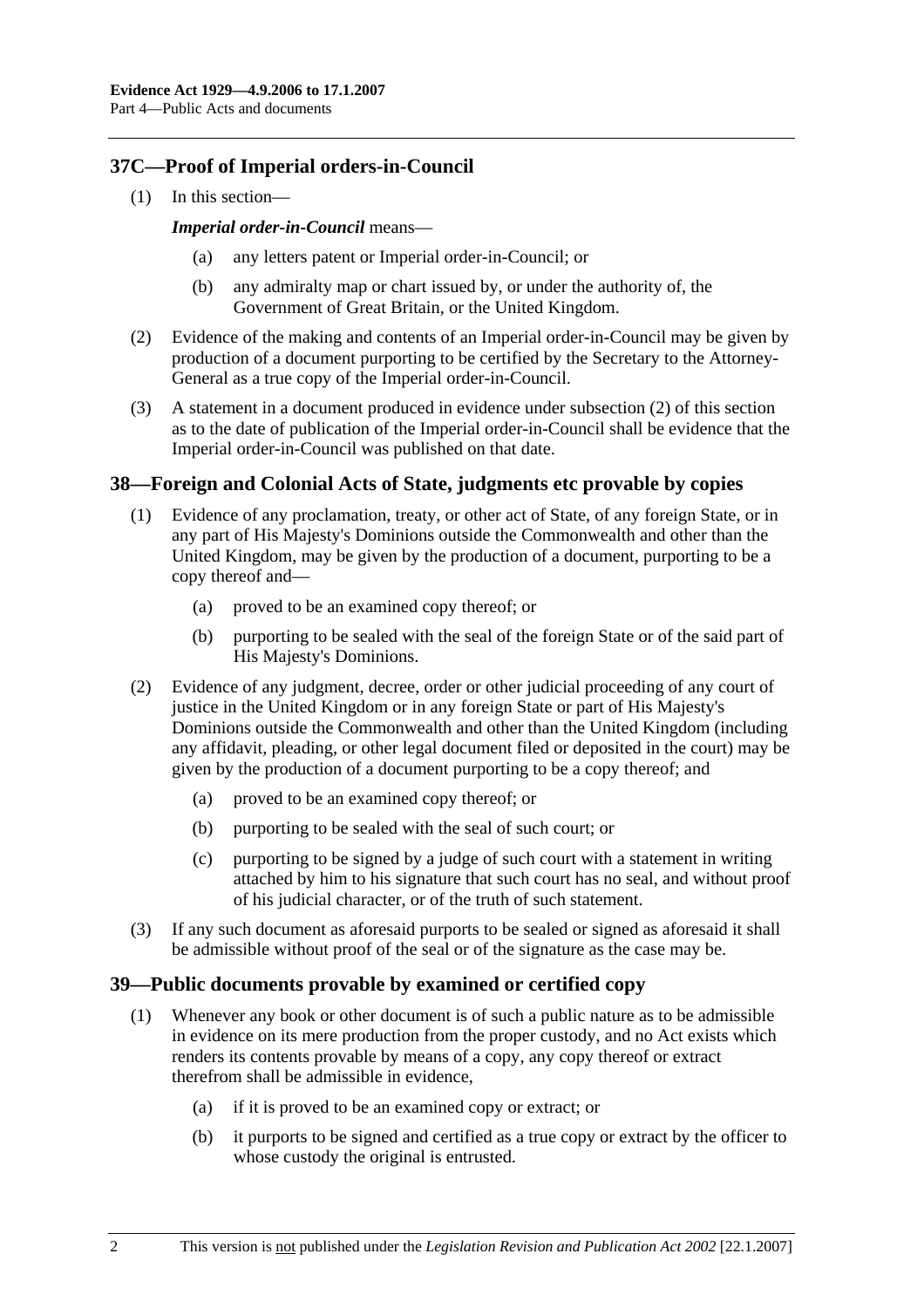## 37C—Proof of Imperial orders-in-Council

(1) In this section—

***Imperial order-in-Council*** means—

(a) any letters patent or Imperial order-in-Council; or

(b) any admiralty map or chart issued by, or under the authority of, the Government of Great Britain, or the United Kingdom.

(2) Evidence of the making and contents of an Imperial order-in-Council may be given by production of a document purporting to be certified by the Secretary to the Attorney-General as a true copy of the Imperial order-in-Council.

(3) A statement in a document produced in evidence under subsection (2) of this section as to the date of publication of the Imperial order-in-Council shall be evidence that the Imperial order-in-Council was published on that date.

## 38—Foreign and Colonial Acts of State, judgments etc provable by copies

(1) Evidence of any proclamation, treaty, or other act of State, of any foreign State, or in any part of His Majesty's Dominions outside the Commonwealth and other than the United Kingdom, may be given by the production of a document, purporting to be a copy thereof and—

(a) proved to be an examined copy thereof; or

(b) purporting to be sealed with the seal of the foreign State or of the said part of His Majesty's Dominions.

(2) Evidence of any judgment, decree, order or other judicial proceeding of any court of justice in the United Kingdom or in any foreign State or part of His Majesty's Dominions outside the Commonwealth and other than the United Kingdom (including any affidavit, pleading, or other legal document filed or deposited in the court) may be given by the production of a document purporting to be a copy thereof; and

(a) proved to be an examined copy thereof; or

(b) purporting to be sealed with the seal of such court; or

(c) purporting to be signed by a judge of such court with a statement in writing attached by him to his signature that such court has no seal, and without proof of his judicial character, or of the truth of such statement.

(3) If any such document as aforesaid purports to be sealed or signed as aforesaid it shall be admissible without proof of the seal or of the signature as the case may be.

## 39—Public documents provable by examined or certified copy

(1) Whenever any book or other document is of such a public nature as to be admissible in evidence on its mere production from the proper custody, and no Act exists which renders its contents provable by means of a copy, any copy thereof or extract therefrom shall be admissible in evidence,

(a) if it is proved to be an examined copy or extract; or

(b) it purports to be signed and certified as a true copy or extract by the officer to whose custody the original is entrusted.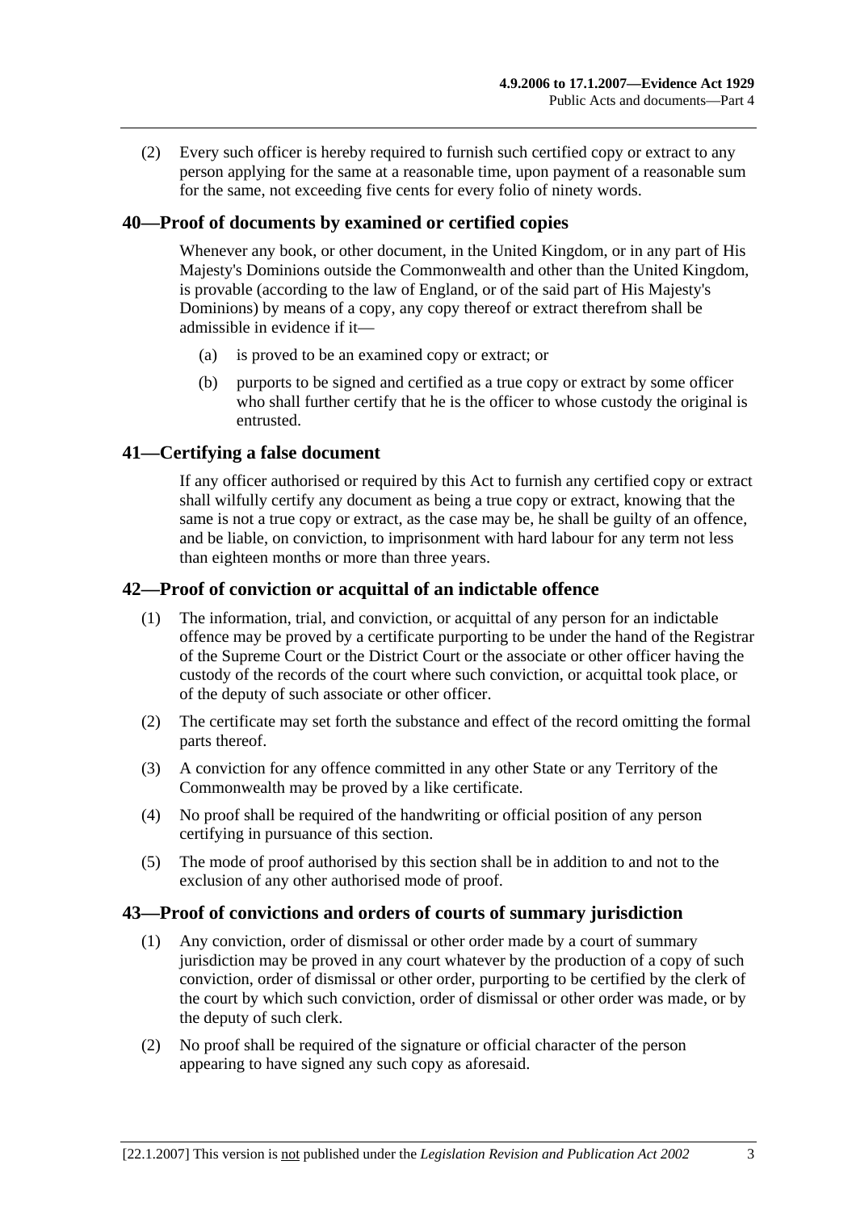(2) Every such officer is hereby required to furnish such certified copy or extract to any person applying for the same at a reasonable time, upon payment of a reasonable sum for the same, not exceeding five cents for every folio of ninety words.

## 40—Proof of documents by examined or certified copies

Whenever any book, or other document, in the United Kingdom, or in any part of His Majesty's Dominions outside the Commonwealth and other than the United Kingdom, is provable (according to the law of England, or of the said part of His Majesty's Dominions) by means of a copy, any copy thereof or extract therefrom shall be admissible in evidence if it—

(a) is proved to be an examined copy or extract; or

(b) purports to be signed and certified as a true copy or extract by some officer who shall further certify that he is the officer to whose custody the original is entrusted.

## 41—Certifying a false document

If any officer authorised or required by this Act to furnish any certified copy or extract shall wilfully certify any document as being a true copy or extract, knowing that the same is not a true copy or extract, as the case may be, he shall be guilty of an offence, and be liable, on conviction, to imprisonment with hard labour for any term not less than eighteen months or more than three years.

## 42—Proof of conviction or acquittal of an indictable offence

(1) The information, trial, and conviction, or acquittal of any person for an indictable offence may be proved by a certificate purporting to be under the hand of the Registrar of the Supreme Court or the District Court or the associate or other officer having the custody of the records of the court where such conviction, or acquittal took place, or of the deputy of such associate or other officer.

(2) The certificate may set forth the substance and effect of the record omitting the formal parts thereof.

(3) A conviction for any offence committed in any other State or any Territory of the Commonwealth may be proved by a like certificate.

(4) No proof shall be required of the handwriting or official position of any person certifying in pursuance of this section.

(5) The mode of proof authorised by this section shall be in addition to and not to the exclusion of any other authorised mode of proof.

## 43—Proof of convictions and orders of courts of summary jurisdiction

(1) Any conviction, order of dismissal or other order made by a court of summary jurisdiction may be proved in any court whatever by the production of a copy of such conviction, order of dismissal or other order, purporting to be certified by the clerk of the court by which such conviction, order of dismissal or other order was made, or by the deputy of such clerk.

(2) No proof shall be required of the signature or official character of the person appearing to have signed any such copy as aforesaid.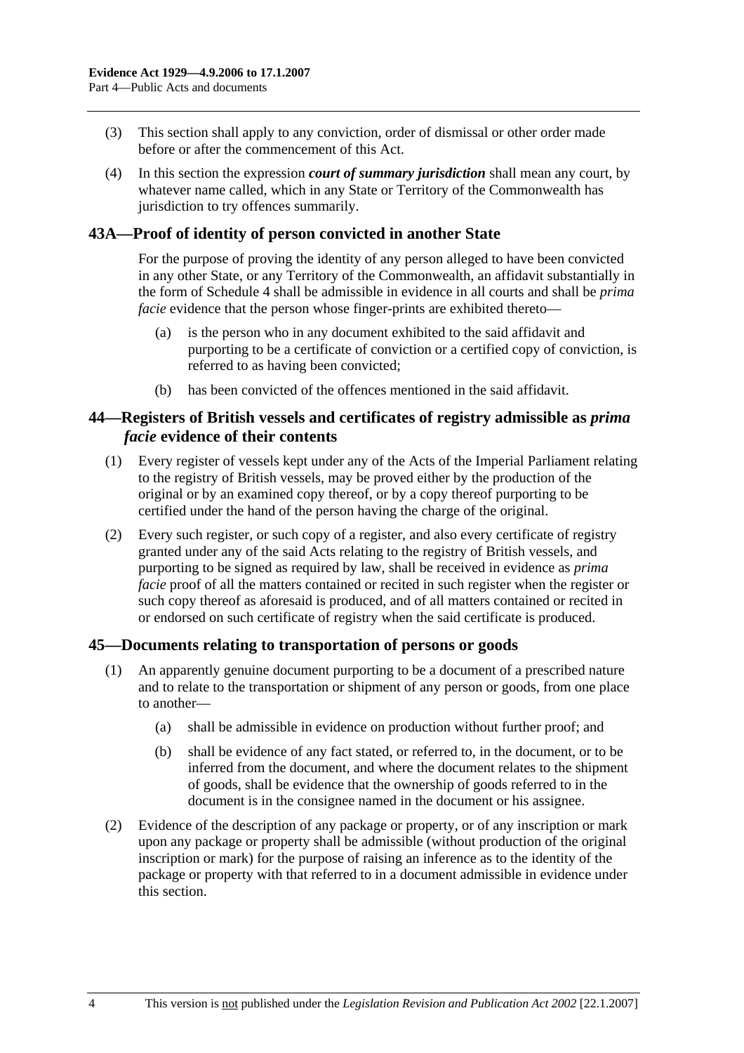(3) This section shall apply to any conviction, order of dismissal or other order made before or after the commencement of this Act.

(4) In this section the expression ***court of summary jurisdiction*** shall mean any court, by whatever name called, which in any State or Territory of the Commonwealth has jurisdiction to try offences summarily.

## 43A—Proof of identity of person convicted in another State

For the purpose of proving the identity of any person alleged to have been convicted in any other State, or any Territory of the Commonwealth, an affidavit substantially in the form of Schedule 4 shall be admissible in evidence in all courts and shall be *prima facie* evidence that the person whose finger-prints are exhibited thereto—

(a) is the person who in any document exhibited to the said affidavit and purporting to be a certificate of conviction or a certified copy of conviction, is referred to as having been convicted;

(b) has been convicted of the offences mentioned in the said affidavit.

## 44—Registers of British vessels and certificates of registry admissible as *prima facie* evidence of their contents

(1) Every register of vessels kept under any of the Acts of the Imperial Parliament relating to the registry of British vessels, may be proved either by the production of the original or by an examined copy thereof, or by a copy thereof purporting to be certified under the hand of the person having the charge of the original.

(2) Every such register, or such copy of a register, and also every certificate of registry granted under any of the said Acts relating to the registry of British vessels, and purporting to be signed as required by law, shall be received in evidence as *prima facie* proof of all the matters contained or recited in such register when the register or such copy thereof as aforesaid is produced, and of all matters contained or recited in or endorsed on such certificate of registry when the said certificate is produced.

## 45—Documents relating to transportation of persons or goods

(1) An apparently genuine document purporting to be a document of a prescribed nature and to relate to the transportation or shipment of any person or goods, from one place to another—

(a) shall be admissible in evidence on production without further proof; and

(b) shall be evidence of any fact stated, or referred to, in the document, or to be inferred from the document, and where the document relates to the shipment of goods, shall be evidence that the ownership of goods referred to in the document is in the consignee named in the document or his assignee.

(2) Evidence of the description of any package or property, or of any inscription or mark upon any package or property shall be admissible (without production of the original inscription or mark) for the purpose of raising an inference as to the identity of the package or property with that referred to in a document admissible in evidence under this section.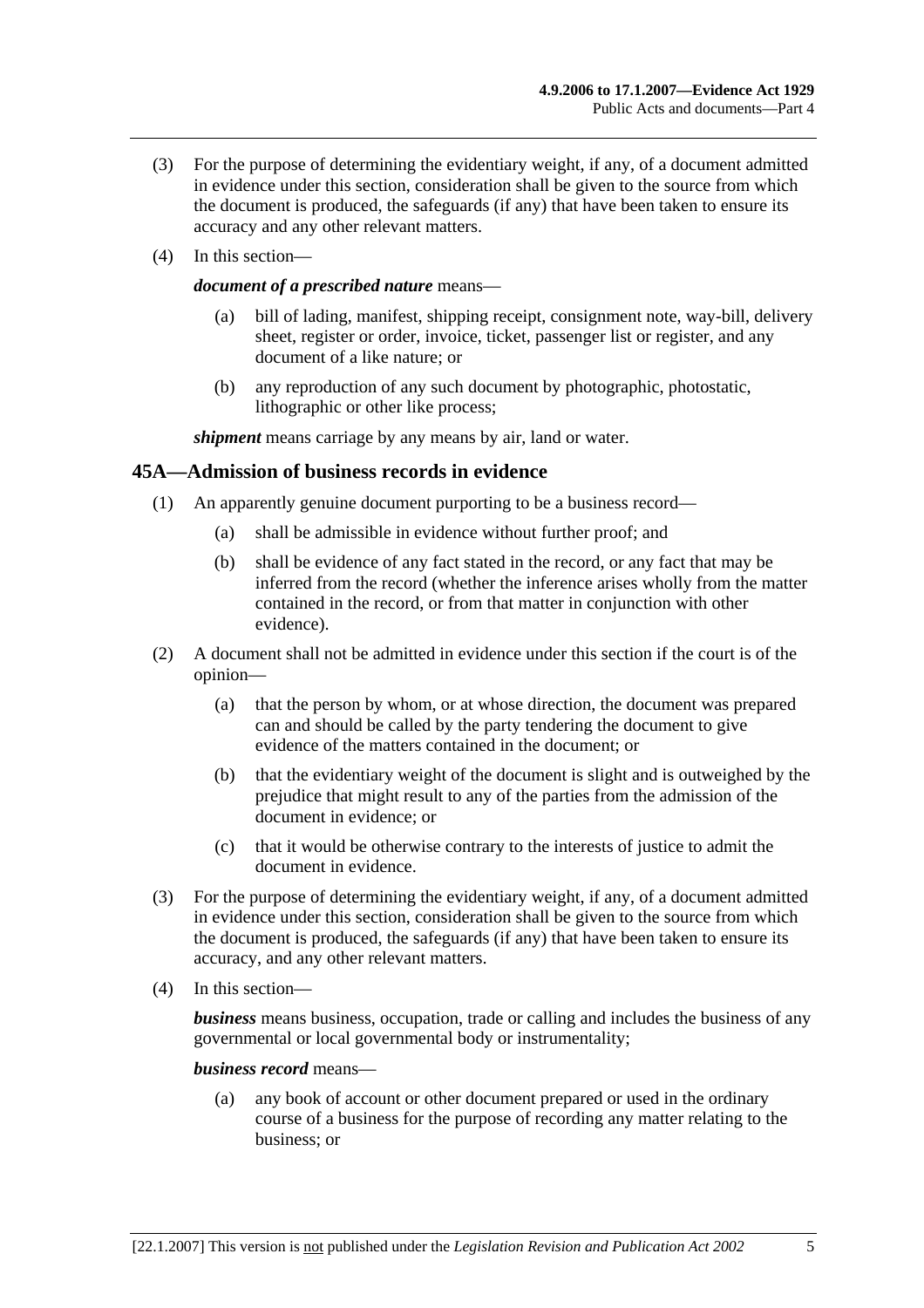(3) For the purpose of determining the evidentiary weight, if any, of a document admitted in evidence under this section, consideration shall be given to the source from which the document is produced, the safeguards (if any) that have been taken to ensure its accuracy and any other relevant matters.

(4) In this section—

***document of a prescribed nature*** means—

(a) bill of lading, manifest, shipping receipt, consignment note, way-bill, delivery sheet, register or order, invoice, ticket, passenger list or register, and any document of a like nature; or

(b) any reproduction of any such document by photographic, photostatic, lithographic or other like process;

***shipment*** means carriage by any means by air, land or water.

## 45A—Admission of business records in evidence

(1) An apparently genuine document purporting to be a business record—

(a) shall be admissible in evidence without further proof; and

(b) shall be evidence of any fact stated in the record, or any fact that may be inferred from the record (whether the inference arises wholly from the matter contained in the record, or from that matter in conjunction with other evidence).

(2) A document shall not be admitted in evidence under this section if the court is of the opinion—

(a) that the person by whom, or at whose direction, the document was prepared can and should be called by the party tendering the document to give evidence of the matters contained in the document; or

(b) that the evidentiary weight of the document is slight and is outweighed by the prejudice that might result to any of the parties from the admission of the document in evidence; or

(c) that it would be otherwise contrary to the interests of justice to admit the document in evidence.

(3) For the purpose of determining the evidentiary weight, if any, of a document admitted in evidence under this section, consideration shall be given to the source from which the document is produced, the safeguards (if any) that have been taken to ensure its accuracy, and any other relevant matters.

(4) In this section—

***business*** means business, occupation, trade or calling and includes the business of any governmental or local governmental body or instrumentality;

***business record*** means—

(a) any book of account or other document prepared or used in the ordinary course of a business for the purpose of recording any matter relating to the business; or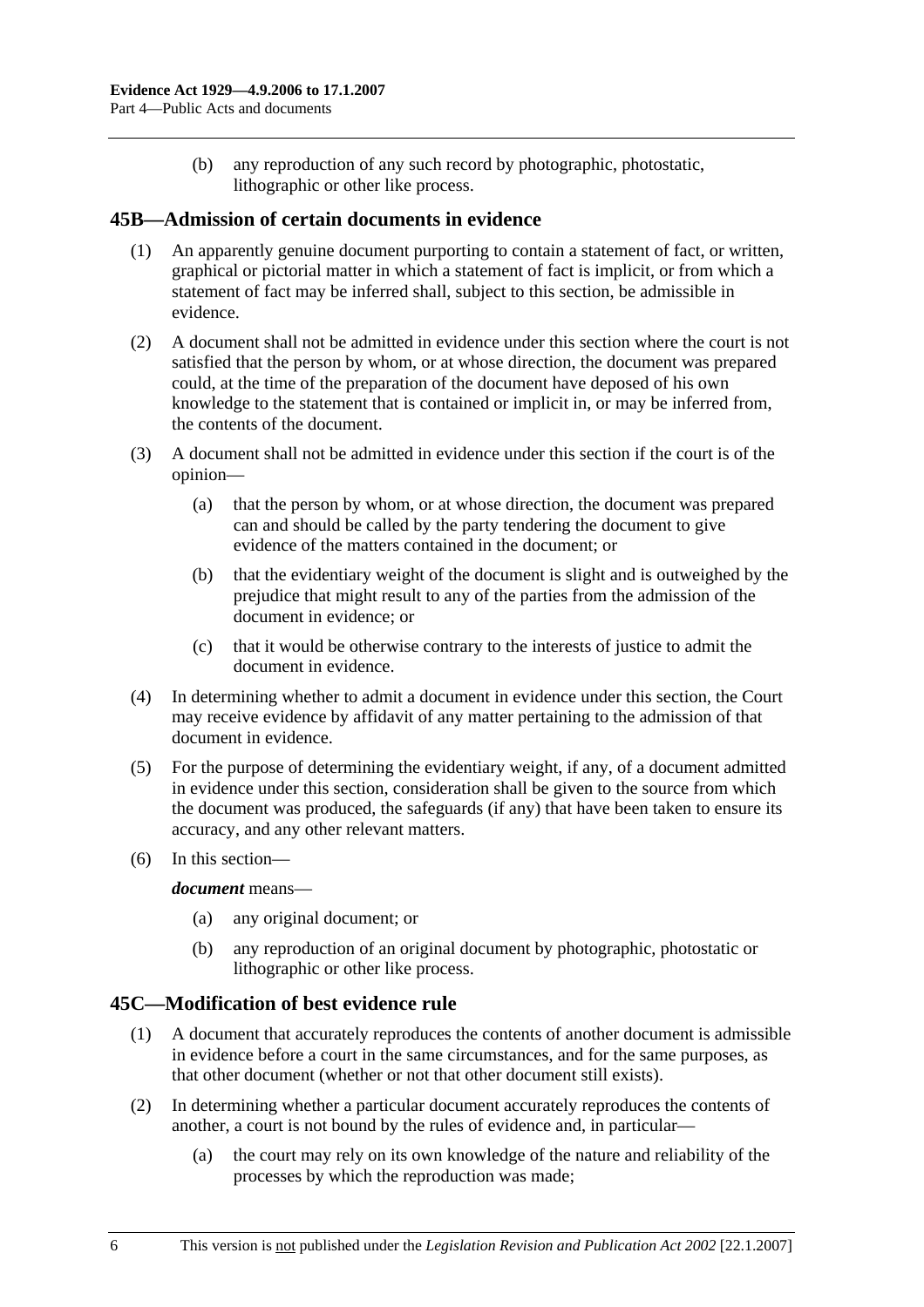(b) any reproduction of any such record by photographic, photostatic, lithographic or other like process.

## 45B—Admission of certain documents in evidence

(1) An apparently genuine document purporting to contain a statement of fact, or written, graphical or pictorial matter in which a statement of fact is implicit, or from which a statement of fact may be inferred shall, subject to this section, be admissible in evidence.

(2) A document shall not be admitted in evidence under this section where the court is not satisfied that the person by whom, or at whose direction, the document was prepared could, at the time of the preparation of the document have deposed of his own knowledge to the statement that is contained or implicit in, or may be inferred from, the contents of the document.

(3) A document shall not be admitted in evidence under this section if the court is of the opinion—

(a) that the person by whom, or at whose direction, the document was prepared can and should be called by the party tendering the document to give evidence of the matters contained in the document; or

(b) that the evidentiary weight of the document is slight and is outweighed by the prejudice that might result to any of the parties from the admission of the document in evidence; or

(c) that it would be otherwise contrary to the interests of justice to admit the document in evidence.

(4) In determining whether to admit a document in evidence under this section, the Court may receive evidence by affidavit of any matter pertaining to the admission of that document in evidence.

(5) For the purpose of determining the evidentiary weight, if any, of a document admitted in evidence under this section, consideration shall be given to the source from which the document was produced, the safeguards (if any) that have been taken to ensure its accuracy, and any other relevant matters.

(6) In this section—

***document*** means—

(a) any original document; or

(b) any reproduction of an original document by photographic, photostatic or lithographic or other like process.

## 45C—Modification of best evidence rule

(1) A document that accurately reproduces the contents of another document is admissible in evidence before a court in the same circumstances, and for the same purposes, as that other document (whether or not that other document still exists).

(2) In determining whether a particular document accurately reproduces the contents of another, a court is not bound by the rules of evidence and, in particular—

(a) the court may rely on its own knowledge of the nature and reliability of the processes by which the reproduction was made;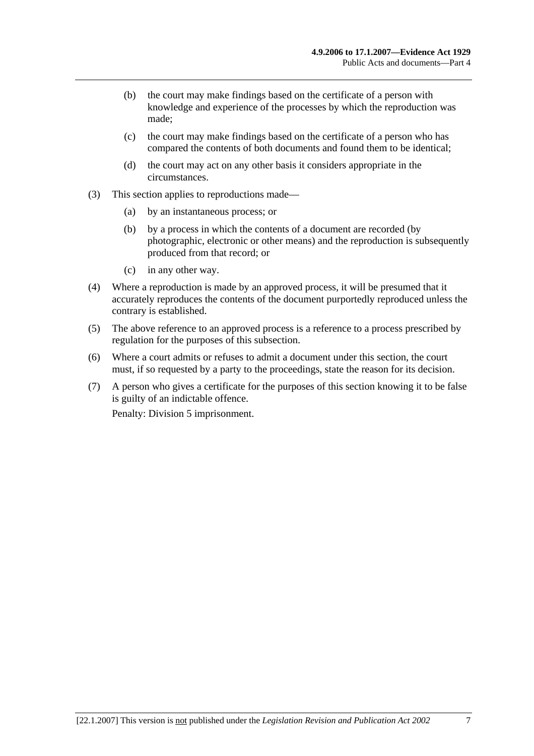(b) the court may make findings based on the certificate of a person with knowledge and experience of the processes by which the reproduction was made;

(c) the court may make findings based on the certificate of a person who has compared the contents of both documents and found them to be identical;

(d) the court may act on any other basis it considers appropriate in the circumstances.

(3) This section applies to reproductions made—

(a) by an instantaneous process; or

(b) by a process in which the contents of a document are recorded (by photographic, electronic or other means) and the reproduction is subsequently produced from that record; or

(c) in any other way.

(4) Where a reproduction is made by an approved process, it will be presumed that it accurately reproduces the contents of the document purportedly reproduced unless the contrary is established.

(5) The above reference to an approved process is a reference to a process prescribed by regulation for the purposes of this subsection.

(6) Where a court admits or refuses to admit a document under this section, the court must, if so requested by a party to the proceedings, state the reason for its decision.

(7) A person who gives a certificate for the purposes of this section knowing it to be false is guilty of an indictable offence.

Penalty: Division 5 imprisonment.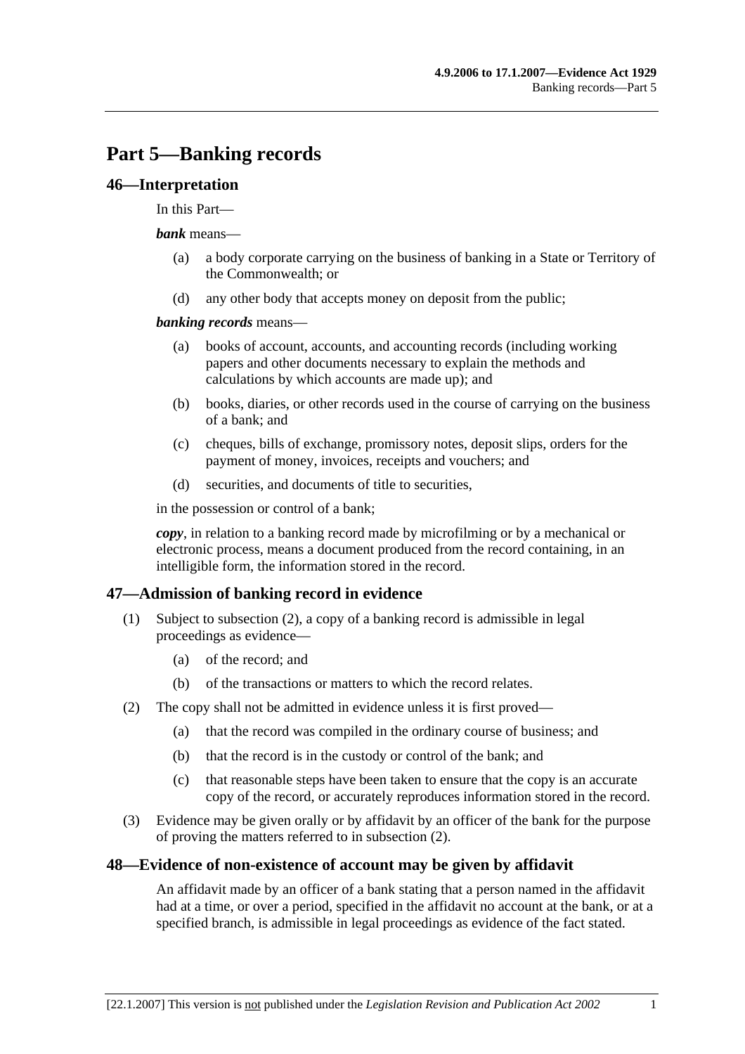# Part 5—Banking records

## 46—Interpretation

In this Part—

***bank*** means—

- (a) a body corporate carrying on the business of banking in a State or Territory of the Commonwealth; or
- (d) any other body that accepts money on deposit from the public;

***banking records*** means—

- (a) books of account, accounts, and accounting records (including working papers and other documents necessary to explain the methods and calculations by which accounts are made up); and
- (b) books, diaries, or other records used in the course of carrying on the business of a bank; and
- (c) cheques, bills of exchange, promissory notes, deposit slips, orders for the payment of money, invoices, receipts and vouchers; and
- (d) securities, and documents of title to securities,

in the possession or control of a bank;

***copy***, in relation to a banking record made by microfilming or by a mechanical or electronic process, means a document produced from the record containing, in an intelligible form, the information stored in the record.

## 47—Admission of banking record in evidence

(1) Subject to subsection (2), a copy of a banking record is admissible in legal proceedings as evidence—

- (a) of the record; and
- (b) of the transactions or matters to which the record relates.

(2) The copy shall not be admitted in evidence unless it is first proved—

- (a) that the record was compiled in the ordinary course of business; and
- (b) that the record is in the custody or control of the bank; and
- (c) that reasonable steps have been taken to ensure that the copy is an accurate copy of the record, or accurately reproduces information stored in the record.

(3) Evidence may be given orally or by affidavit by an officer of the bank for the purpose of proving the matters referred to in subsection (2).

## 48—Evidence of non-existence of account may be given by affidavit

An affidavit made by an officer of a bank stating that a person named in the affidavit had at a time, or over a period, specified in the affidavit no account at the bank, or at a specified branch, is admissible in legal proceedings as evidence of the fact stated.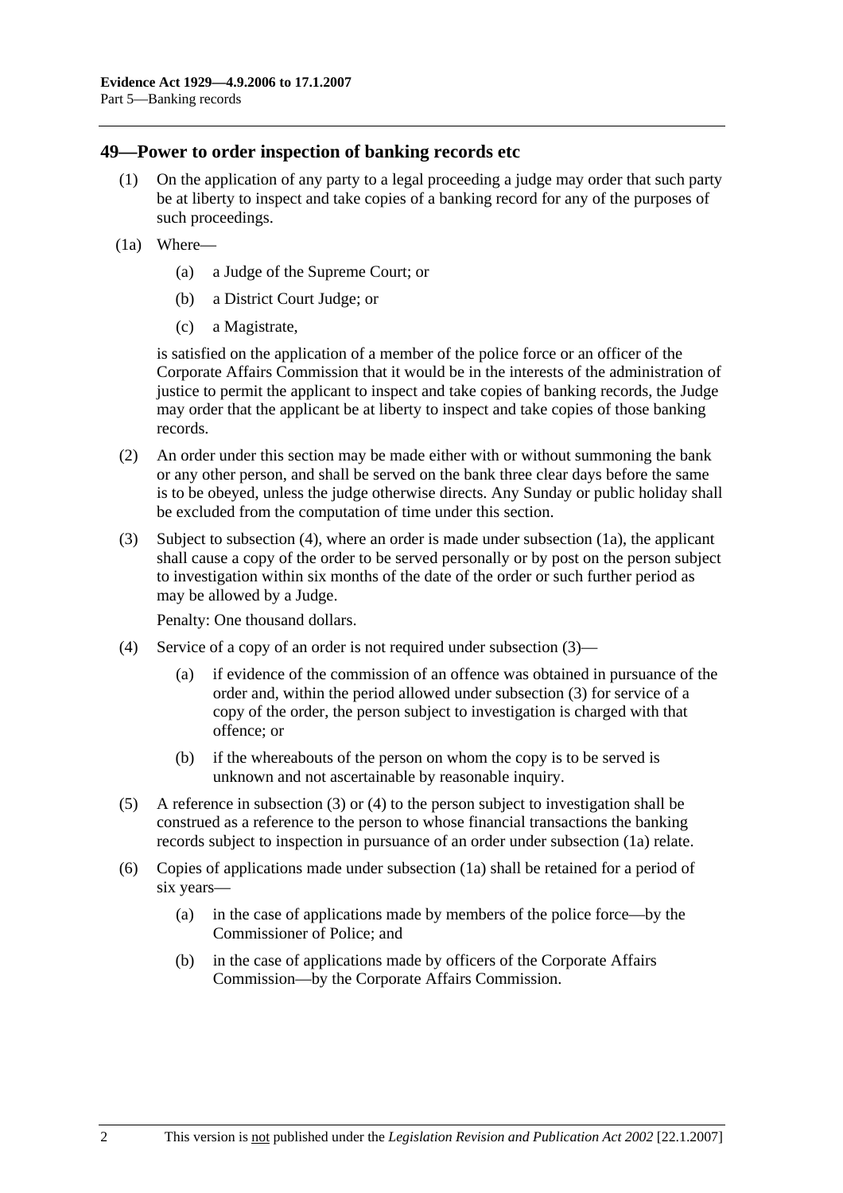## 49—Power to order inspection of banking records etc

(1) On the application of any party to a legal proceeding a judge may order that such party be at liberty to inspect and take copies of a banking record for any of the purposes of such proceedings.

(1a) Where—

(a) a Judge of the Supreme Court; or

(b) a District Court Judge; or

(c) a Magistrate,

is satisfied on the application of a member of the police force or an officer of the Corporate Affairs Commission that it would be in the interests of the administration of justice to permit the applicant to inspect and take copies of banking records, the Judge may order that the applicant be at liberty to inspect and take copies of those banking records.

(2) An order under this section may be made either with or without summoning the bank or any other person, and shall be served on the bank three clear days before the same is to be obeyed, unless the judge otherwise directs. Any Sunday or public holiday shall be excluded from the computation of time under this section.

(3) Subject to subsection (4), where an order is made under subsection (1a), the applicant shall cause a copy of the order to be served personally or by post on the person subject to investigation within six months of the date of the order or such further period as may be allowed by a Judge.

Penalty: One thousand dollars.

(4) Service of a copy of an order is not required under subsection (3)—

(a) if evidence of the commission of an offence was obtained in pursuance of the order and, within the period allowed under subsection (3) for service of a copy of the order, the person subject to investigation is charged with that offence; or

(b) if the whereabouts of the person on whom the copy is to be served is unknown and not ascertainable by reasonable inquiry.

(5) A reference in subsection (3) or (4) to the person subject to investigation shall be construed as a reference to the person to whose financial transactions the banking records subject to inspection in pursuance of an order under subsection (1a) relate.

(6) Copies of applications made under subsection (1a) shall be retained for a period of six years—

(a) in the case of applications made by members of the police force—by the Commissioner of Police; and

(b) in the case of applications made by officers of the Corporate Affairs Commission—by the Corporate Affairs Commission.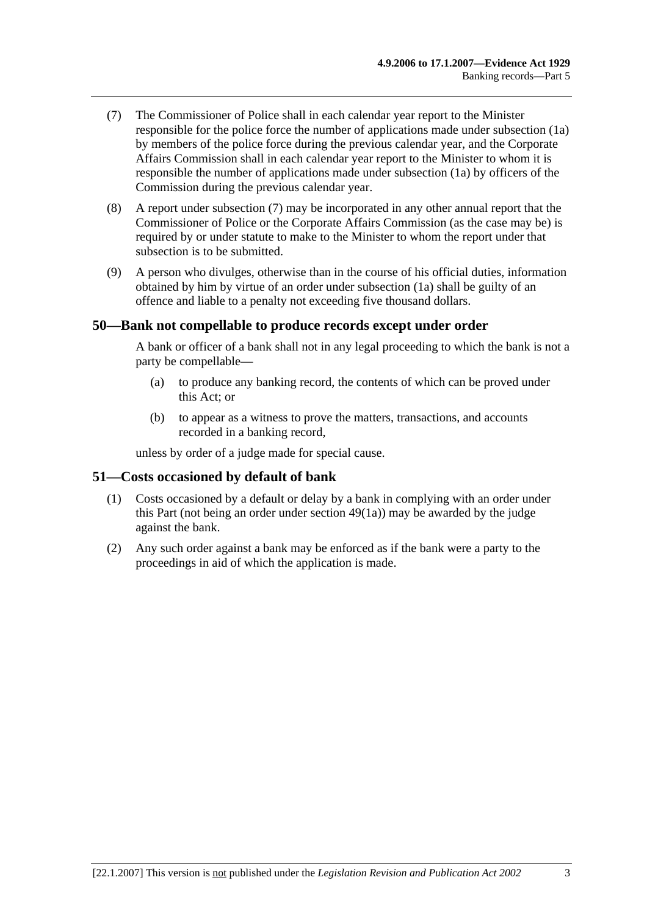(7) The Commissioner of Police shall in each calendar year report to the Minister responsible for the police force the number of applications made under subsection (1a) by members of the police force during the previous calendar year, and the Corporate Affairs Commission shall in each calendar year report to the Minister to whom it is responsible the number of applications made under subsection (1a) by officers of the Commission during the previous calendar year.

(8) A report under subsection (7) may be incorporated in any other annual report that the Commissioner of Police or the Corporate Affairs Commission (as the case may be) is required by or under statute to make to the Minister to whom the report under that subsection is to be submitted.

(9) A person who divulges, otherwise than in the course of his official duties, information obtained by him by virtue of an order under subsection (1a) shall be guilty of an offence and liable to a penalty not exceeding five thousand dollars.

## 50—Bank not compellable to produce records except under order

A bank or officer of a bank shall not in any legal proceeding to which the bank is not a party be compellable—

(a) to produce any banking record, the contents of which can be proved under this Act; or

(b) to appear as a witness to prove the matters, transactions, and accounts recorded in a banking record,

unless by order of a judge made for special cause.

## 51—Costs occasioned by default of bank

(1) Costs occasioned by a default or delay by a bank in complying with an order under this Part (not being an order under section 49(1a)) may be awarded by the judge against the bank.

(2) Any such order against a bank may be enforced as if the bank were a party to the proceedings in aid of which the application is made.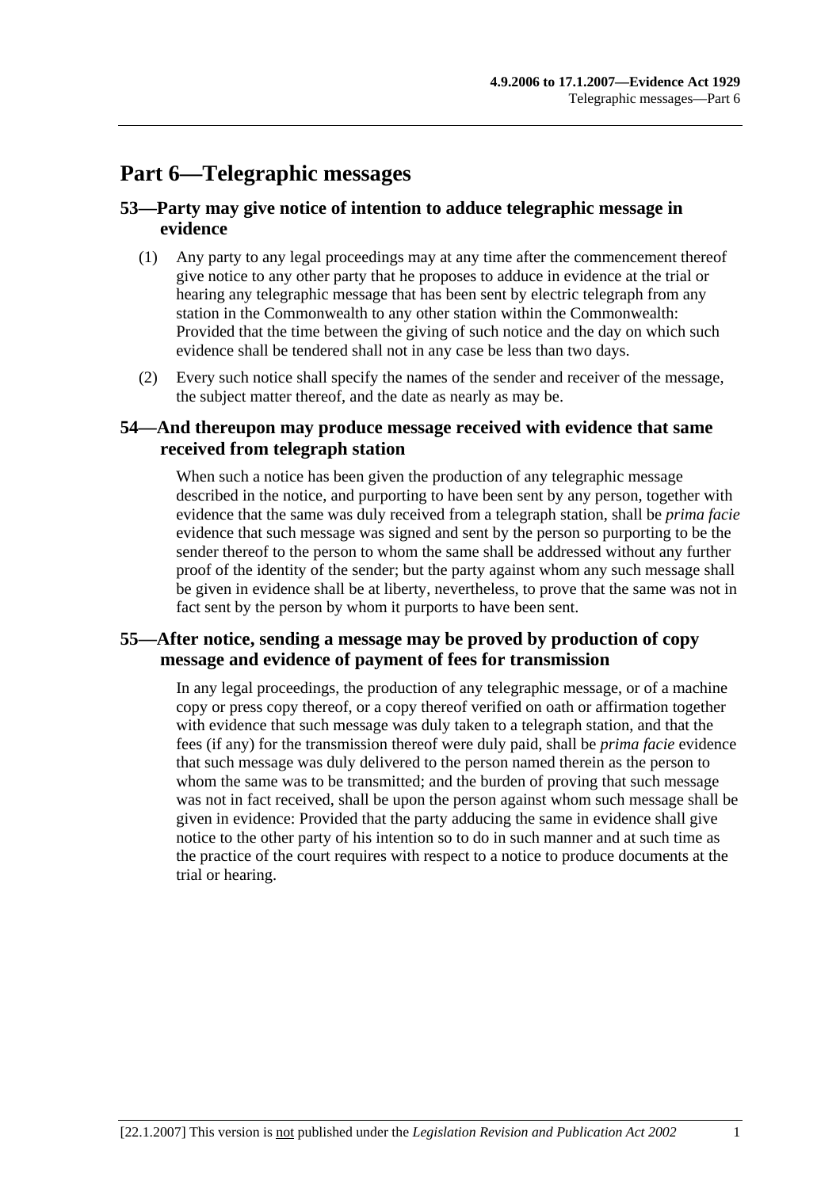# Part 6—Telegraphic messages

## 53—Party may give notice of intention to adduce telegraphic message in evidence

(1) Any party to any legal proceedings may at any time after the commencement thereof give notice to any other party that he proposes to adduce in evidence at the trial or hearing any telegraphic message that has been sent by electric telegraph from any station in the Commonwealth to any other station within the Commonwealth: Provided that the time between the giving of such notice and the day on which such evidence shall be tendered shall not in any case be less than two days.

(2) Every such notice shall specify the names of the sender and receiver of the message, the subject matter thereof, and the date as nearly as may be.

## 54—And thereupon may produce message received with evidence that same received from telegraph station

When such a notice has been given the production of any telegraphic message described in the notice, and purporting to have been sent by any person, together with evidence that the same was duly received from a telegraph station, shall be *prima facie* evidence that such message was signed and sent by the person so purporting to be the sender thereof to the person to whom the same shall be addressed without any further proof of the identity of the sender; but the party against whom any such message shall be given in evidence shall be at liberty, nevertheless, to prove that the same was not in fact sent by the person by whom it purports to have been sent.

## 55—After notice, sending a message may be proved by production of copy message and evidence of payment of fees for transmission

In any legal proceedings, the production of any telegraphic message, or of a machine copy or press copy thereof, or a copy thereof verified on oath or affirmation together with evidence that such message was duly taken to a telegraph station, and that the fees (if any) for the transmission thereof were duly paid, shall be *prima facie* evidence that such message was duly delivered to the person named therein as the person to whom the same was to be transmitted; and the burden of proving that such message was not in fact received, shall be upon the person against whom such message shall be given in evidence: Provided that the party adducing the same in evidence shall give notice to the other party of his intention so to do in such manner and at such time as the practice of the court requires with respect to a notice to produce documents at the trial or hearing.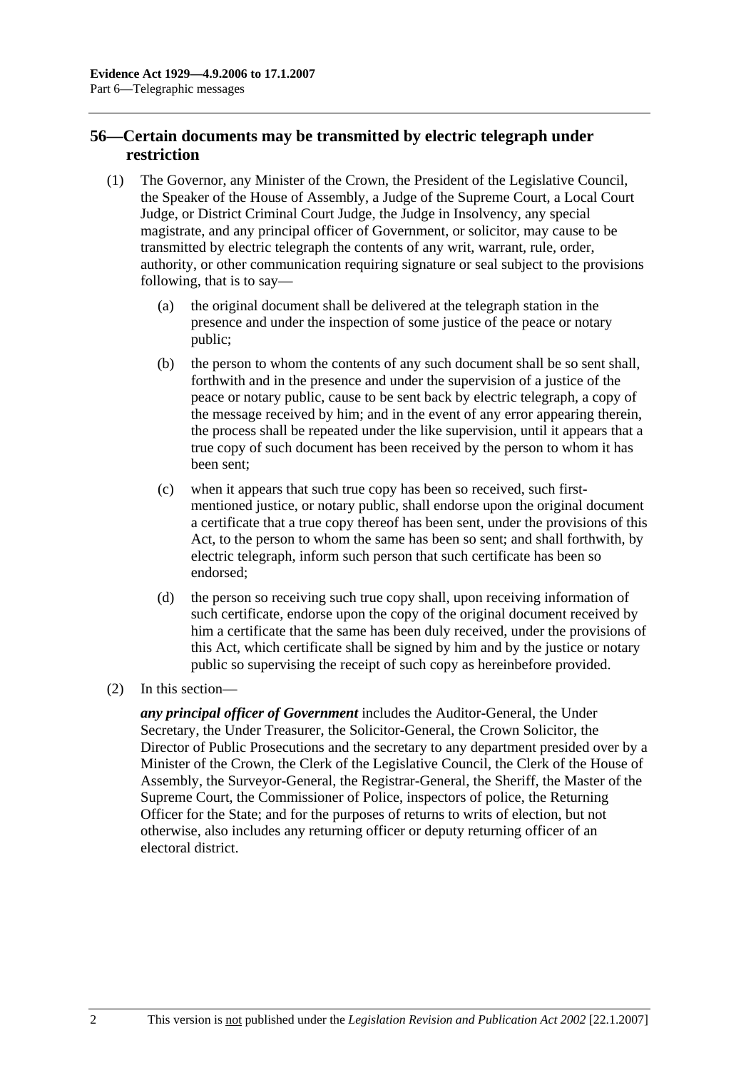## 56—Certain documents may be transmitted by electric telegraph under restriction

(1) The Governor, any Minister of the Crown, the President of the Legislative Council, the Speaker of the House of Assembly, a Judge of the Supreme Court, a Local Court Judge, or District Criminal Court Judge, the Judge in Insolvency, any special magistrate, and any principal officer of Government, or solicitor, may cause to be transmitted by electric telegraph the contents of any writ, warrant, rule, order, authority, or other communication requiring signature or seal subject to the provisions following, that is to say—

(a) the original document shall be delivered at the telegraph station in the presence and under the inspection of some justice of the peace or notary public;

(b) the person to whom the contents of any such document shall be so sent shall, forthwith and in the presence and under the supervision of a justice of the peace or notary public, cause to be sent back by electric telegraph, a copy of the message received by him; and in the event of any error appearing therein, the process shall be repeated under the like supervision, until it appears that a true copy of such document has been received by the person to whom it has been sent;

(c) when it appears that such true copy has been so received, such first-mentioned justice, or notary public, shall endorse upon the original document a certificate that a true copy thereof has been sent, under the provisions of this Act, to the person to whom the same has been so sent; and shall forthwith, by electric telegraph, inform such person that such certificate has been so endorsed;

(d) the person so receiving such true copy shall, upon receiving information of such certificate, endorse upon the copy of the original document received by him a certificate that the same has been duly received, under the provisions of this Act, which certificate shall be signed by him and by the justice or notary public so supervising the receipt of such copy as hereinbefore provided.

(2) In this section—

***any principal officer of Government*** includes the Auditor-General, the Under Secretary, the Under Treasurer, the Solicitor-General, the Crown Solicitor, the Director of Public Prosecutions and the secretary to any department presided over by a Minister of the Crown, the Clerk of the Legislative Council, the Clerk of the House of Assembly, the Surveyor-General, the Registrar-General, the Sheriff, the Master of the Supreme Court, the Commissioner of Police, inspectors of police, the Returning Officer for the State; and for the purposes of returns to writs of election, but not otherwise, also includes any returning officer or deputy returning officer of an electoral district.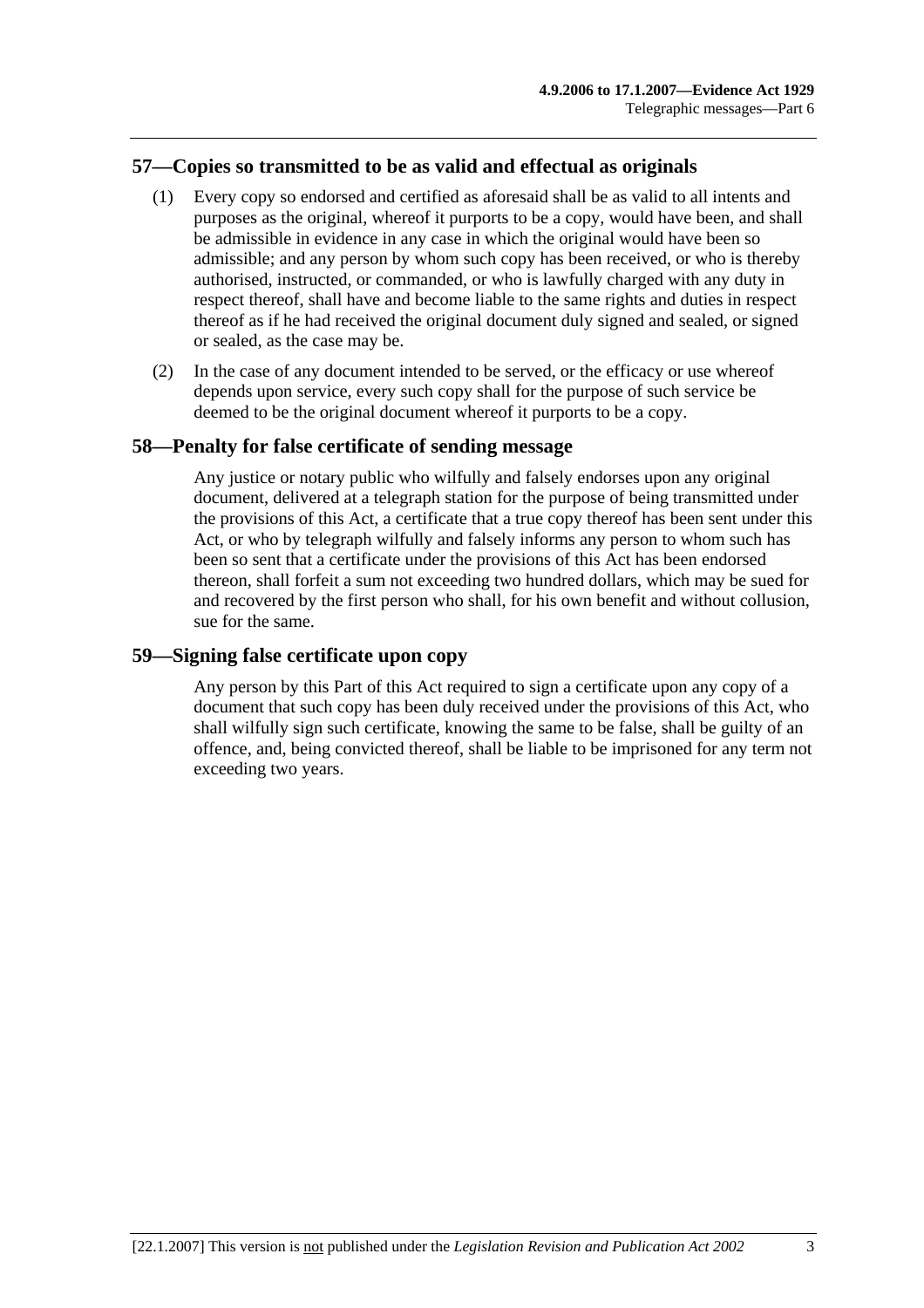## 57—Copies so transmitted to be as valid and effectual as originals

(1) Every copy so endorsed and certified as aforesaid shall be as valid to all intents and purposes as the original, whereof it purports to be a copy, would have been, and shall be admissible in evidence in any case in which the original would have been so admissible; and any person by whom such copy has been received, or who is thereby authorised, instructed, or commanded, or who is lawfully charged with any duty in respect thereof, shall have and become liable to the same rights and duties in respect thereof as if he had received the original document duly signed and sealed, or signed or sealed, as the case may be.

(2) In the case of any document intended to be served, or the efficacy or use whereof depends upon service, every such copy shall for the purpose of such service be deemed to be the original document whereof it purports to be a copy.

## 58—Penalty for false certificate of sending message

Any justice or notary public who wilfully and falsely endorses upon any original document, delivered at a telegraph station for the purpose of being transmitted under the provisions of this Act, a certificate that a true copy thereof has been sent under this Act, or who by telegraph wilfully and falsely informs any person to whom such has been so sent that a certificate under the provisions of this Act has been endorsed thereon, shall forfeit a sum not exceeding two hundred dollars, which may be sued for and recovered by the first person who shall, for his own benefit and without collusion, sue for the same.

## 59—Signing false certificate upon copy

Any person by this Part of this Act required to sign a certificate upon any copy of a document that such copy has been duly received under the provisions of this Act, who shall wilfully sign such certificate, knowing the same to be false, shall be guilty of an offence, and, being convicted thereof, shall be liable to be imprisoned for any term not exceeding two years.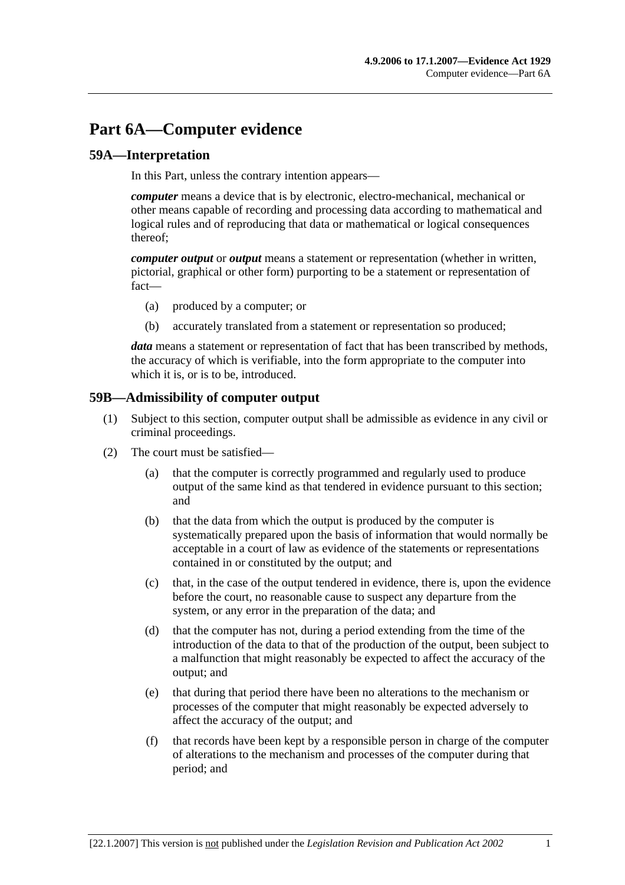# Part 6A—Computer evidence

## 59A—Interpretation

In this Part, unless the contrary intention appears—

***computer*** means a device that is by electronic, electro-mechanical, mechanical or other means capable of recording and processing data according to mathematical and logical rules and of reproducing that data or mathematical or logical consequences thereof;

***computer output*** or ***output*** means a statement or representation (whether in written, pictorial, graphical or other form) purporting to be a statement or representation of fact—

- (a) produced by a computer; or
- (b) accurately translated from a statement or representation so produced;

***data*** means a statement or representation of fact that has been transcribed by methods, the accuracy of which is verifiable, into the form appropriate to the computer into which it is, or is to be, introduced.

## 59B—Admissibility of computer output

(1) Subject to this section, computer output shall be admissible as evidence in any civil or criminal proceedings.

(2) The court must be satisfied—

- (a) that the computer is correctly programmed and regularly used to produce output of the same kind as that tendered in evidence pursuant to this section; and
- (b) that the data from which the output is produced by the computer is systematically prepared upon the basis of information that would normally be acceptable in a court of law as evidence of the statements or representations contained in or constituted by the output; and
- (c) that, in the case of the output tendered in evidence, there is, upon the evidence before the court, no reasonable cause to suspect any departure from the system, or any error in the preparation of the data; and
- (d) that the computer has not, during a period extending from the time of the introduction of the data to that of the production of the output, been subject to a malfunction that might reasonably be expected to affect the accuracy of the output; and
- (e) that during that period there have been no alterations to the mechanism or processes of the computer that might reasonably be expected adversely to affect the accuracy of the output; and
- (f) that records have been kept by a responsible person in charge of the computer of alterations to the mechanism and processes of the computer during that period; and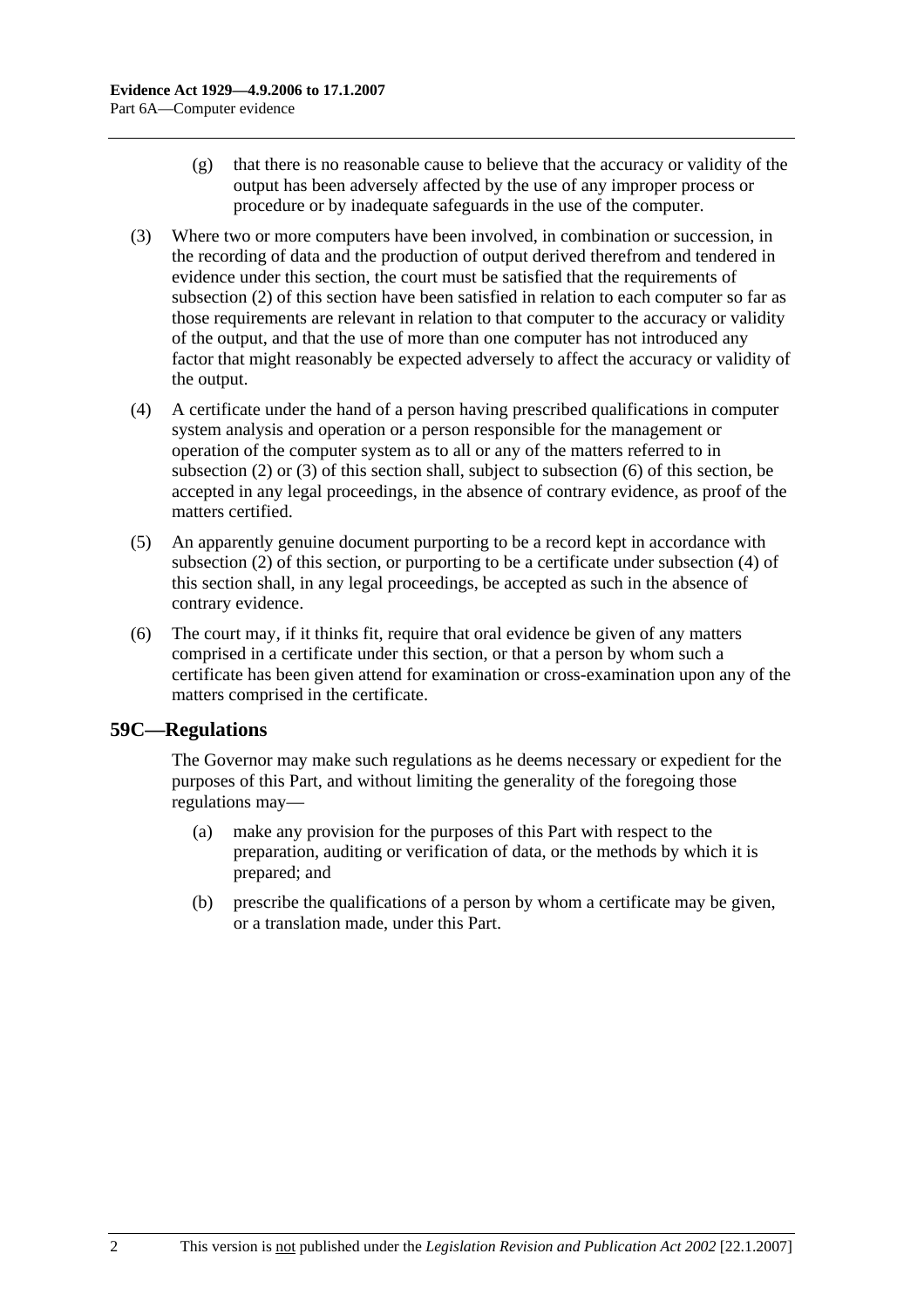(g) that there is no reasonable cause to believe that the accuracy or validity of the output has been adversely affected by the use of any improper process or procedure or by inadequate safeguards in the use of the computer.

(3) Where two or more computers have been involved, in combination or succession, in the recording of data and the production of output derived therefrom and tendered in evidence under this section, the court must be satisfied that the requirements of subsection (2) of this section have been satisfied in relation to each computer so far as those requirements are relevant in relation to that computer to the accuracy or validity of the output, and that the use of more than one computer has not introduced any factor that might reasonably be expected adversely to affect the accuracy or validity of the output.

(4) A certificate under the hand of a person having prescribed qualifications in computer system analysis and operation or a person responsible for the management or operation of the computer system as to all or any of the matters referred to in subsection (2) or (3) of this section shall, subject to subsection (6) of this section, be accepted in any legal proceedings, in the absence of contrary evidence, as proof of the matters certified.

(5) An apparently genuine document purporting to be a record kept in accordance with subsection (2) of this section, or purporting to be a certificate under subsection (4) of this section shall, in any legal proceedings, be accepted as such in the absence of contrary evidence.

(6) The court may, if it thinks fit, require that oral evidence be given of any matters comprised in a certificate under this section, or that a person by whom such a certificate has been given attend for examination or cross-examination upon any of the matters comprised in the certificate.

## 59C—Regulations

The Governor may make such regulations as he deems necessary or expedient for the purposes of this Part, and without limiting the generality of the foregoing those regulations may—

(a) make any provision for the purposes of this Part with respect to the preparation, auditing or verification of data, or the methods by which it is prepared; and

(b) prescribe the qualifications of a person by whom a certificate may be given, or a translation made, under this Part.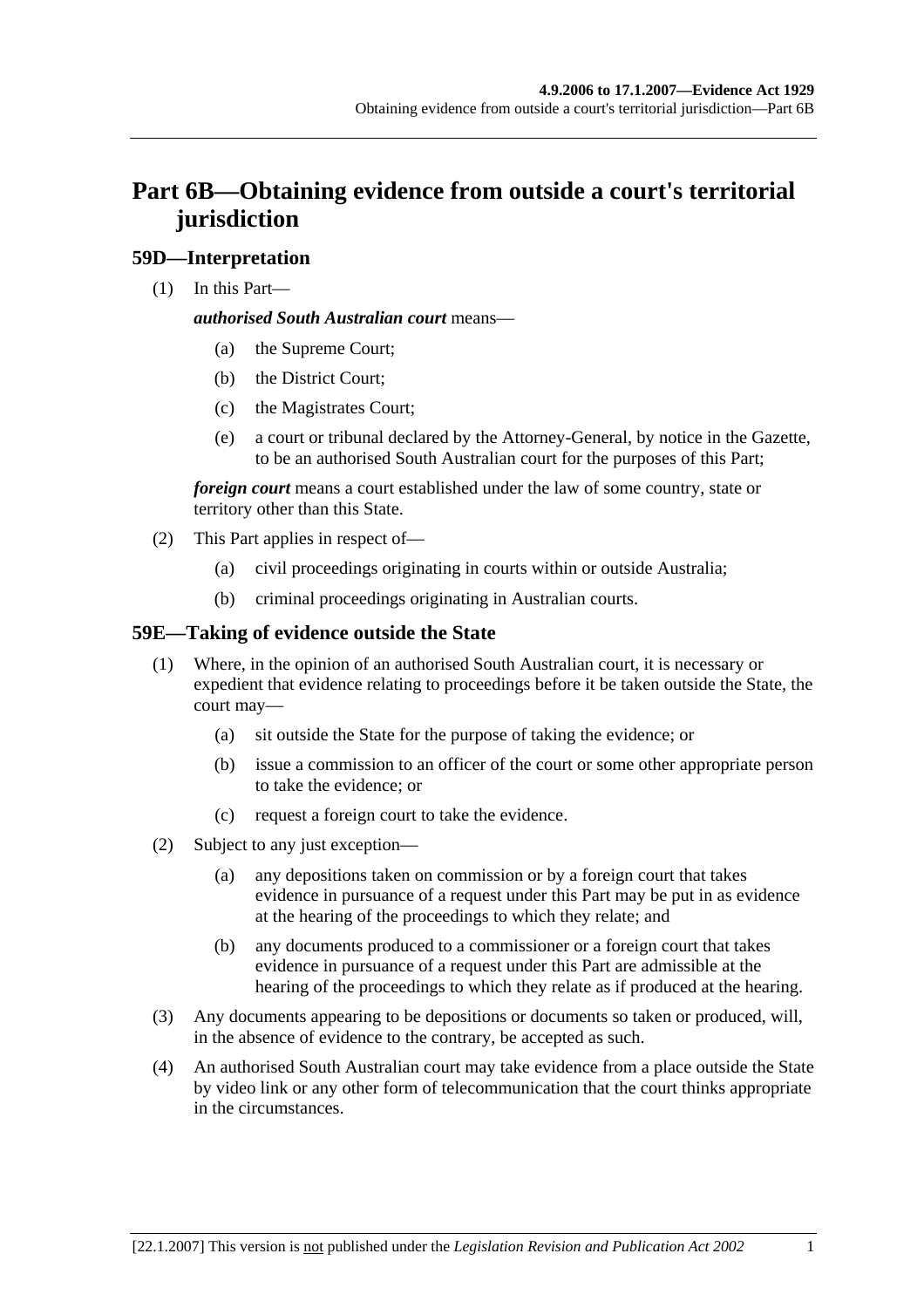# Part 6B—Obtaining evidence from outside a court's territorial jurisdiction

## 59D—Interpretation

(1) In this Part—

***authorised South Australian court*** means—

- (a) the Supreme Court;
- (b) the District Court;
- (c) the Magistrates Court;
- (e) a court or tribunal declared by the Attorney-General, by notice in the Gazette, to be an authorised South Australian court for the purposes of this Part;

***foreign court*** means a court established under the law of some country, state or territory other than this State.

(2) This Part applies in respect of—

- (a) civil proceedings originating in courts within or outside Australia;
- (b) criminal proceedings originating in Australian courts.

## 59E—Taking of evidence outside the State

(1) Where, in the opinion of an authorised South Australian court, it is necessary or expedient that evidence relating to proceedings before it be taken outside the State, the court may—

- (a) sit outside the State for the purpose of taking the evidence; or
- (b) issue a commission to an officer of the court or some other appropriate person to take the evidence; or
- (c) request a foreign court to take the evidence.

(2) Subject to any just exception—

- (a) any depositions taken on commission or by a foreign court that takes evidence in pursuance of a request under this Part may be put in as evidence at the hearing of the proceedings to which they relate; and
- (b) any documents produced to a commissioner or a foreign court that takes evidence in pursuance of a request under this Part are admissible at the hearing of the proceedings to which they relate as if produced at the hearing.

(3) Any documents appearing to be depositions or documents so taken or produced, will, in the absence of evidence to the contrary, be accepted as such.

(4) An authorised South Australian court may take evidence from a place outside the State by video link or any other form of telecommunication that the court thinks appropriate in the circumstances.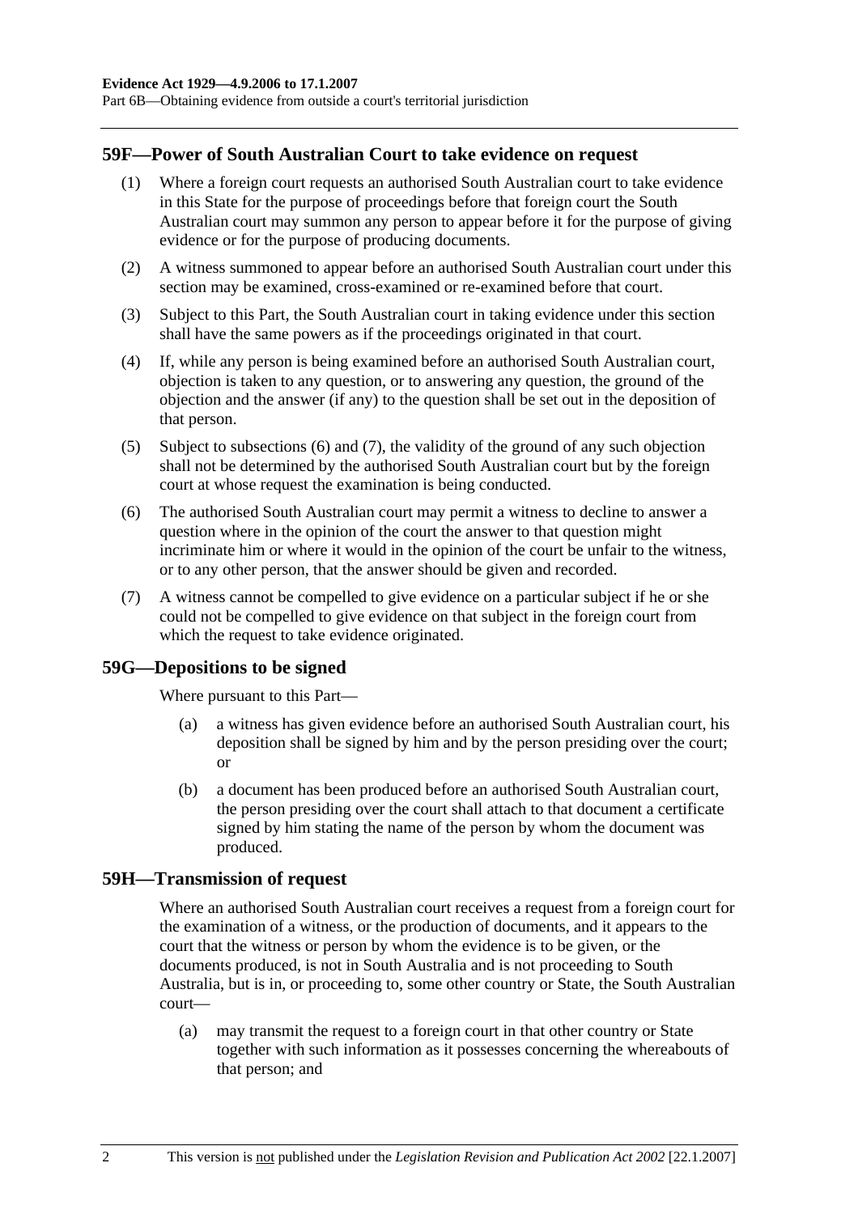## 59F—Power of South Australian Court to take evidence on request

(1) Where a foreign court requests an authorised South Australian court to take evidence in this State for the purpose of proceedings before that foreign court the South Australian court may summon any person to appear before it for the purpose of giving evidence or for the purpose of producing documents.

(2) A witness summoned to appear before an authorised South Australian court under this section may be examined, cross-examined or re-examined before that court.

(3) Subject to this Part, the South Australian court in taking evidence under this section shall have the same powers as if the proceedings originated in that court.

(4) If, while any person is being examined before an authorised South Australian court, objection is taken to any question, or to answering any question, the ground of the objection and the answer (if any) to the question shall be set out in the deposition of that person.

(5) Subject to subsections (6) and (7), the validity of the ground of any such objection shall not be determined by the authorised South Australian court but by the foreign court at whose request the examination is being conducted.

(6) The authorised South Australian court may permit a witness to decline to answer a question where in the opinion of the court the answer to that question might incriminate him or where it would in the opinion of the court be unfair to the witness, or to any other person, that the answer should be given and recorded.

(7) A witness cannot be compelled to give evidence on a particular subject if he or she could not be compelled to give evidence on that subject in the foreign court from which the request to take evidence originated.

## 59G—Depositions to be signed

Where pursuant to this Part—

(a) a witness has given evidence before an authorised South Australian court, his deposition shall be signed by him and by the person presiding over the court; or

(b) a document has been produced before an authorised South Australian court, the person presiding over the court shall attach to that document a certificate signed by him stating the name of the person by whom the document was produced.

## 59H—Transmission of request

Where an authorised South Australian court receives a request from a foreign court for the examination of a witness, or the production of documents, and it appears to the court that the witness or person by whom the evidence is to be given, or the documents produced, is not in South Australia and is not proceeding to South Australia, but is in, or proceeding to, some other country or State, the South Australian court—

(a) may transmit the request to a foreign court in that other country or State together with such information as it possesses concerning the whereabouts of that person; and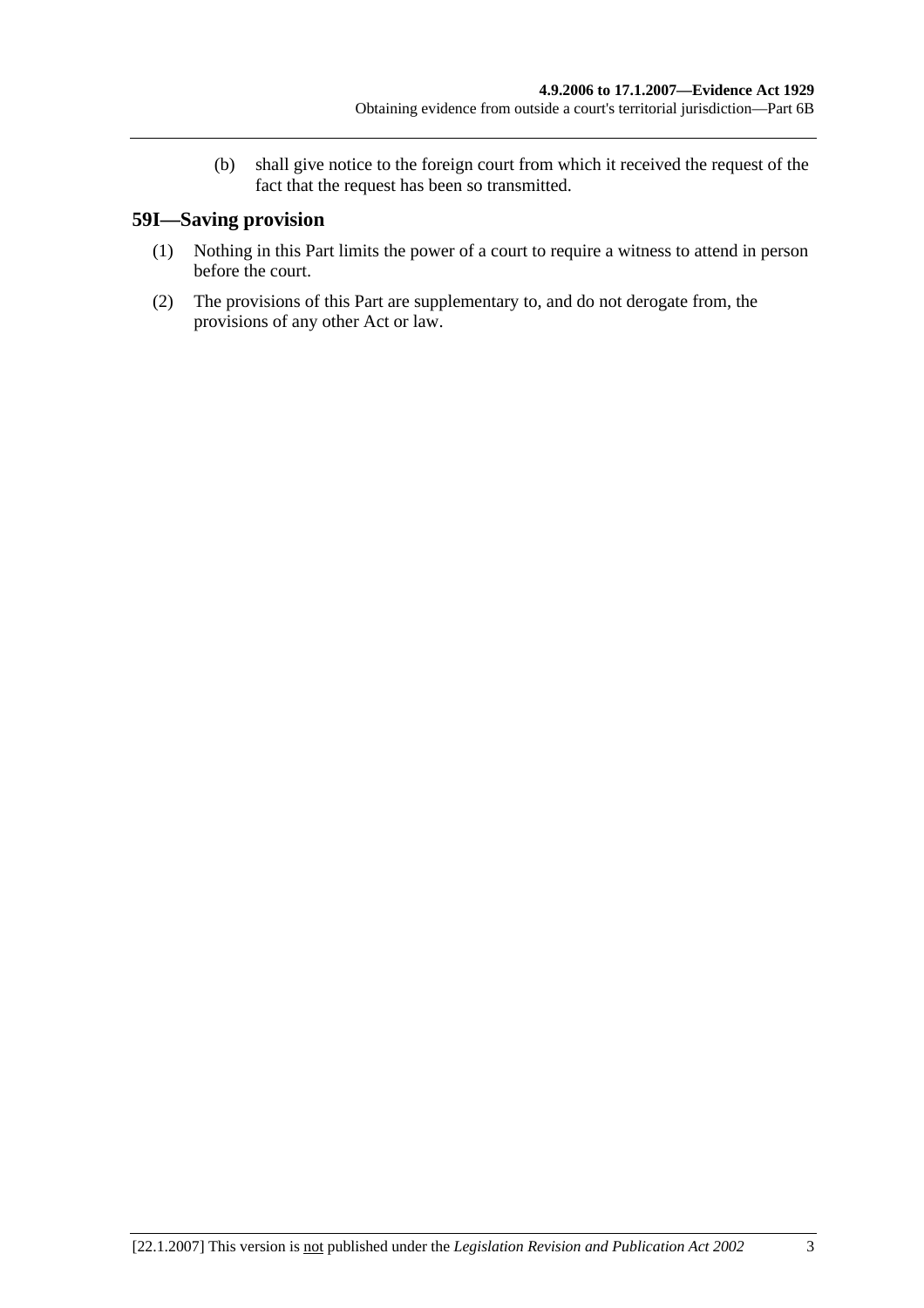(b) shall give notice to the foreign court from which it received the request of the fact that the request has been so transmitted.

## 59I—Saving provision

(1) Nothing in this Part limits the power of a court to require a witness to attend in person before the court.

(2) The provisions of this Part are supplementary to, and do not derogate from, the provisions of any other Act or law.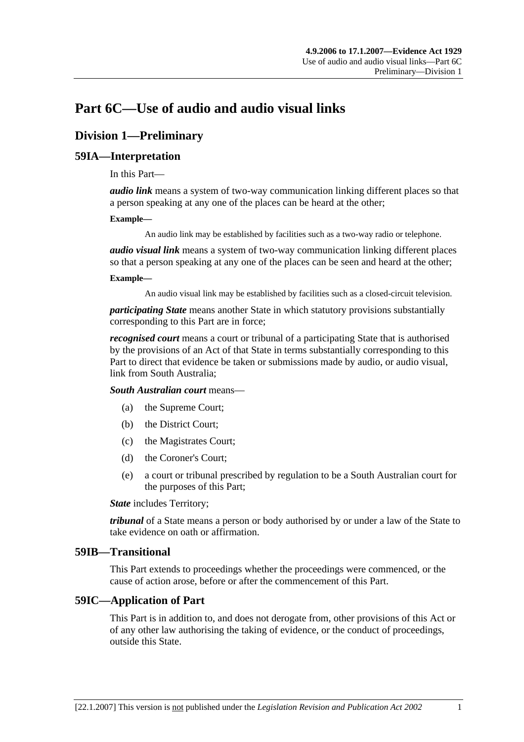# Part 6C—Use of audio and audio visual links

## Division 1—Preliminary

### 59IA—Interpretation

In this Part—

***audio link*** means a system of two-way communication linking different places so that a person speaking at any one of the places can be heard at the other;

**Example—**

An audio link may be established by facilities such as a two-way radio or telephone.

***audio visual link*** means a system of two-way communication linking different places so that a person speaking at any one of the places can be seen and heard at the other;

**Example—**

An audio visual link may be established by facilities such as a closed-circuit television.

***participating State*** means another State in which statutory provisions substantially corresponding to this Part are in force;

***recognised court*** means a court or tribunal of a participating State that is authorised by the provisions of an Act of that State in terms substantially corresponding to this Part to direct that evidence be taken or submissions made by audio, or audio visual, link from South Australia;

***South Australian court*** means—

(a) the Supreme Court;

(b) the District Court;

(c) the Magistrates Court;

(d) the Coroner's Court;

(e) a court or tribunal prescribed by regulation to be a South Australian court for the purposes of this Part;

***State*** includes Territory;

***tribunal*** of a State means a person or body authorised by or under a law of the State to take evidence on oath or affirmation.

### 59IB—Transitional

This Part extends to proceedings whether the proceedings were commenced, or the cause of action arose, before or after the commencement of this Part.

### 59IC—Application of Part

This Part is in addition to, and does not derogate from, other provisions of this Act or of any other law authorising the taking of evidence, or the conduct of proceedings, outside this State.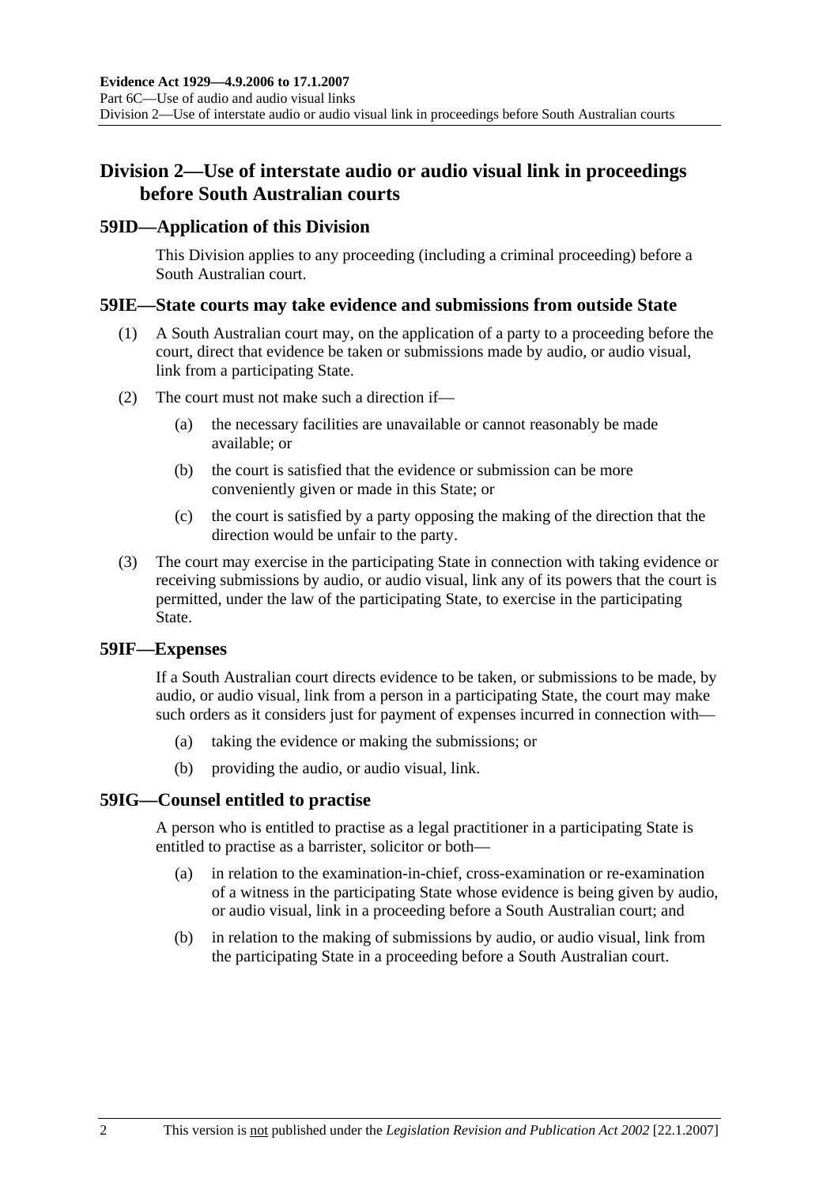## Division 2—Use of interstate audio or audio visual link in proceedings before South Australian courts

### 59ID—Application of this Division

This Division applies to any proceeding (including a criminal proceeding) before a South Australian court.

### 59IE—State courts may take evidence and submissions from outside State

(1) A South Australian court may, on the application of a party to a proceeding before the court, direct that evidence be taken or submissions made by audio, or audio visual, link from a participating State.

(2) The court must not make such a direction if—

(a) the necessary facilities are unavailable or cannot reasonably be made available; or

(b) the court is satisfied that the evidence or submission can be more conveniently given or made in this State; or

(c) the court is satisfied by a party opposing the making of the direction that the direction would be unfair to the party.

(3) The court may exercise in the participating State in connection with taking evidence or receiving submissions by audio, or audio visual, link any of its powers that the court is permitted, under the law of the participating State, to exercise in the participating State.

### 59IF—Expenses

If a South Australian court directs evidence to be taken, or submissions to be made, by audio, or audio visual, link from a person in a participating State, the court may make such orders as it considers just for payment of expenses incurred in connection with—

(a) taking the evidence or making the submissions; or

(b) providing the audio, or audio visual, link.

### 59IG—Counsel entitled to practise

A person who is entitled to practise as a legal practitioner in a participating State is entitled to practise as a barrister, solicitor or both—

(a) in relation to the examination-in-chief, cross-examination or re-examination of a witness in the participating State whose evidence is being given by audio, or audio visual, link in a proceeding before a South Australian court; and

(b) in relation to the making of submissions by audio, or audio visual, link from the participating State in a proceeding before a South Australian court.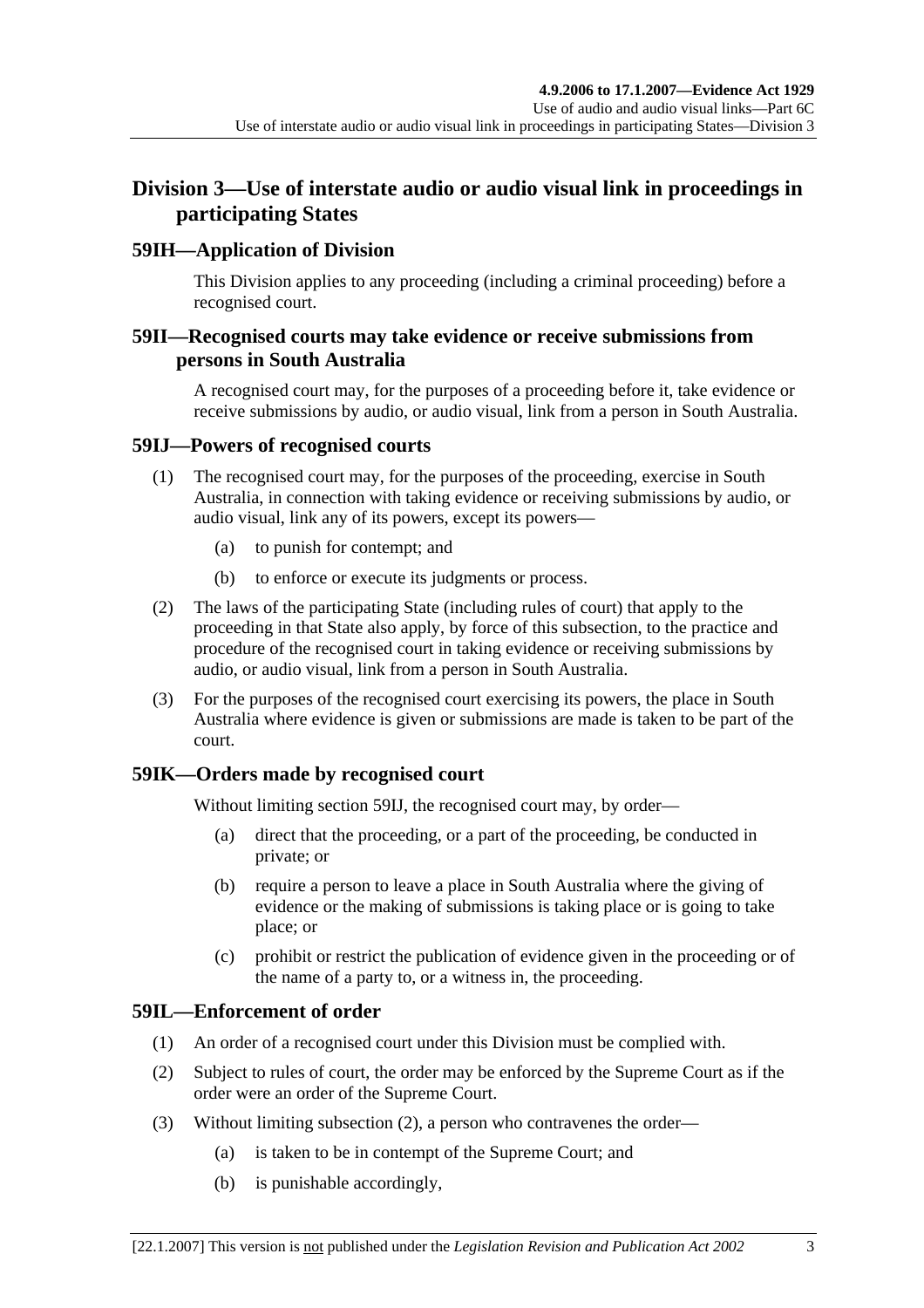## Division 3—Use of interstate audio or audio visual link in proceedings in participating States

### 59IH—Application of Division

This Division applies to any proceeding (including a criminal proceeding) before a recognised court.

### 59II—Recognised courts may take evidence or receive submissions from persons in South Australia

A recognised court may, for the purposes of a proceeding before it, take evidence or receive submissions by audio, or audio visual, link from a person in South Australia.

### 59IJ—Powers of recognised courts

(1) The recognised court may, for the purposes of the proceeding, exercise in South Australia, in connection with taking evidence or receiving submissions by audio, or audio visual, link any of its powers, except its powers—

- (a) to punish for contempt; and
- (b) to enforce or execute its judgments or process.

(2) The laws of the participating State (including rules of court) that apply to the proceeding in that State also apply, by force of this subsection, to the practice and procedure of the recognised court in taking evidence or receiving submissions by audio, or audio visual, link from a person in South Australia.

(3) For the purposes of the recognised court exercising its powers, the place in South Australia where evidence is given or submissions are made is taken to be part of the court.

### 59IK—Orders made by recognised court

Without limiting section 59IJ, the recognised court may, by order—

- (a) direct that the proceeding, or a part of the proceeding, be conducted in private; or
- (b) require a person to leave a place in South Australia where the giving of evidence or the making of submissions is taking place or is going to take place; or
- (c) prohibit or restrict the publication of evidence given in the proceeding or of the name of a party to, or a witness in, the proceeding.

### 59IL—Enforcement of order

(1) An order of a recognised court under this Division must be complied with.

(2) Subject to rules of court, the order may be enforced by the Supreme Court as if the order were an order of the Supreme Court.

(3) Without limiting subsection (2), a person who contravenes the order—

- (a) is taken to be in contempt of the Supreme Court; and
- (b) is punishable accordingly,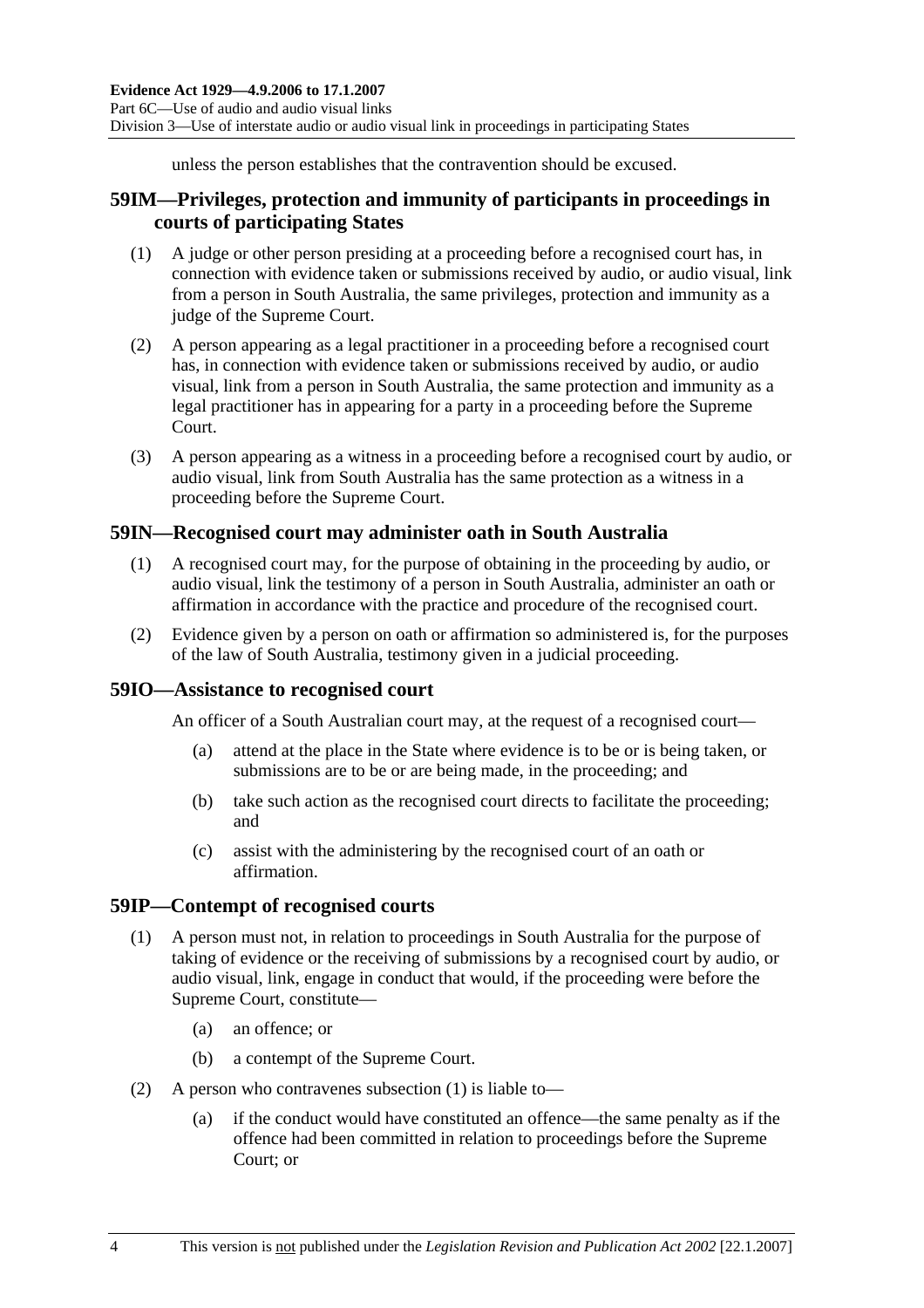unless the person establishes that the contravention should be excused.

## 59IM—Privileges, protection and immunity of participants in proceedings in courts of participating States

(1) A judge or other person presiding at a proceeding before a recognised court has, in connection with evidence taken or submissions received by audio, or audio visual, link from a person in South Australia, the same privileges, protection and immunity as a judge of the Supreme Court.

(2) A person appearing as a legal practitioner in a proceeding before a recognised court has, in connection with evidence taken or submissions received by audio, or audio visual, link from a person in South Australia, the same protection and immunity as a legal practitioner has in appearing for a party in a proceeding before the Supreme Court.

(3) A person appearing as a witness in a proceeding before a recognised court by audio, or audio visual, link from South Australia has the same protection as a witness in a proceeding before the Supreme Court.

## 59IN—Recognised court may administer oath in South Australia

(1) A recognised court may, for the purpose of obtaining in the proceeding by audio, or audio visual, link the testimony of a person in South Australia, administer an oath or affirmation in accordance with the practice and procedure of the recognised court.

(2) Evidence given by a person on oath or affirmation so administered is, for the purposes of the law of South Australia, testimony given in a judicial proceeding.

## 59IO—Assistance to recognised court

An officer of a South Australian court may, at the request of a recognised court—

(a) attend at the place in the State where evidence is to be or is being taken, or submissions are to be or are being made, in the proceeding; and

(b) take such action as the recognised court directs to facilitate the proceeding; and

(c) assist with the administering by the recognised court of an oath or affirmation.

## 59IP—Contempt of recognised courts

(1) A person must not, in relation to proceedings in South Australia for the purpose of taking of evidence or the receiving of submissions by a recognised court by audio, or audio visual, link, engage in conduct that would, if the proceeding were before the Supreme Court, constitute—

(a) an offence; or

(b) a contempt of the Supreme Court.

(2) A person who contravenes subsection (1) is liable to—

(a) if the conduct would have constituted an offence—the same penalty as if the offence had been committed in relation to proceedings before the Supreme Court; or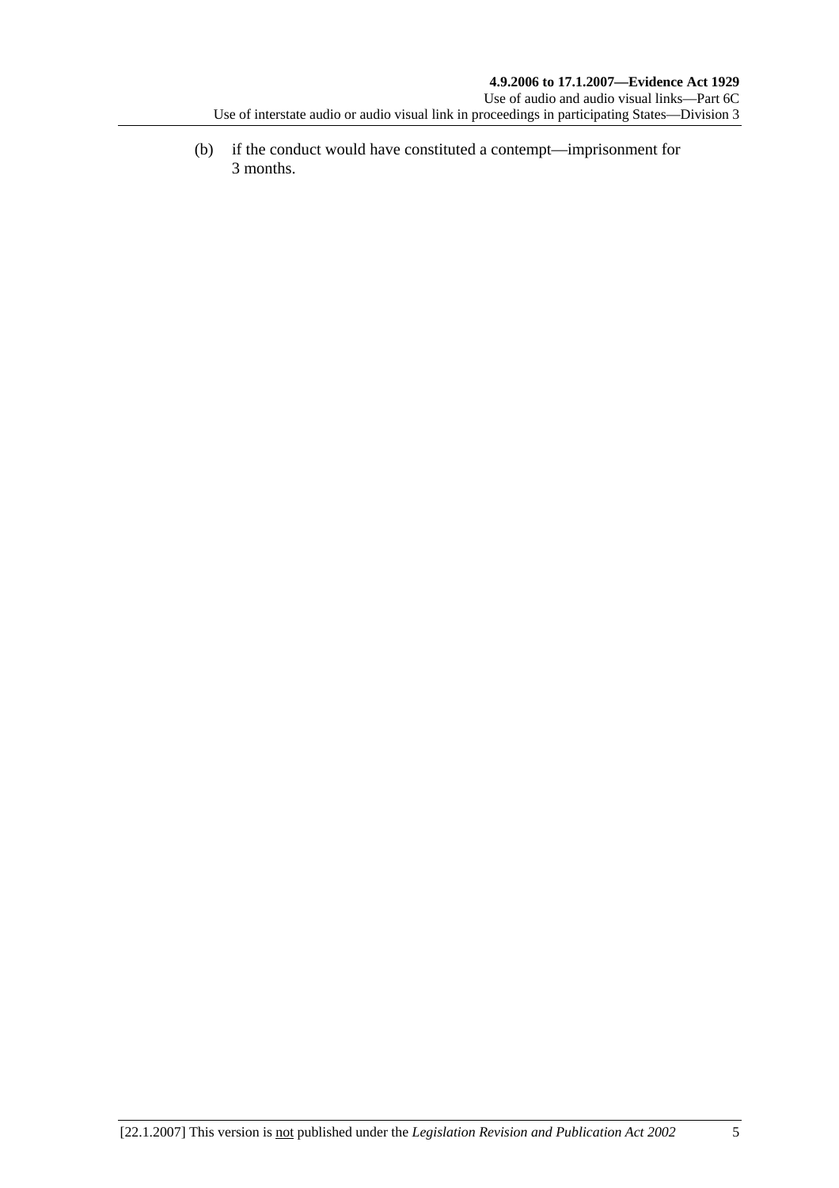(b) if the conduct would have constituted a contempt—imprisonment for 3 months.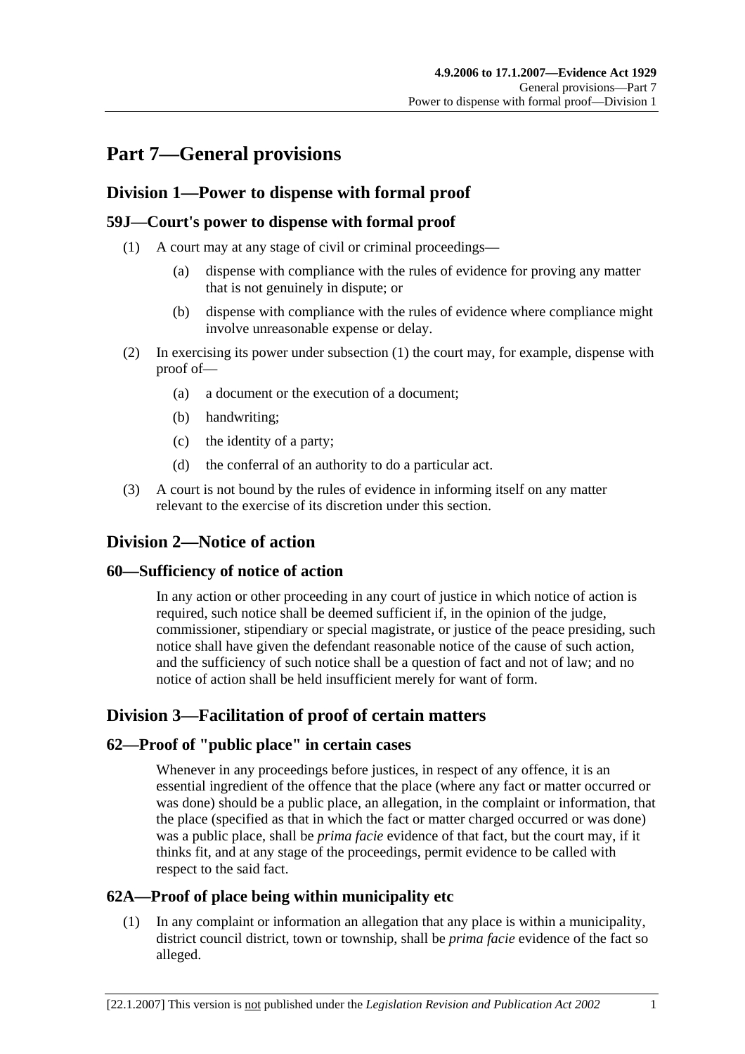# Part 7—General provisions

## Division 1—Power to dispense with formal proof

### 59J—Court's power to dispense with formal proof

(1) A court may at any stage of civil or criminal proceedings—

(a) dispense with compliance with the rules of evidence for proving any matter that is not genuinely in dispute; or

(b) dispense with compliance with the rules of evidence where compliance might involve unreasonable expense or delay.

(2) In exercising its power under subsection (1) the court may, for example, dispense with proof of—

(a) a document or the execution of a document;

(b) handwriting;

(c) the identity of a party;

(d) the conferral of an authority to do a particular act.

(3) A court is not bound by the rules of evidence in informing itself on any matter relevant to the exercise of its discretion under this section.

## Division 2—Notice of action

### 60—Sufficiency of notice of action

In any action or other proceeding in any court of justice in which notice of action is required, such notice shall be deemed sufficient if, in the opinion of the judge, commissioner, stipendiary or special magistrate, or justice of the peace presiding, such notice shall have given the defendant reasonable notice of the cause of such action, and the sufficiency of such notice shall be a question of fact and not of law; and no notice of action shall be held insufficient merely for want of form.

## Division 3—Facilitation of proof of certain matters

### 62—Proof of "public place" in certain cases

Whenever in any proceedings before justices, in respect of any offence, it is an essential ingredient of the offence that the place (where any fact or matter occurred or was done) should be a public place, an allegation, in the complaint or information, that the place (specified as that in which the fact or matter charged occurred or was done) was a public place, shall be *prima facie* evidence of that fact, but the court may, if it thinks fit, and at any stage of the proceedings, permit evidence to be called with respect to the said fact.

### 62A—Proof of place being within municipality etc

(1) In any complaint or information an allegation that any place is within a municipality, district council district, town or township, shall be *prima facie* evidence of the fact so alleged.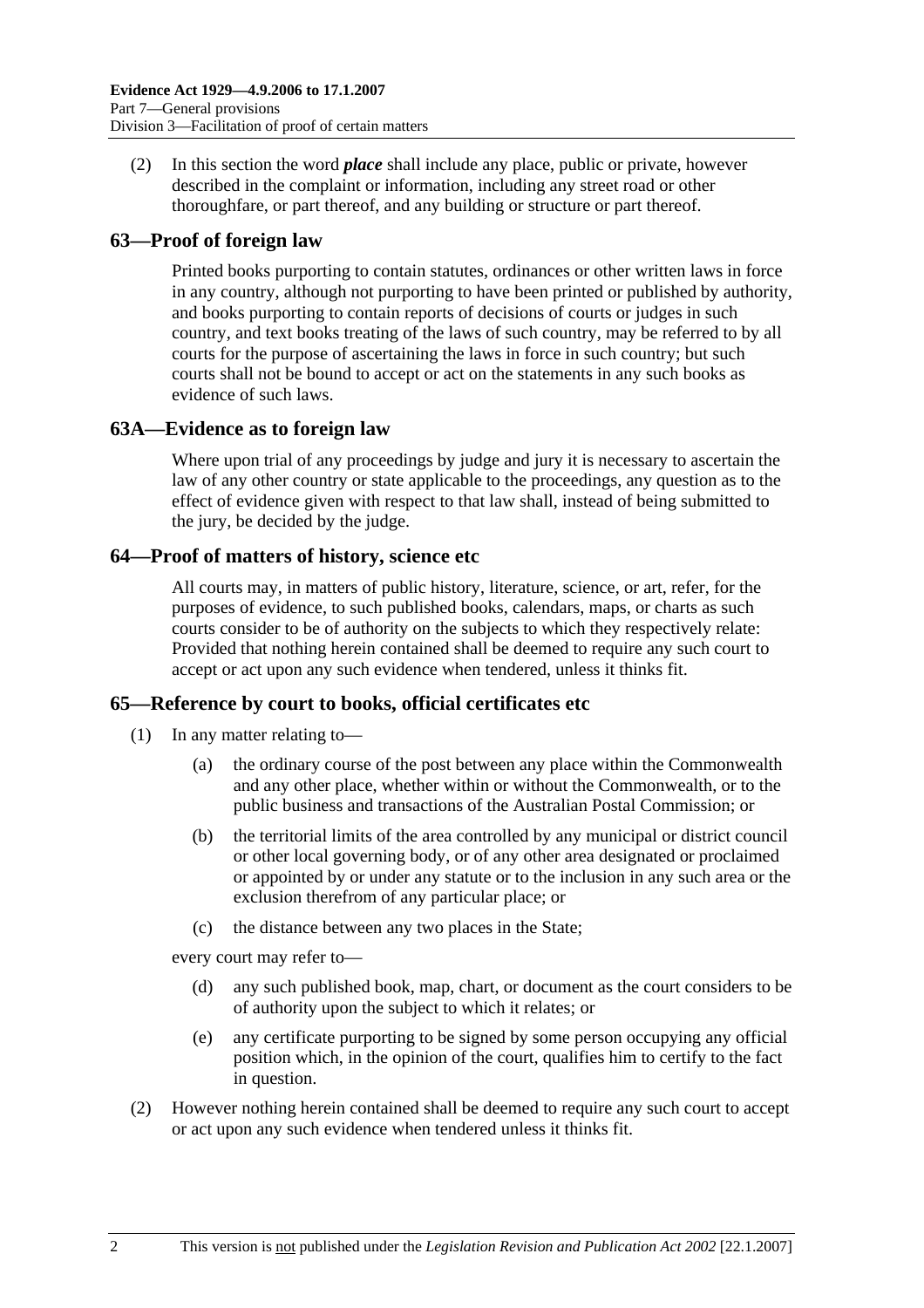(2) In this section the word ***place*** shall include any place, public or private, however described in the complaint or information, including any street road or other thoroughfare, or part thereof, and any building or structure or part thereof.

## 63—Proof of foreign law

Printed books purporting to contain statutes, ordinances or other written laws in force in any country, although not purporting to have been printed or published by authority, and books purporting to contain reports of decisions of courts or judges in such country, and text books treating of the laws of such country, may be referred to by all courts for the purpose of ascertaining the laws in force in such country; but such courts shall not be bound to accept or act on the statements in any such books as evidence of such laws.

## 63A—Evidence as to foreign law

Where upon trial of any proceedings by judge and jury it is necessary to ascertain the law of any other country or state applicable to the proceedings, any question as to the effect of evidence given with respect to that law shall, instead of being submitted to the jury, be decided by the judge.

## 64—Proof of matters of history, science etc

All courts may, in matters of public history, literature, science, or art, refer, for the purposes of evidence, to such published books, calendars, maps, or charts as such courts consider to be of authority on the subjects to which they respectively relate: Provided that nothing herein contained shall be deemed to require any such court to accept or act upon any such evidence when tendered, unless it thinks fit.

## 65—Reference by court to books, official certificates etc

(1) In any matter relating to—

(a) the ordinary course of the post between any place within the Commonwealth and any other place, whether within or without the Commonwealth, or to the public business and transactions of the Australian Postal Commission; or

(b) the territorial limits of the area controlled by any municipal or district council or other local governing body, or of any other area designated or proclaimed or appointed by or under any statute or to the inclusion in any such area or the exclusion therefrom of any particular place; or

(c) the distance between any two places in the State;

every court may refer to—

(d) any such published book, map, chart, or document as the court considers to be of authority upon the subject to which it relates; or

(e) any certificate purporting to be signed by some person occupying any official position which, in the opinion of the court, qualifies him to certify to the fact in question.

(2) However nothing herein contained shall be deemed to require any such court to accept or act upon any such evidence when tendered unless it thinks fit.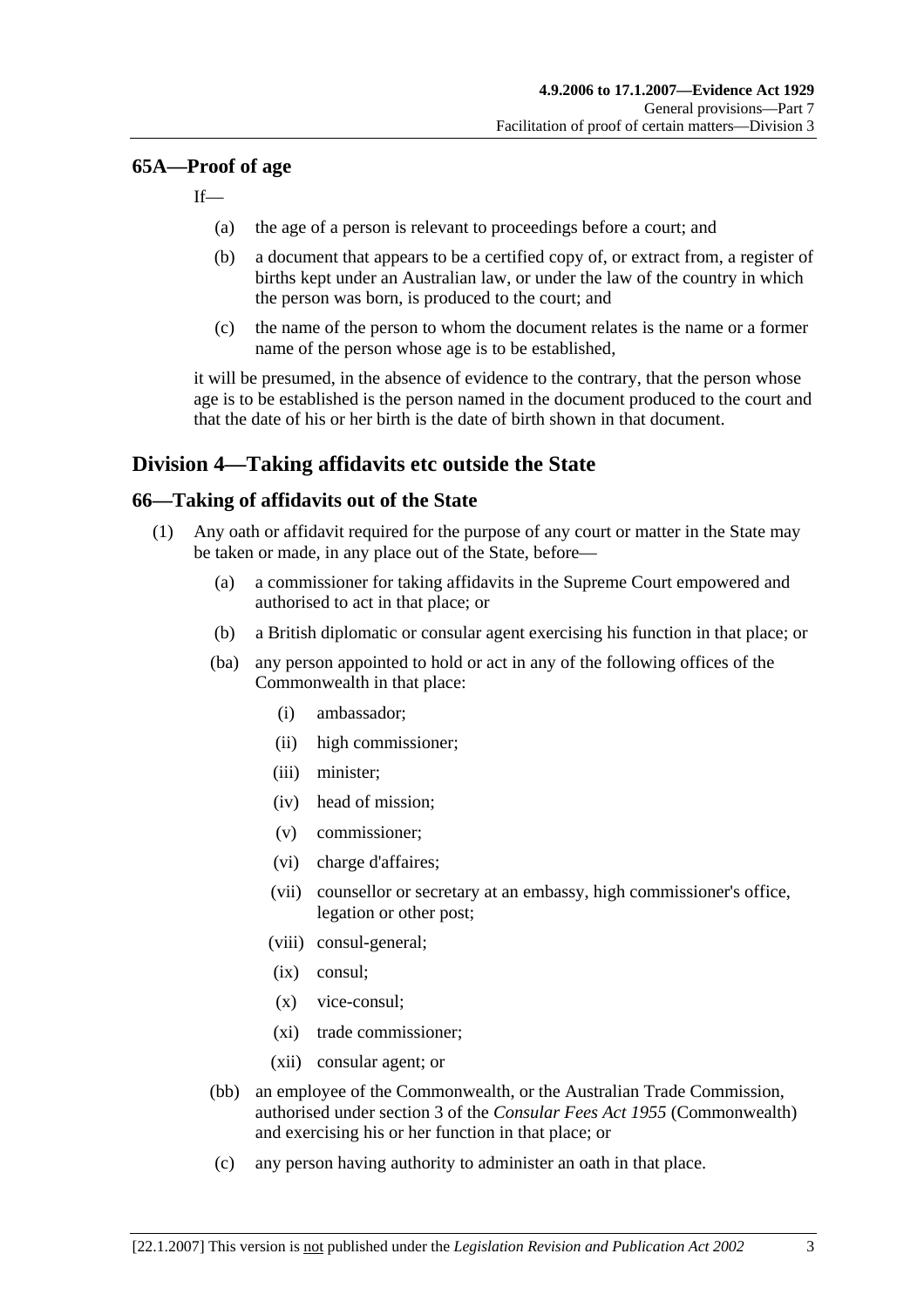## 65A—Proof of age

If—

- (a) the age of a person is relevant to proceedings before a court; and
- (b) a document that appears to be a certified copy of, or extract from, a register of births kept under an Australian law, or under the law of the country in which the person was born, is produced to the court; and
- (c) the name of the person to whom the document relates is the name or a former name of the person whose age is to be established,

it will be presumed, in the absence of evidence to the contrary, that the person whose age is to be established is the person named in the document produced to the court and that the date of his or her birth is the date of birth shown in that document.

# Division 4—Taking affidavits etc outside the State

## 66—Taking of affidavits out of the State

(1) Any oath or affidavit required for the purpose of any court or matter in the State may be taken or made, in any place out of the State, before—

- (a) a commissioner for taking affidavits in the Supreme Court empowered and authorised to act in that place; or
- (b) a British diplomatic or consular agent exercising his function in that place; or
- (ba) any person appointed to hold or act in any of the following offices of the Commonwealth in that place:
  - (i) ambassador;
  - (ii) high commissioner;
  - (iii) minister;
  - (iv) head of mission;
  - (v) commissioner;
  - (vi) charge d'affaires;
  - (vii) counsellor or secretary at an embassy, high commissioner's office, legation or other post;
  - (viii) consul-general;
  - (ix) consul;
  - (x) vice-consul;
  - (xi) trade commissioner;
  - (xii) consular agent; or
- (bb) an employee of the Commonwealth, or the Australian Trade Commission, authorised under section 3 of the *Consular Fees Act 1955* (Commonwealth) and exercising his or her function in that place; or
- (c) any person having authority to administer an oath in that place.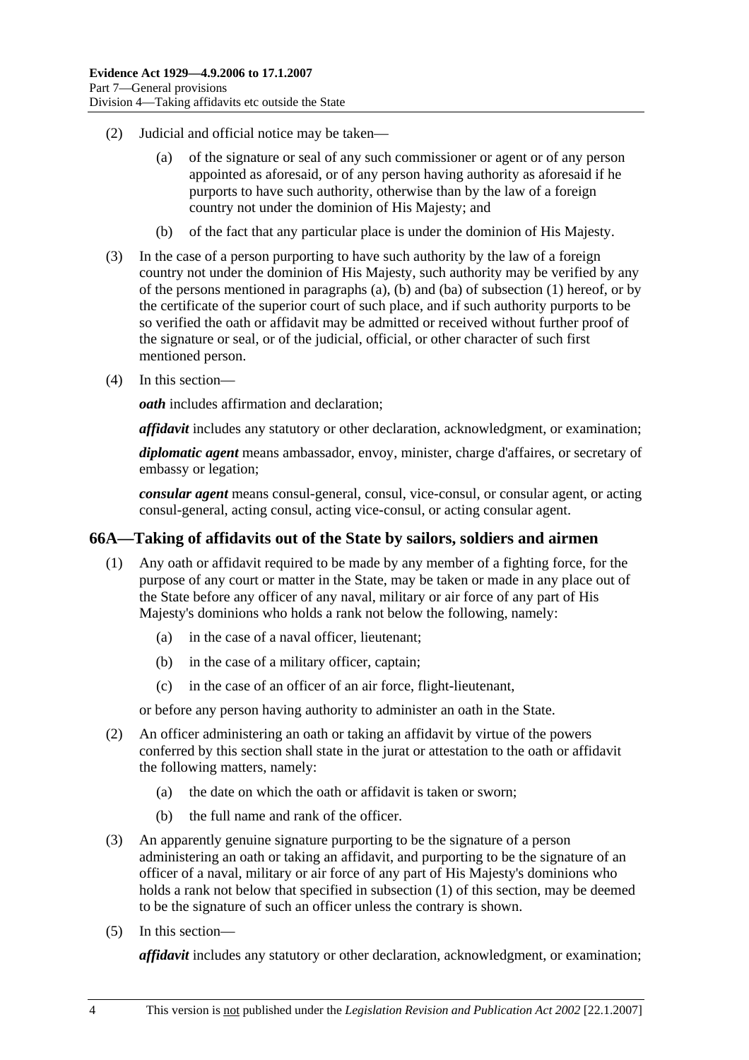(2) Judicial and official notice may be taken—

(a) of the signature or seal of any such commissioner or agent or of any person appointed as aforesaid, or of any person having authority as aforesaid if he purports to have such authority, otherwise than by the law of a foreign country not under the dominion of His Majesty; and

(b) of the fact that any particular place is under the dominion of His Majesty.

(3) In the case of a person purporting to have such authority by the law of a foreign country not under the dominion of His Majesty, such authority may be verified by any of the persons mentioned in paragraphs (a), (b) and (ba) of subsection (1) hereof, or by the certificate of the superior court of such place, and if such authority purports to be so verified the oath or affidavit may be admitted or received without further proof of the signature or seal, or of the judicial, official, or other character of such first mentioned person.

(4) In this section—

***oath*** includes affirmation and declaration;

***affidavit*** includes any statutory or other declaration, acknowledgment, or examination;

***diplomatic agent*** means ambassador, envoy, minister, charge d'affaires, or secretary of embassy or legation;

***consular agent*** means consul-general, consul, vice-consul, or consular agent, or acting consul-general, acting consul, acting vice-consul, or acting consular agent.

## 66A—Taking of affidavits out of the State by sailors, soldiers and airmen

(1) Any oath or affidavit required to be made by any member of a fighting force, for the purpose of any court or matter in the State, may be taken or made in any place out of the State before any officer of any naval, military or air force of any part of His Majesty's dominions who holds a rank not below the following, namely:

(a) in the case of a naval officer, lieutenant;

(b) in the case of a military officer, captain;

(c) in the case of an officer of an air force, flight-lieutenant,

or before any person having authority to administer an oath in the State.

(2) An officer administering an oath or taking an affidavit by virtue of the powers conferred by this section shall state in the jurat or attestation to the oath or affidavit the following matters, namely:

(a) the date on which the oath or affidavit is taken or sworn;

(b) the full name and rank of the officer.

(3) An apparently genuine signature purporting to be the signature of a person administering an oath or taking an affidavit, and purporting to be the signature of an officer of a naval, military or air force of any part of His Majesty's dominions who holds a rank not below that specified in subsection (1) of this section, may be deemed to be the signature of such an officer unless the contrary is shown.

(5) In this section—

***affidavit*** includes any statutory or other declaration, acknowledgment, or examination;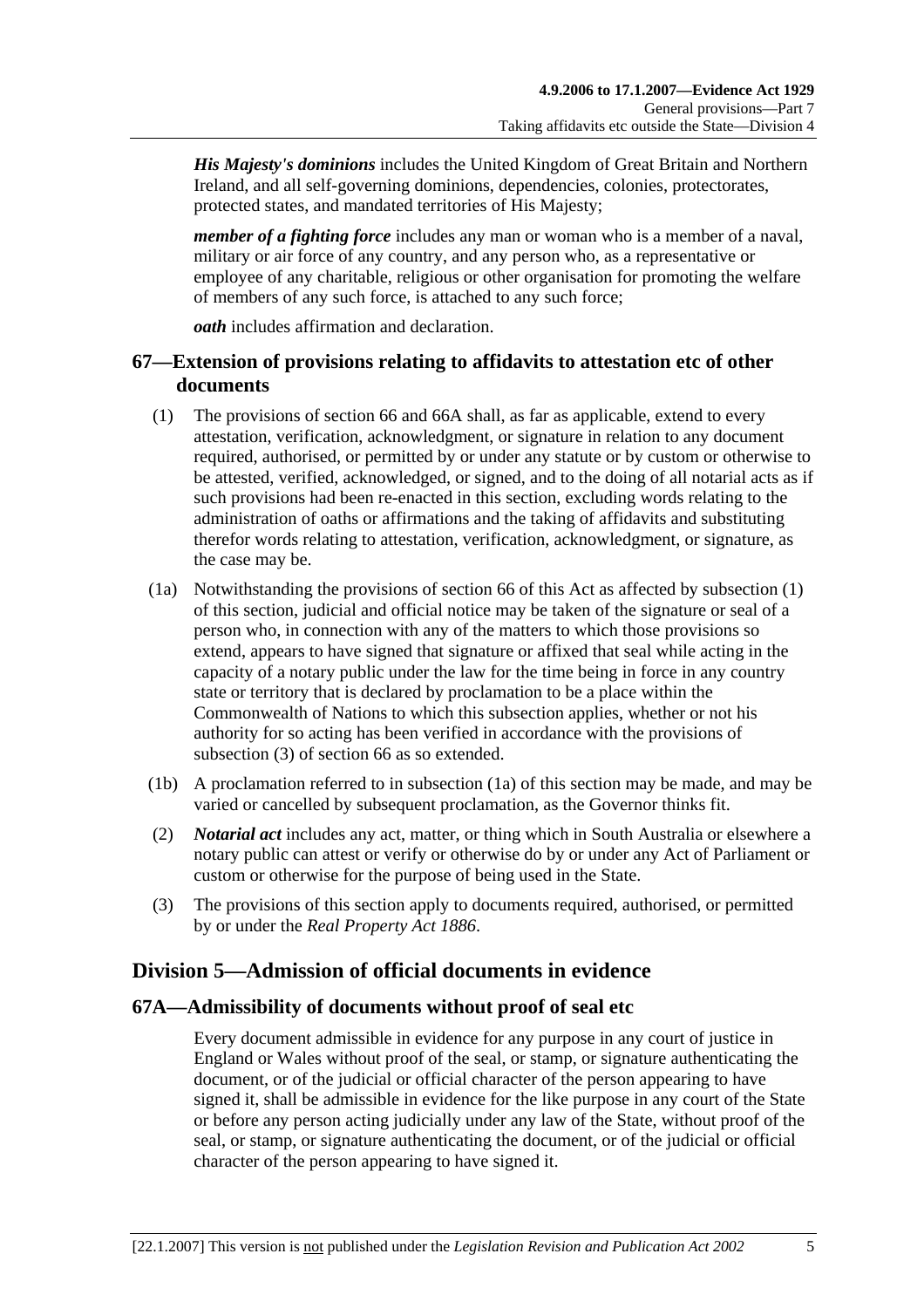***His Majesty's dominions*** includes the United Kingdom of Great Britain and Northern Ireland, and all self-governing dominions, dependencies, colonies, protectorates, protected states, and mandated territories of His Majesty;

***member of a fighting force*** includes any man or woman who is a member of a naval, military or air force of any country, and any person who, as a representative or employee of any charitable, religious or other organisation for promoting the welfare of members of any such force, is attached to any such force;

***oath*** includes affirmation and declaration.

## 67—Extension of provisions relating to affidavits to attestation etc of other documents

(1) The provisions of section 66 and 66A shall, as far as applicable, extend to every attestation, verification, acknowledgment, or signature in relation to any document required, authorised, or permitted by or under any statute or by custom or otherwise to be attested, verified, acknowledged, or signed, and to the doing of all notarial acts as if such provisions had been re-enacted in this section, excluding words relating to the administration of oaths or affirmations and the taking of affidavits and substituting therefor words relating to attestation, verification, acknowledgment, or signature, as the case may be.

(1a) Notwithstanding the provisions of section 66 of this Act as affected by subsection (1) of this section, judicial and official notice may be taken of the signature or seal of a person who, in connection with any of the matters to which those provisions so extend, appears to have signed that signature or affixed that seal while acting in the capacity of a notary public under the law for the time being in force in any country state or territory that is declared by proclamation to be a place within the Commonwealth of Nations to which this subsection applies, whether or not his authority for so acting has been verified in accordance with the provisions of subsection (3) of section 66 as so extended.

(1b) A proclamation referred to in subsection (1a) of this section may be made, and may be varied or cancelled by subsequent proclamation, as the Governor thinks fit.

(2) ***Notarial act*** includes any act, matter, or thing which in South Australia or elsewhere a notary public can attest or verify or otherwise do by or under any Act of Parliament or custom or otherwise for the purpose of being used in the State.

(3) The provisions of this section apply to documents required, authorised, or permitted by or under the *Real Property Act 1886*.

# Division 5—Admission of official documents in evidence

## 67A—Admissibility of documents without proof of seal etc

Every document admissible in evidence for any purpose in any court of justice in England or Wales without proof of the seal, or stamp, or signature authenticating the document, or of the judicial or official character of the person appearing to have signed it, shall be admissible in evidence for the like purpose in any court of the State or before any person acting judicially under any law of the State, without proof of the seal, or stamp, or signature authenticating the document, or of the judicial or official character of the person appearing to have signed it.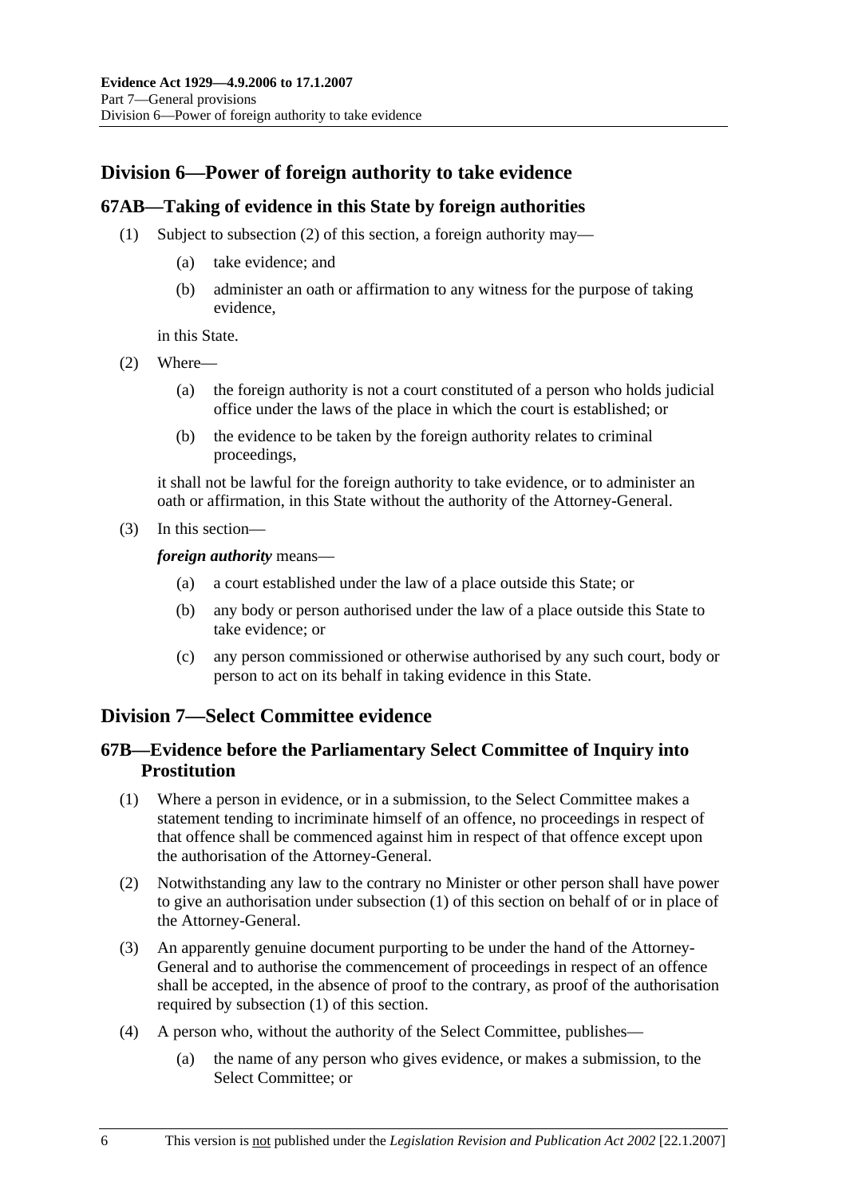## Division 6—Power of foreign authority to take evidence

### 67AB—Taking of evidence in this State by foreign authorities

(1) Subject to subsection (2) of this section, a foreign authority may—

  (a) take evidence; and

  (b) administer an oath or affirmation to any witness for the purpose of taking evidence,

in this State.

(2) Where—

  (a) the foreign authority is not a court constituted of a person who holds judicial office under the laws of the place in which the court is established; or

  (b) the evidence to be taken by the foreign authority relates to criminal proceedings,

it shall not be lawful for the foreign authority to take evidence, or to administer an oath or affirmation, in this State without the authority of the Attorney-General.

(3) In this section—

***foreign authority*** means—

  (a) a court established under the law of a place outside this State; or

  (b) any body or person authorised under the law of a place outside this State to take evidence; or

  (c) any person commissioned or otherwise authorised by any such court, body or person to act on its behalf in taking evidence in this State.

## Division 7—Select Committee evidence

### 67B—Evidence before the Parliamentary Select Committee of Inquiry into Prostitution

(1) Where a person in evidence, or in a submission, to the Select Committee makes a statement tending to incriminate himself of an offence, no proceedings in respect of that offence shall be commenced against him in respect of that offence except upon the authorisation of the Attorney-General.

(2) Notwithstanding any law to the contrary no Minister or other person shall have power to give an authorisation under subsection (1) of this section on behalf of or in place of the Attorney-General.

(3) An apparently genuine document purporting to be under the hand of the Attorney-General and to authorise the commencement of proceedings in respect of an offence shall be accepted, in the absence of proof to the contrary, as proof of the authorisation required by subsection (1) of this section.

(4) A person who, without the authority of the Select Committee, publishes—

  (a) the name of any person who gives evidence, or makes a submission, to the Select Committee; or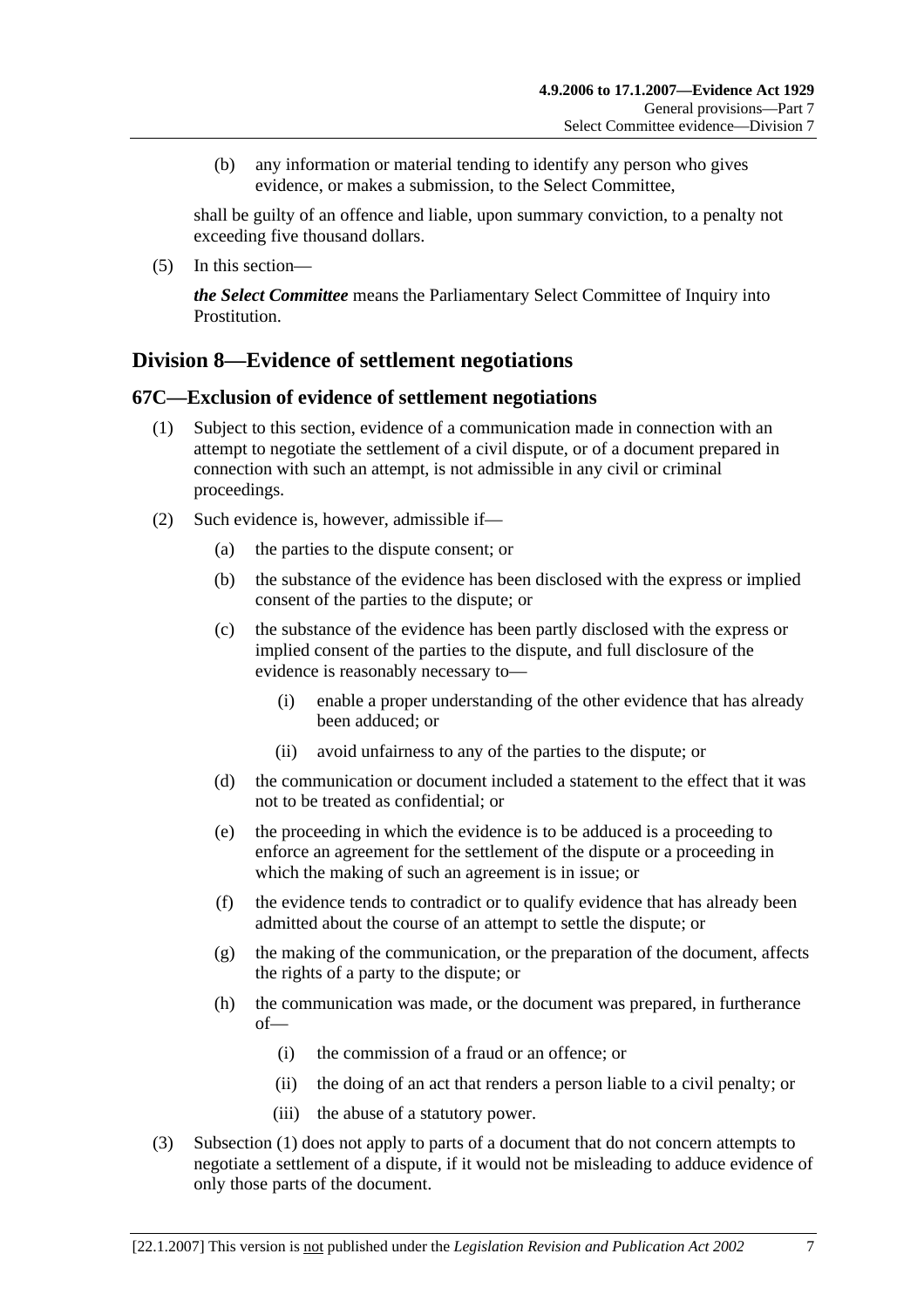(b) any information or material tending to identify any person who gives evidence, or makes a submission, to the Select Committee,

shall be guilty of an offence and liable, upon summary conviction, to a penalty not exceeding five thousand dollars.

(5) In this section—

***the Select Committee*** means the Parliamentary Select Committee of Inquiry into Prostitution.

## Division 8—Evidence of settlement negotiations

### 67C—Exclusion of evidence of settlement negotiations

(1) Subject to this section, evidence of a communication made in connection with an attempt to negotiate the settlement of a civil dispute, or of a document prepared in connection with such an attempt, is not admissible in any civil or criminal proceedings.

(2) Such evidence is, however, admissible if—

- (a) the parties to the dispute consent; or
- (b) the substance of the evidence has been disclosed with the express or implied consent of the parties to the dispute; or
- (c) the substance of the evidence has been partly disclosed with the express or implied consent of the parties to the dispute, and full disclosure of the evidence is reasonably necessary to—
  - (i) enable a proper understanding of the other evidence that has already been adduced; or
  - (ii) avoid unfairness to any of the parties to the dispute; or
- (d) the communication or document included a statement to the effect that it was not to be treated as confidential; or
- (e) the proceeding in which the evidence is to be adduced is a proceeding to enforce an agreement for the settlement of the dispute or a proceeding in which the making of such an agreement is in issue; or
- (f) the evidence tends to contradict or to qualify evidence that has already been admitted about the course of an attempt to settle the dispute; or
- (g) the making of the communication, or the preparation of the document, affects the rights of a party to the dispute; or
- (h) the communication was made, or the document was prepared, in furtherance of—
  - (i) the commission of a fraud or an offence; or
  - (ii) the doing of an act that renders a person liable to a civil penalty; or
  - (iii) the abuse of a statutory power.

(3) Subsection (1) does not apply to parts of a document that do not concern attempts to negotiate a settlement of a dispute, if it would not be misleading to adduce evidence of only those parts of the document.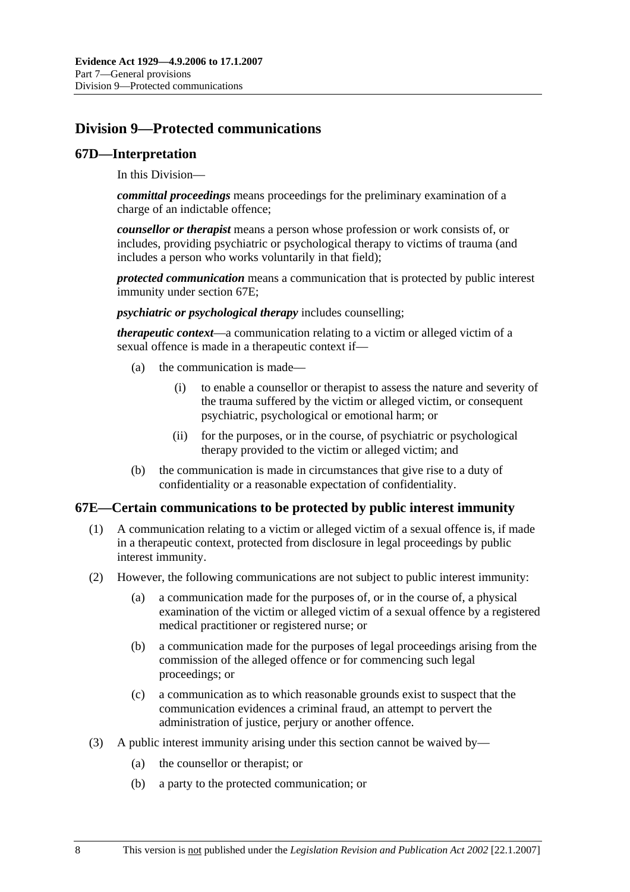## Division 9—Protected communications

### 67D—Interpretation

In this Division—

***committal proceedings*** means proceedings for the preliminary examination of a charge of an indictable offence;

***counsellor or therapist*** means a person whose profession or work consists of, or includes, providing psychiatric or psychological therapy to victims of trauma (and includes a person who works voluntarily in that field);

***protected communication*** means a communication that is protected by public interest immunity under section 67E;

***psychiatric or psychological therapy*** includes counselling;

***therapeutic context***—a communication relating to a victim or alleged victim of a sexual offence is made in a therapeutic context if—

- (a) the communication is made—
  - (i) to enable a counsellor or therapist to assess the nature and severity of the trauma suffered by the victim or alleged victim, or consequent psychiatric, psychological or emotional harm; or
  - (ii) for the purposes, or in the course, of psychiatric or psychological therapy provided to the victim or alleged victim; and
- (b) the communication is made in circumstances that give rise to a duty of confidentiality or a reasonable expectation of confidentiality.

### 67E—Certain communications to be protected by public interest immunity

(1) A communication relating to a victim or alleged victim of a sexual offence is, if made in a therapeutic context, protected from disclosure in legal proceedings by public interest immunity.

(2) However, the following communications are not subject to public interest immunity:

- (a) a communication made for the purposes of, or in the course of, a physical examination of the victim or alleged victim of a sexual offence by a registered medical practitioner or registered nurse; or
- (b) a communication made for the purposes of legal proceedings arising from the commission of the alleged offence or for commencing such legal proceedings; or
- (c) a communication as to which reasonable grounds exist to suspect that the communication evidences a criminal fraud, an attempt to pervert the administration of justice, perjury or another offence.

(3) A public interest immunity arising under this section cannot be waived by—

- (a) the counsellor or therapist; or
- (b) a party to the protected communication; or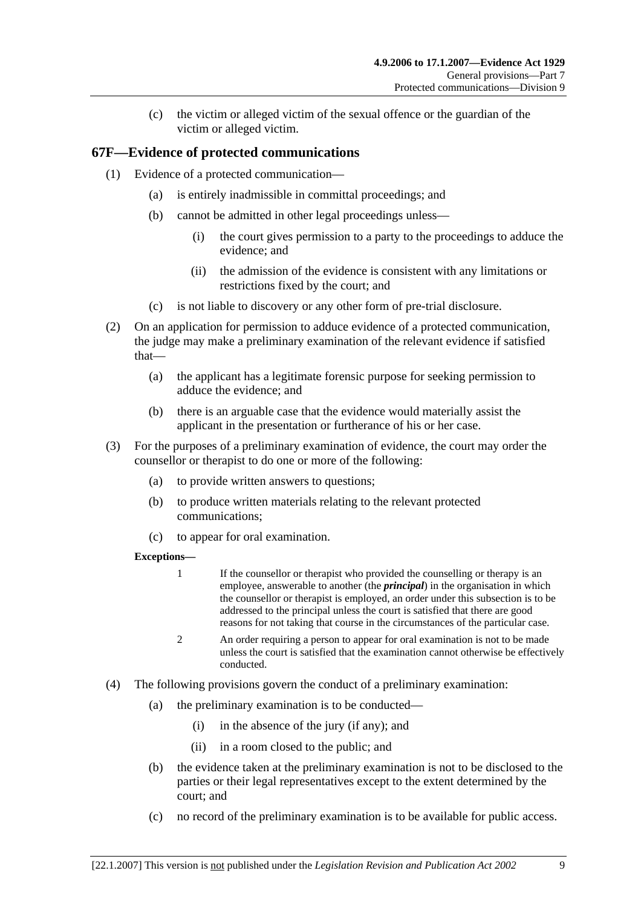(c) the victim or alleged victim of the sexual offence or the guardian of the victim or alleged victim.

## 67F—Evidence of protected communications

(1) Evidence of a protected communication—

(a) is entirely inadmissible in committal proceedings; and

(b) cannot be admitted in other legal proceedings unless—

(i) the court gives permission to a party to the proceedings to adduce the evidence; and

(ii) the admission of the evidence is consistent with any limitations or restrictions fixed by the court; and

(c) is not liable to discovery or any other form of pre-trial disclosure.

(2) On an application for permission to adduce evidence of a protected communication, the judge may make a preliminary examination of the relevant evidence if satisfied that—

(a) the applicant has a legitimate forensic purpose for seeking permission to adduce the evidence; and

(b) there is an arguable case that the evidence would materially assist the applicant in the presentation or furtherance of his or her case.

(3) For the purposes of a preliminary examination of evidence, the court may order the counsellor or therapist to do one or more of the following:

(a) to provide written answers to questions;

(b) to produce written materials relating to the relevant protected communications;

(c) to appear for oral examination.

**Exceptions—**

1 If the counsellor or therapist who provided the counselling or therapy is an employee, answerable to another (the ***principal***) in the organisation in which the counsellor or therapist is employed, an order under this subsection is to be addressed to the principal unless the court is satisfied that there are good reasons for not taking that course in the circumstances of the particular case.

2 An order requiring a person to appear for oral examination is not to be made unless the court is satisfied that the examination cannot otherwise be effectively conducted.

(4) The following provisions govern the conduct of a preliminary examination:

(a) the preliminary examination is to be conducted—

(i) in the absence of the jury (if any); and

(ii) in a room closed to the public; and

(b) the evidence taken at the preliminary examination is not to be disclosed to the parties or their legal representatives except to the extent determined by the court; and

(c) no record of the preliminary examination is to be available for public access.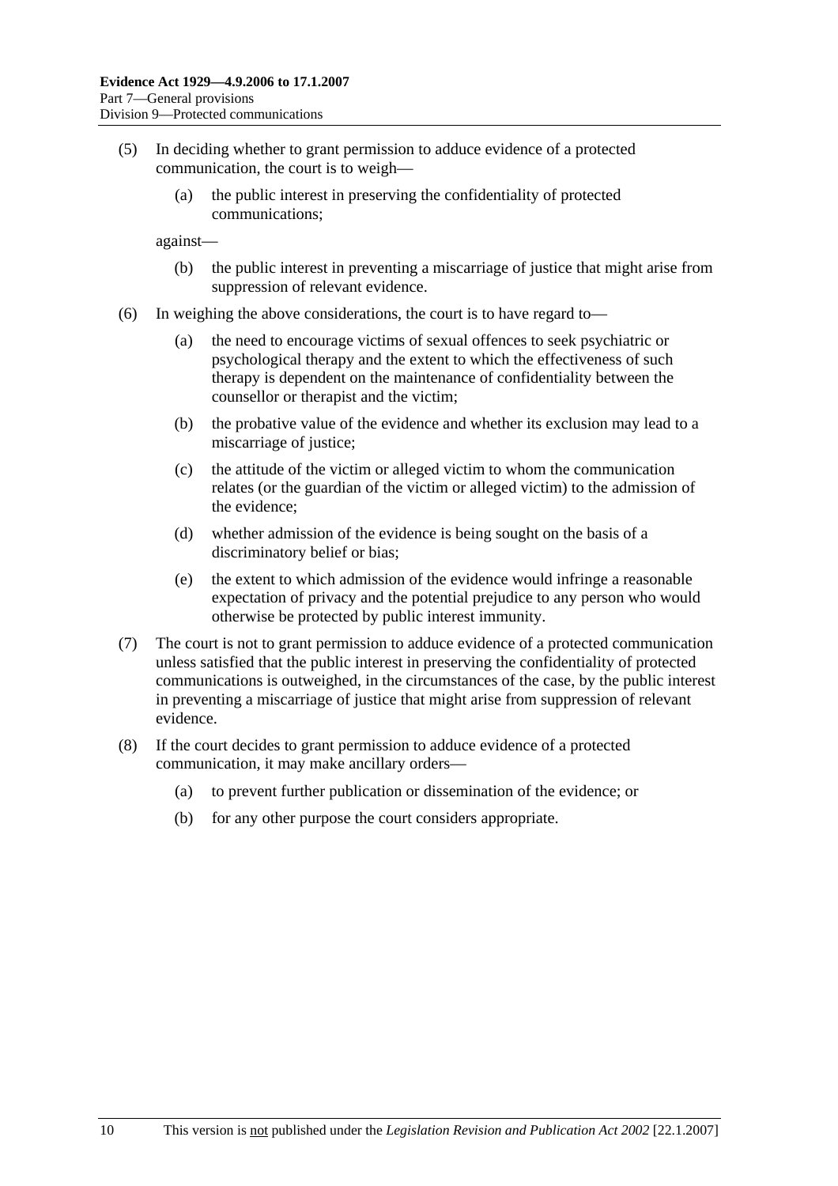(5) In deciding whether to grant permission to adduce evidence of a protected communication, the court is to weigh—

   (a) the public interest in preserving the confidentiality of protected communications;

   against—

   (b) the public interest in preventing a miscarriage of justice that might arise from suppression of relevant evidence.

(6) In weighing the above considerations, the court is to have regard to—

   (a) the need to encourage victims of sexual offences to seek psychiatric or psychological therapy and the extent to which the effectiveness of such therapy is dependent on the maintenance of confidentiality between the counsellor or therapist and the victim;

   (b) the probative value of the evidence and whether its exclusion may lead to a miscarriage of justice;

   (c) the attitude of the victim or alleged victim to whom the communication relates (or the guardian of the victim or alleged victim) to the admission of the evidence;

   (d) whether admission of the evidence is being sought on the basis of a discriminatory belief or bias;

   (e) the extent to which admission of the evidence would infringe a reasonable expectation of privacy and the potential prejudice to any person who would otherwise be protected by public interest immunity.

(7) The court is not to grant permission to adduce evidence of a protected communication unless satisfied that the public interest in preserving the confidentiality of protected communications is outweighed, in the circumstances of the case, by the public interest in preventing a miscarriage of justice that might arise from suppression of relevant evidence.

(8) If the court decides to grant permission to adduce evidence of a protected communication, it may make ancillary orders—

   (a) to prevent further publication or dissemination of the evidence; or

   (b) for any other purpose the court considers appropriate.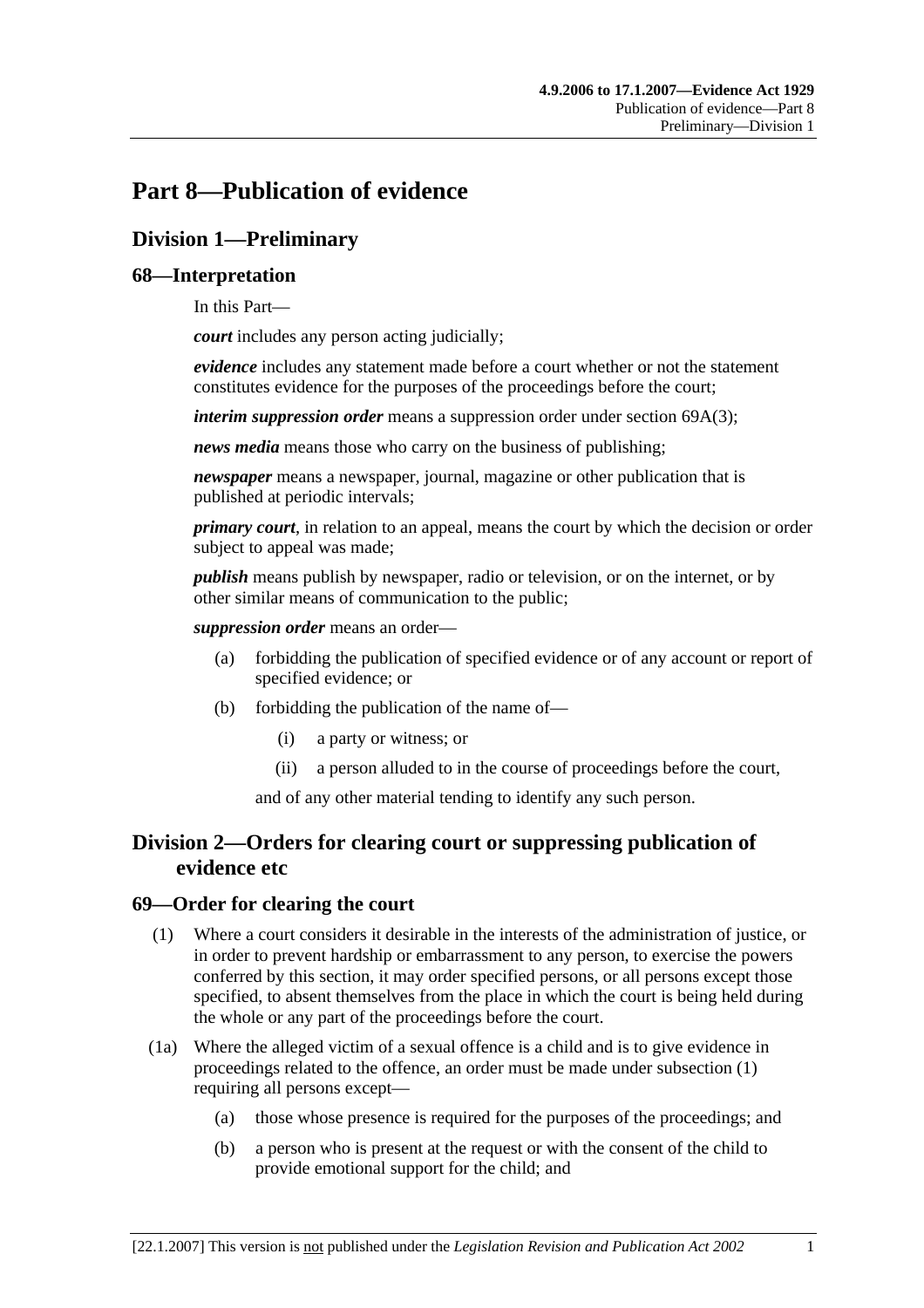# Part 8—Publication of evidence

## Division 1—Preliminary

### 68—Interpretation

In this Part—

***court*** includes any person acting judicially;

***evidence*** includes any statement made before a court whether or not the statement constitutes evidence for the purposes of the proceedings before the court;

***interim suppression order*** means a suppression order under section 69A(3);

***news media*** means those who carry on the business of publishing;

***newspaper*** means a newspaper, journal, magazine or other publication that is published at periodic intervals;

***primary court***, in relation to an appeal, means the court by which the decision or order subject to appeal was made;

***publish*** means publish by newspaper, radio or television, or on the internet, or by other similar means of communication to the public;

***suppression order*** means an order—

- (a) forbidding the publication of specified evidence or of any account or report of specified evidence; or
- (b) forbidding the publication of the name of—
    - (i) a party or witness; or
    - (ii) a person alluded to in the course of proceedings before the court,

  and of any other material tending to identify any such person.

## Division 2—Orders for clearing court or suppressing publication of evidence etc

### 69—Order for clearing the court

(1) Where a court considers it desirable in the interests of the administration of justice, or in order to prevent hardship or embarrassment to any person, to exercise the powers conferred by this section, it may order specified persons, or all persons except those specified, to absent themselves from the place in which the court is being held during the whole or any part of the proceedings before the court.

(1a) Where the alleged victim of a sexual offence is a child and is to give evidence in proceedings related to the offence, an order must be made under subsection (1) requiring all persons except—

- (a) those whose presence is required for the purposes of the proceedings; and
- (b) a person who is present at the request or with the consent of the child to provide emotional support for the child; and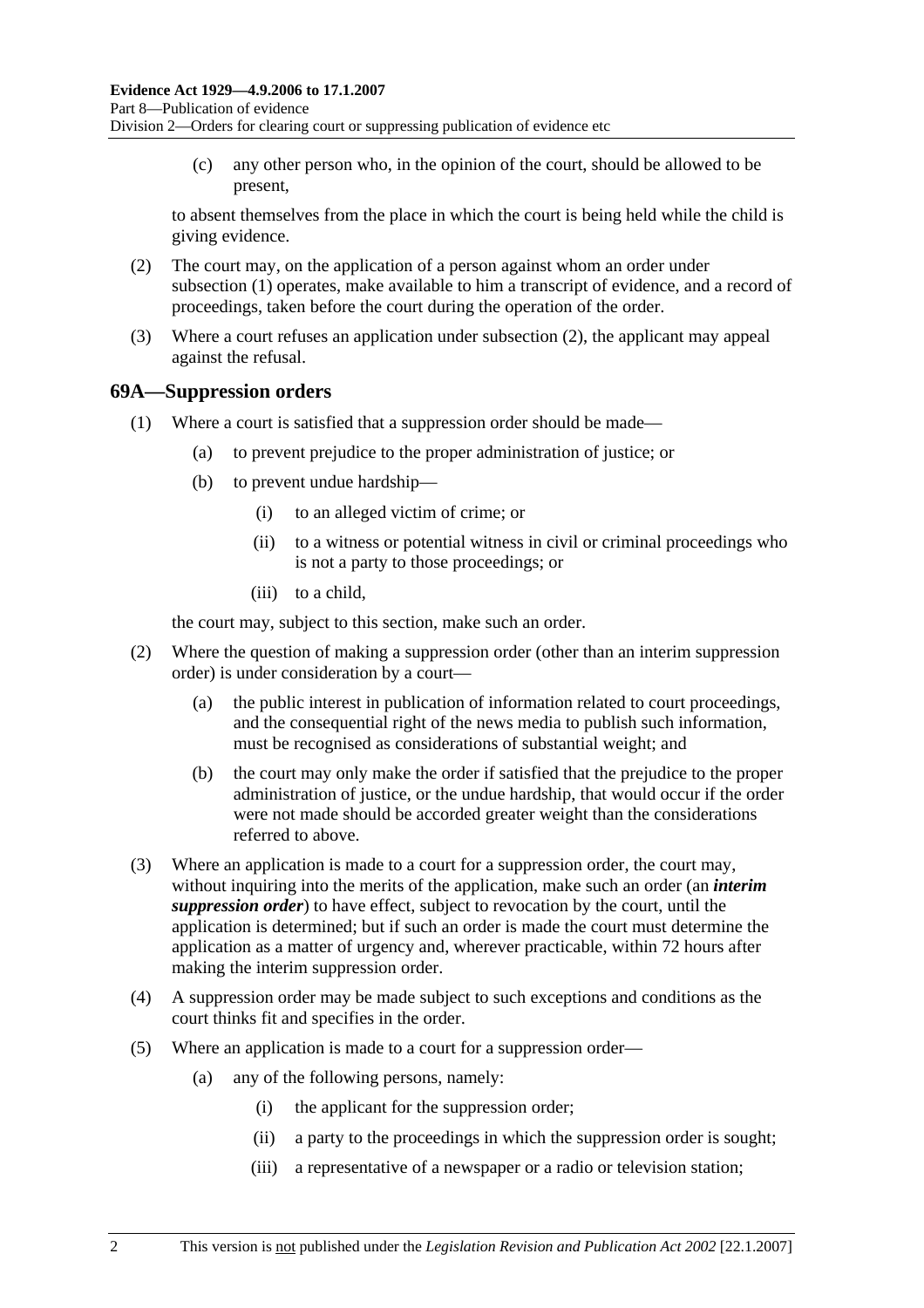(c) any other person who, in the opinion of the court, should be allowed to be present,

to absent themselves from the place in which the court is being held while the child is giving evidence.

(2) The court may, on the application of a person against whom an order under subsection (1) operates, make available to him a transcript of evidence, and a record of proceedings, taken before the court during the operation of the order.

(3) Where a court refuses an application under subsection (2), the applicant may appeal against the refusal.

## 69A—Suppression orders

(1) Where a court is satisfied that a suppression order should be made—

(a) to prevent prejudice to the proper administration of justice; or

(b) to prevent undue hardship—

(i) to an alleged victim of crime; or

(ii) to a witness or potential witness in civil or criminal proceedings who is not a party to those proceedings; or

(iii) to a child,

the court may, subject to this section, make such an order.

(2) Where the question of making a suppression order (other than an interim suppression order) is under consideration by a court—

(a) the public interest in publication of information related to court proceedings, and the consequential right of the news media to publish such information, must be recognised as considerations of substantial weight; and

(b) the court may only make the order if satisfied that the prejudice to the proper administration of justice, or the undue hardship, that would occur if the order were not made should be accorded greater weight than the considerations referred to above.

(3) Where an application is made to a court for a suppression order, the court may, without inquiring into the merits of the application, make such an order (an ***interim suppression order***) to have effect, subject to revocation by the court, until the application is determined; but if such an order is made the court must determine the application as a matter of urgency and, wherever practicable, within 72 hours after making the interim suppression order.

(4) A suppression order may be made subject to such exceptions and conditions as the court thinks fit and specifies in the order.

(5) Where an application is made to a court for a suppression order—

(a) any of the following persons, namely:

(i) the applicant for the suppression order;

(ii) a party to the proceedings in which the suppression order is sought;

(iii) a representative of a newspaper or a radio or television station;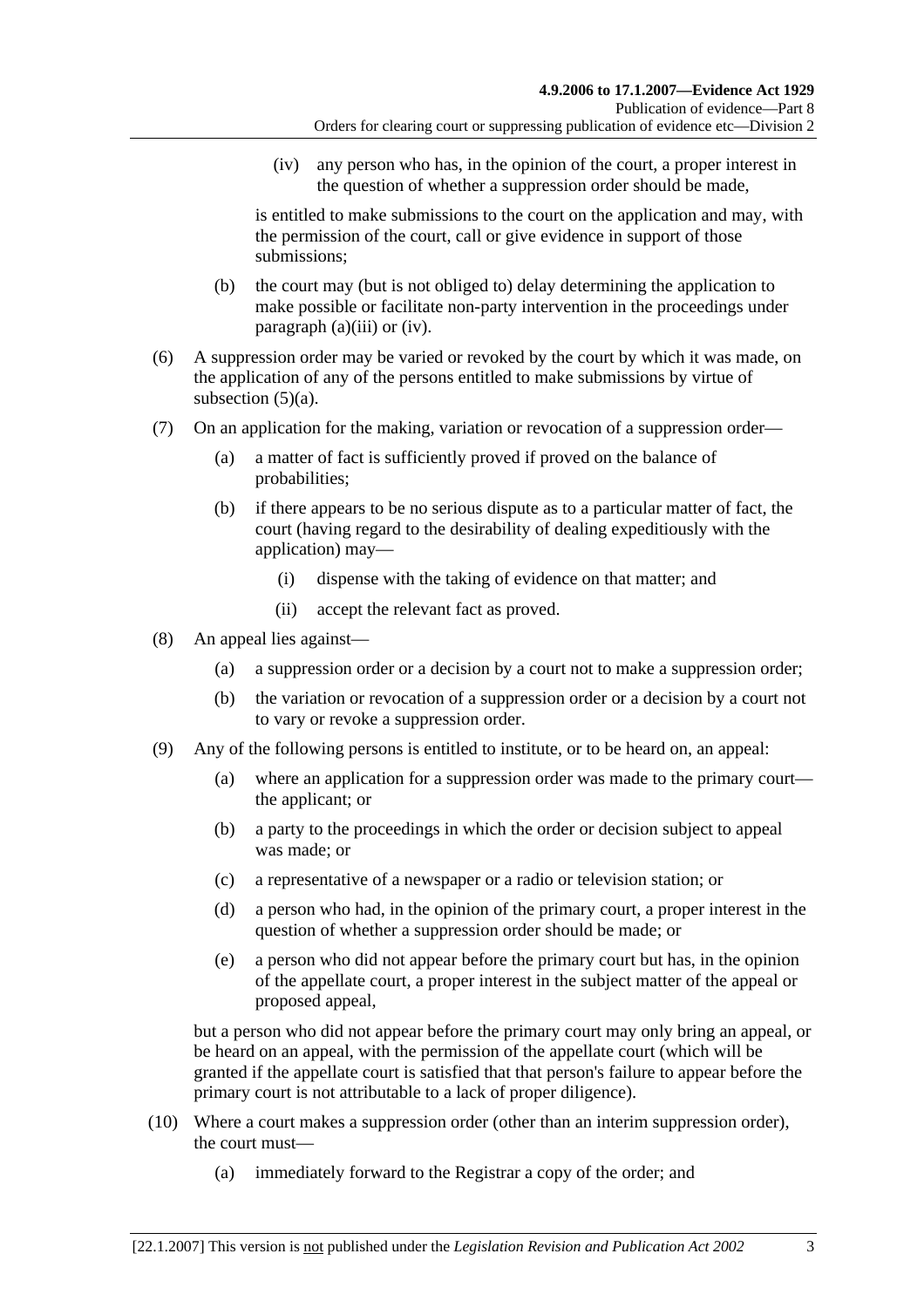(iv) any person who has, in the opinion of the court, a proper interest in the question of whether a suppression order should be made,

is entitled to make submissions to the court on the application and may, with the permission of the court, call or give evidence in support of those submissions;

(b) the court may (but is not obliged to) delay determining the application to make possible or facilitate non-party intervention in the proceedings under paragraph (a)(iii) or (iv).

(6) A suppression order may be varied or revoked by the court by which it was made, on the application of any of the persons entitled to make submissions by virtue of subsection (5)(a).

(7) On an application for the making, variation or revocation of a suppression order—

(a) a matter of fact is sufficiently proved if proved on the balance of probabilities;

(b) if there appears to be no serious dispute as to a particular matter of fact, the court (having regard to the desirability of dealing expeditiously with the application) may—

(i) dispense with the taking of evidence on that matter; and

(ii) accept the relevant fact as proved.

(8) An appeal lies against—

(a) a suppression order or a decision by a court not to make a suppression order;

(b) the variation or revocation of a suppression order or a decision by a court not to vary or revoke a suppression order.

(9) Any of the following persons is entitled to institute, or to be heard on, an appeal:

(a) where an application for a suppression order was made to the primary court—the applicant; or

(b) a party to the proceedings in which the order or decision subject to appeal was made; or

(c) a representative of a newspaper or a radio or television station; or

(d) a person who had, in the opinion of the primary court, a proper interest in the question of whether a suppression order should be made; or

(e) a person who did not appear before the primary court but has, in the opinion of the appellate court, a proper interest in the subject matter of the appeal or proposed appeal,

but a person who did not appear before the primary court may only bring an appeal, or be heard on an appeal, with the permission of the appellate court (which will be granted if the appellate court is satisfied that that person's failure to appear before the primary court is not attributable to a lack of proper diligence).

(10) Where a court makes a suppression order (other than an interim suppression order), the court must—

(a) immediately forward to the Registrar a copy of the order; and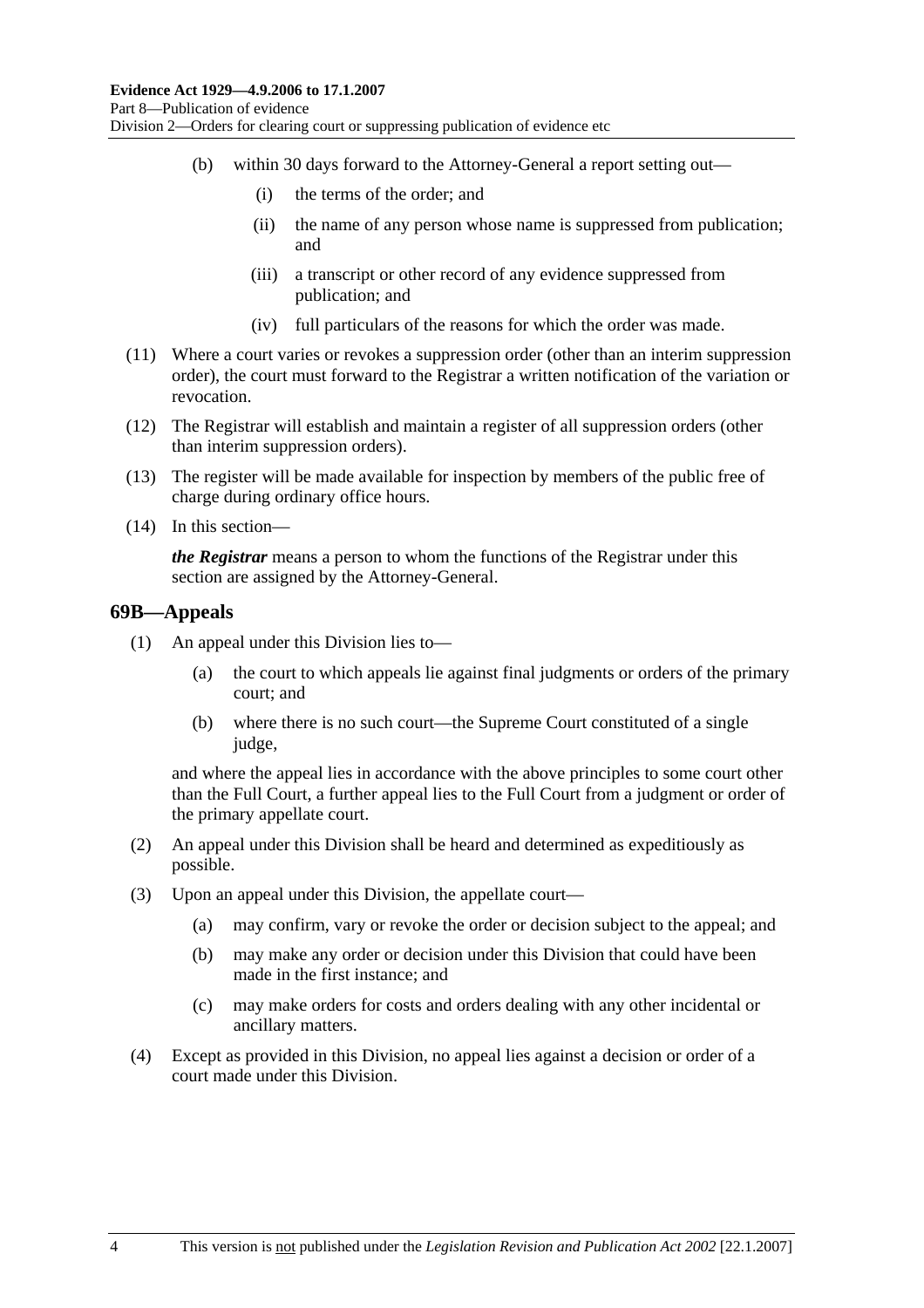(b) within 30 days forward to the Attorney-General a report setting out—

(i) the terms of the order; and

(ii) the name of any person whose name is suppressed from publication; and

(iii) a transcript or other record of any evidence suppressed from publication; and

(iv) full particulars of the reasons for which the order was made.

(11) Where a court varies or revokes a suppression order (other than an interim suppression order), the court must forward to the Registrar a written notification of the variation or revocation.

(12) The Registrar will establish and maintain a register of all suppression orders (other than interim suppression orders).

(13) The register will be made available for inspection by members of the public free of charge during ordinary office hours.

(14) In this section—

***the Registrar*** means a person to whom the functions of the Registrar under this section are assigned by the Attorney-General.

## 69B—Appeals

(1) An appeal under this Division lies to—

(a) the court to which appeals lie against final judgments or orders of the primary court; and

(b) where there is no such court—the Supreme Court constituted of a single judge,

and where the appeal lies in accordance with the above principles to some court other than the Full Court, a further appeal lies to the Full Court from a judgment or order of the primary appellate court.

(2) An appeal under this Division shall be heard and determined as expeditiously as possible.

(3) Upon an appeal under this Division, the appellate court—

(a) may confirm, vary or revoke the order or decision subject to the appeal; and

(b) may make any order or decision under this Division that could have been made in the first instance; and

(c) may make orders for costs and orders dealing with any other incidental or ancillary matters.

(4) Except as provided in this Division, no appeal lies against a decision or order of a court made under this Division.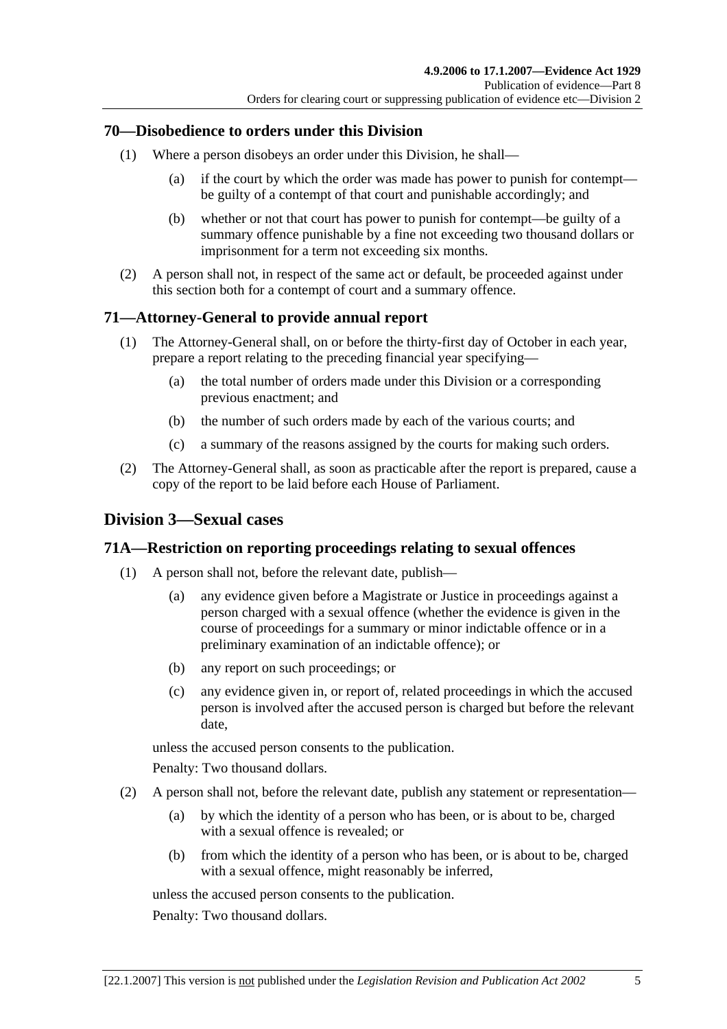## 70—Disobedience to orders under this Division

(1) Where a person disobeys an order under this Division, he shall—

(a) if the court by which the order was made has power to punish for contempt—be guilty of a contempt of that court and punishable accordingly; and

(b) whether or not that court has power to punish for contempt—be guilty of a summary offence punishable by a fine not exceeding two thousand dollars or imprisonment for a term not exceeding six months.

(2) A person shall not, in respect of the same act or default, be proceeded against under this section both for a contempt of court and a summary offence.

## 71—Attorney-General to provide annual report

(1) The Attorney-General shall, on or before the thirty-first day of October in each year, prepare a report relating to the preceding financial year specifying—

(a) the total number of orders made under this Division or a corresponding previous enactment; and

(b) the number of such orders made by each of the various courts; and

(c) a summary of the reasons assigned by the courts for making such orders.

(2) The Attorney-General shall, as soon as practicable after the report is prepared, cause a copy of the report to be laid before each House of Parliament.

# Division 3—Sexual cases

## 71A—Restriction on reporting proceedings relating to sexual offences

(1) A person shall not, before the relevant date, publish—

(a) any evidence given before a Magistrate or Justice in proceedings against a person charged with a sexual offence (whether the evidence is given in the course of proceedings for a summary or minor indictable offence or in a preliminary examination of an indictable offence); or

(b) any report on such proceedings; or

(c) any evidence given in, or report of, related proceedings in which the accused person is involved after the accused person is charged but before the relevant date,

unless the accused person consents to the publication.

Penalty: Two thousand dollars.

(2) A person shall not, before the relevant date, publish any statement or representation—

(a) by which the identity of a person who has been, or is about to be, charged with a sexual offence is revealed; or

(b) from which the identity of a person who has been, or is about to be, charged with a sexual offence, might reasonably be inferred,

unless the accused person consents to the publication.

Penalty: Two thousand dollars.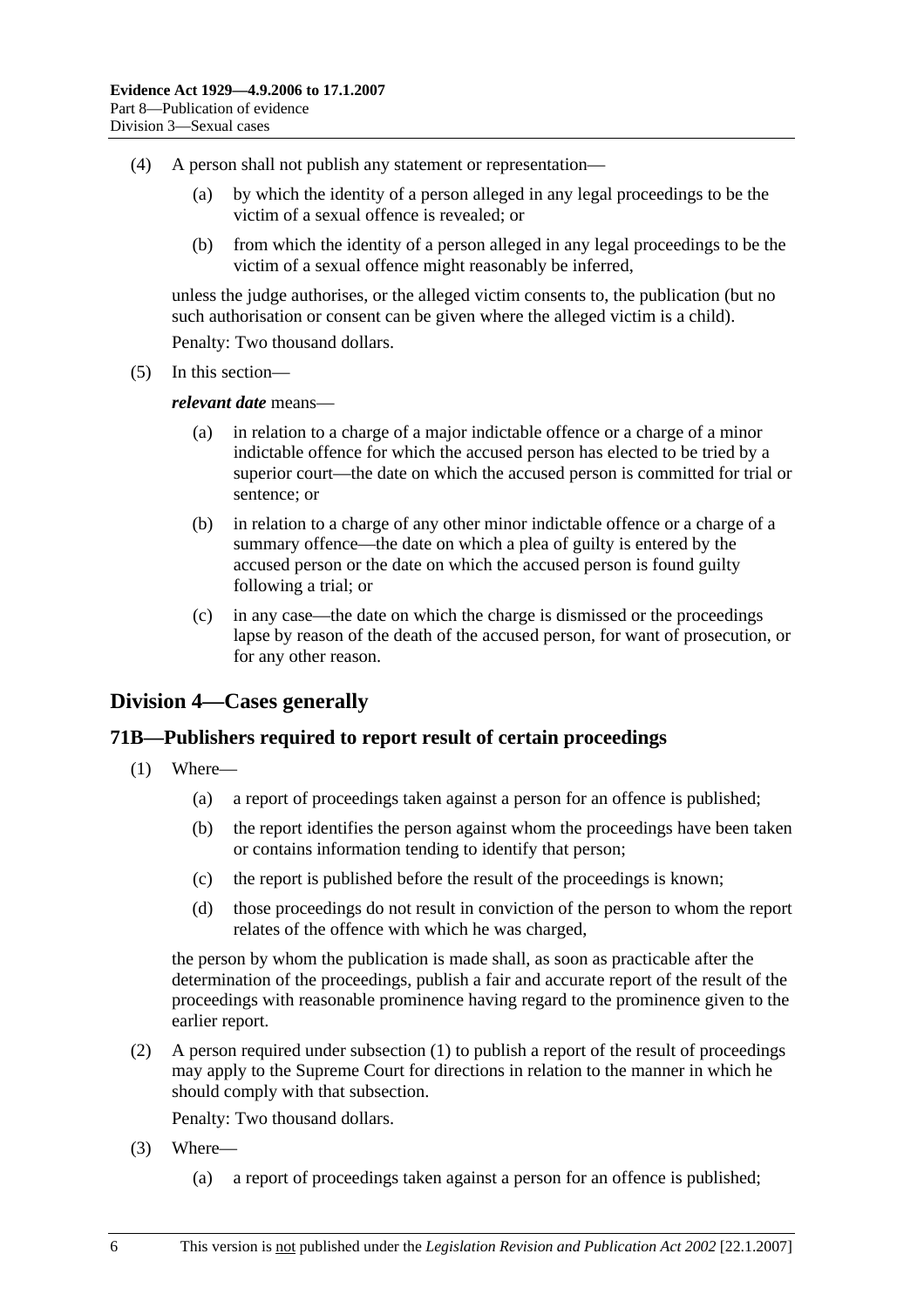(4) A person shall not publish any statement or representation—

(a) by which the identity of a person alleged in any legal proceedings to be the victim of a sexual offence is revealed; or

(b) from which the identity of a person alleged in any legal proceedings to be the victim of a sexual offence might reasonably be inferred,

unless the judge authorises, or the alleged victim consents to, the publication (but no such authorisation or consent can be given where the alleged victim is a child).

Penalty: Two thousand dollars.

(5) In this section—

***relevant date*** means—

(a) in relation to a charge of a major indictable offence or a charge of a minor indictable offence for which the accused person has elected to be tried by a superior court—the date on which the accused person is committed for trial or sentence; or

(b) in relation to a charge of any other minor indictable offence or a charge of a summary offence—the date on which a plea of guilty is entered by the accused person or the date on which the accused person is found guilty following a trial; or

(c) in any case—the date on which the charge is dismissed or the proceedings lapse by reason of the death of the accused person, for want of prosecution, or for any other reason.

## Division 4—Cases generally

### 71B—Publishers required to report result of certain proceedings

(1) Where—

(a) a report of proceedings taken against a person for an offence is published;

(b) the report identifies the person against whom the proceedings have been taken or contains information tending to identify that person;

(c) the report is published before the result of the proceedings is known;

(d) those proceedings do not result in conviction of the person to whom the report relates of the offence with which he was charged,

the person by whom the publication is made shall, as soon as practicable after the determination of the proceedings, publish a fair and accurate report of the result of the proceedings with reasonable prominence having regard to the prominence given to the earlier report.

(2) A person required under subsection (1) to publish a report of the result of proceedings may apply to the Supreme Court for directions in relation to the manner in which he should comply with that subsection.

Penalty: Two thousand dollars.

(3) Where—

(a) a report of proceedings taken against a person for an offence is published;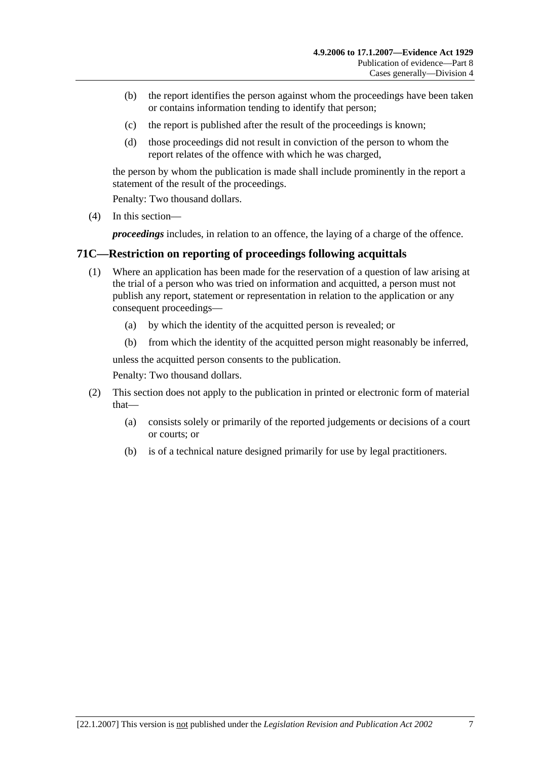(b) the report identifies the person against whom the proceedings have been taken or contains information tending to identify that person;

(c) the report is published after the result of the proceedings is known;

(d) those proceedings did not result in conviction of the person to whom the report relates of the offence with which he was charged,

the person by whom the publication is made shall include prominently in the report a statement of the result of the proceedings.

Penalty: Two thousand dollars.

(4) In this section—

***proceedings*** includes, in relation to an offence, the laying of a charge of the offence.

## 71C—Restriction on reporting of proceedings following acquittals

(1) Where an application has been made for the reservation of a question of law arising at the trial of a person who was tried on information and acquitted, a person must not publish any report, statement or representation in relation to the application or any consequent proceedings—

(a) by which the identity of the acquitted person is revealed; or

(b) from which the identity of the acquitted person might reasonably be inferred,

unless the acquitted person consents to the publication.

Penalty: Two thousand dollars.

(2) This section does not apply to the publication in printed or electronic form of material that—

(a) consists solely or primarily of the reported judgements or decisions of a court or courts; or

(b) is of a technical nature designed primarily for use by legal practitioners.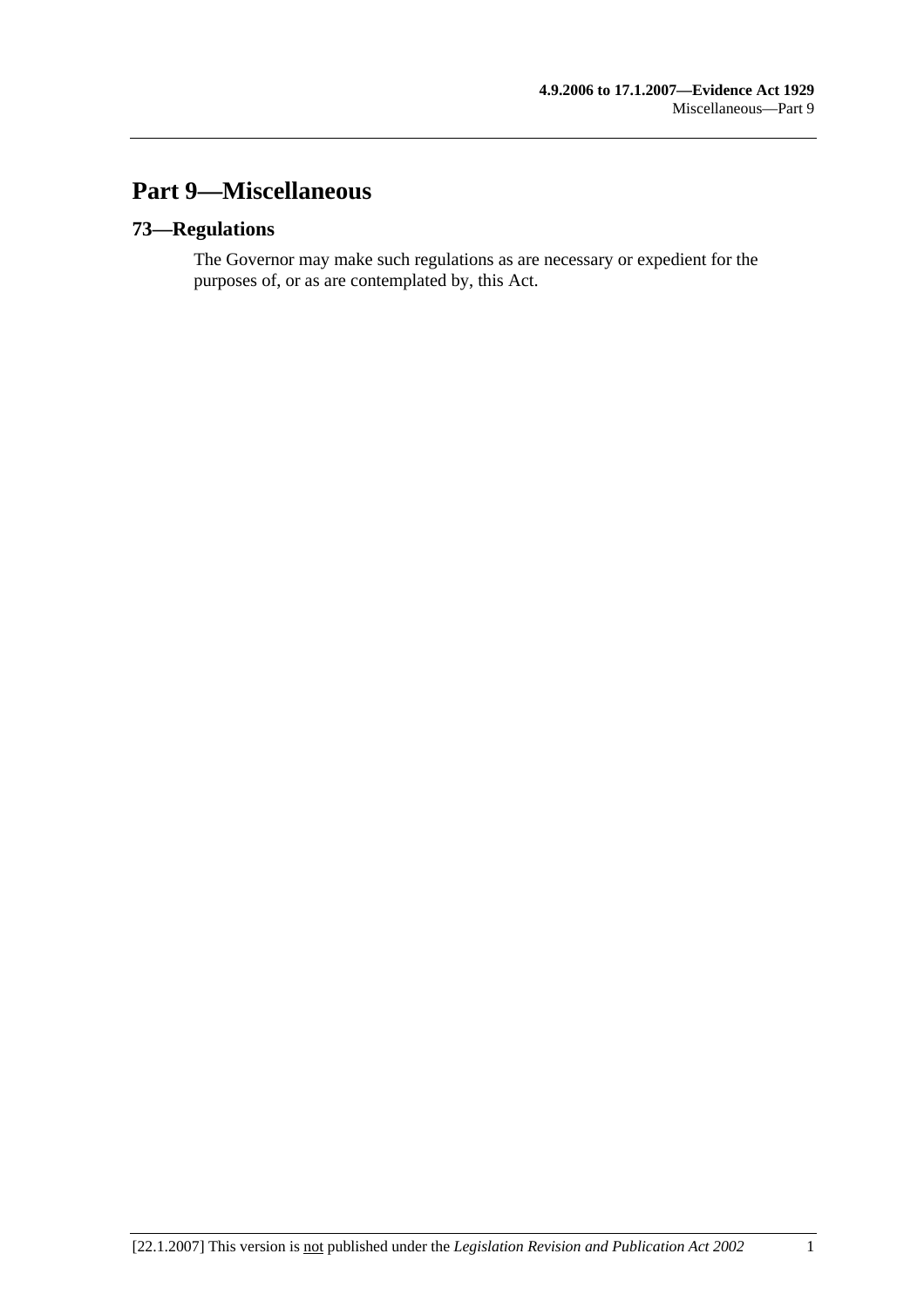# Part 9—Miscellaneous

## 73—Regulations

The Governor may make such regulations as are necessary or expedient for the purposes of, or as are contemplated by, this Act.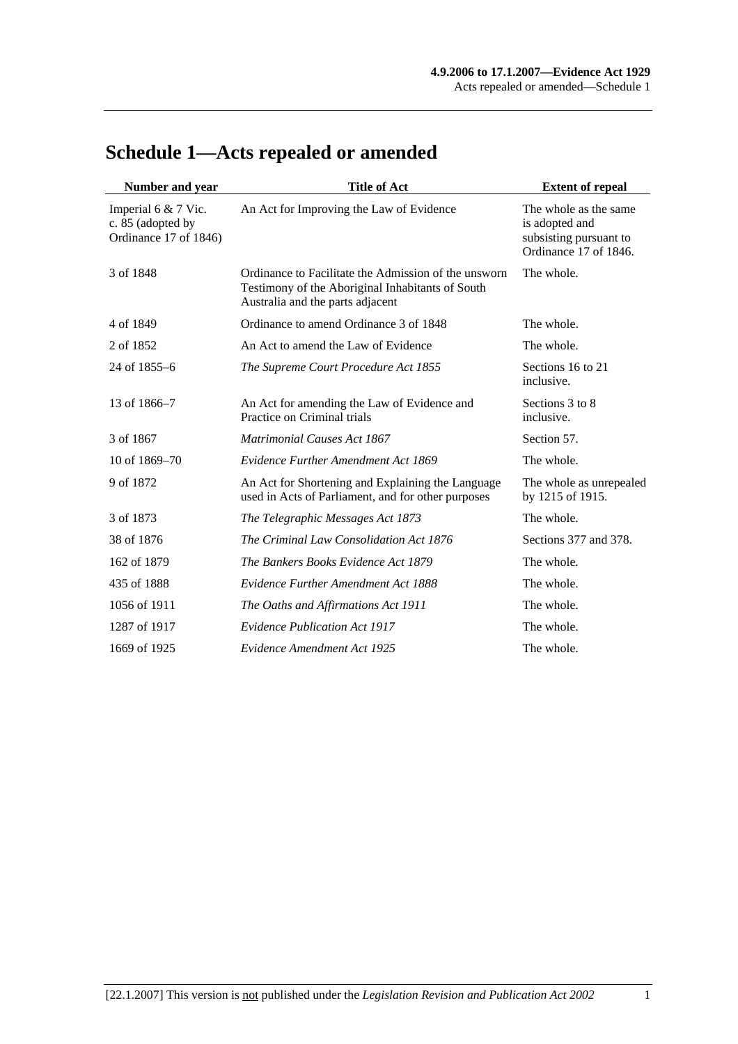# Schedule 1—Acts repealed or amended

| Number and year | Title of Act | Extent of repeal |
|---|---|---|
| Imperial 6 & 7 Vic. c. 85 (adopted by Ordinance 17 of 1846) | An Act for Improving the Law of Evidence | The whole as the same is adopted and subsisting pursuant to Ordinance 17 of 1846. |
| 3 of 1848 | Ordinance to Facilitate the Admission of the unsworn Testimony of the Aboriginal Inhabitants of South Australia and the parts adjacent | The whole. |
| 4 of 1849 | Ordinance to amend Ordinance 3 of 1848 | The whole. |
| 2 of 1852 | An Act to amend the Law of Evidence | The whole. |
| 24 of 1855–6 | *The Supreme Court Procedure Act 1855* | Sections 16 to 21 inclusive. |
| 13 of 1866–7 | An Act for amending the Law of Evidence and Practice on Criminal trials | Sections 3 to 8 inclusive. |
| 3 of 1867 | *Matrimonial Causes Act 1867* | Section 57. |
| 10 of 1869–70 | *Evidence Further Amendment Act 1869* | The whole. |
| 9 of 1872 | An Act for Shortening and Explaining the Language used in Acts of Parliament, and for other purposes | The whole as unrepealed by 1215 of 1915. |
| 3 of 1873 | *The Telegraphic Messages Act 1873* | The whole. |
| 38 of 1876 | *The Criminal Law Consolidation Act 1876* | Sections 377 and 378. |
| 162 of 1879 | *The Bankers Books Evidence Act 1879* | The whole. |
| 435 of 1888 | *Evidence Further Amendment Act 1888* | The whole. |
| 1056 of 1911 | *The Oaths and Affirmations Act 1911* | The whole. |
| 1287 of 1917 | *Evidence Publication Act 1917* | The whole. |
| 1669 of 1925 | *Evidence Amendment Act 1925* | The whole. |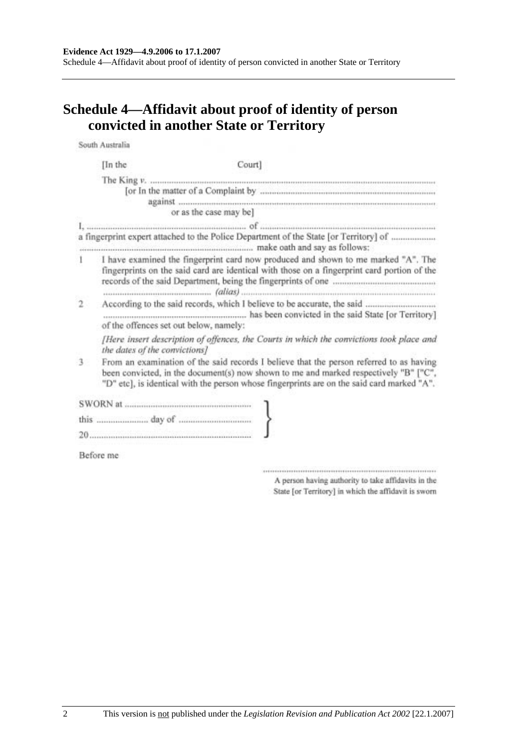## Schedule 4—Affidavit about proof of identity of person convicted in another State or Territory

South Australia

[In the Court]

The King *v.* ..........................................................................................................................
[or In the matter of a Complaint by ...........................................................................
against ..........................................................................................................................
or as the case may be]

I, ........................................................................ of ...........................................................................
a fingerprint expert attached to the Police Department of the State [or Territory] of ...................
........................................................................ make oath and say as follows:

1 I have examined the fingerprint card now produced and shown to me marked "A". The fingerprints on the said card are identical with those on a fingerprint card portion of the records of the said Department, being the fingerprints of one ............................................
................................................ *(alias)* ..............................................................................

2 According to the said records, which I believe to be accurate, the said ..............................
............................................................ has been convicted in the said State [or Territory] of the offences set out below, namely:

*[Here insert description of offences, the Courts in which the convictions took place and the dates of the convictions]*

3 From an examination of the said records I believe that the person referred to as having been convicted, in the document(s) now shown to me and marked respectively "B" ["C", "D" etc], is identical with the person whose fingerprints are on the said card marked "A".

SWORN at ........................................................
this ...................... day of ...............................
20......................................................................

Before me

..............................................................................
A person having authority to take affidavits in the State [or Territory] in which the affidavit is sworn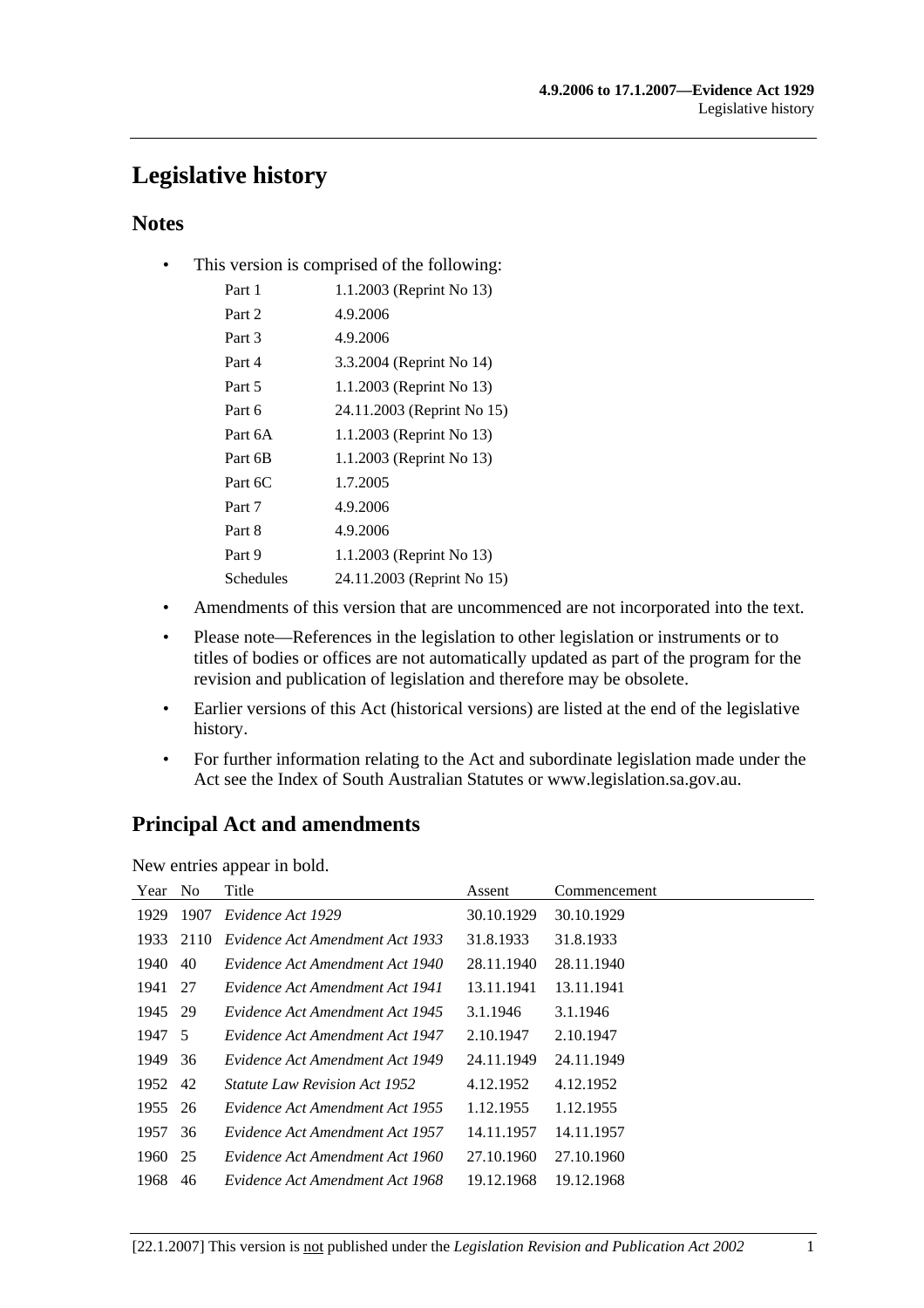# Legislative history

## Notes

- This version is comprised of the following:

| | |
|---|---|
| Part 1 | 1.1.2003 (Reprint No 13) |
| Part 2 | 4.9.2006 |
| Part 3 | 4.9.2006 |
| Part 4 | 3.3.2004 (Reprint No 14) |
| Part 5 | 1.1.2003 (Reprint No 13) |
| Part 6 | 24.11.2003 (Reprint No 15) |
| Part 6A | 1.1.2003 (Reprint No 13) |
| Part 6B | 1.1.2003 (Reprint No 13) |
| Part 6C | 1.7.2005 |
| Part 7 | 4.9.2006 |
| Part 8 | 4.9.2006 |
| Part 9 | 1.1.2003 (Reprint No 13) |
| Schedules | 24.11.2003 (Reprint No 15) |

- Amendments of this version that are uncommenced are not incorporated into the text.
- Please note—References in the legislation to other legislation or instruments or to titles of bodies or offices are not automatically updated as part of the program for the revision and publication of legislation and therefore may be obsolete.
- Earlier versions of this Act (historical versions) are listed at the end of the legislative history.
- For further information relating to the Act and subordinate legislation made under the Act see the Index of South Australian Statutes or www.legislation.sa.gov.au.

## Principal Act and amendments

New entries appear in bold.

| Year | No | Title | Assent | Commencement |
|---|---|---|---|---|
| 1929 | 1907 | *Evidence Act 1929* | 30.10.1929 | 30.10.1929 |
| 1933 | 2110 | *Evidence Act Amendment Act 1933* | 31.8.1933 | 31.8.1933 |
| 1940 | 40 | *Evidence Act Amendment Act 1940* | 28.11.1940 | 28.11.1940 |
| 1941 | 27 | *Evidence Act Amendment Act 1941* | 13.11.1941 | 13.11.1941 |
| 1945 | 29 | *Evidence Act Amendment Act 1945* | 3.1.1946 | 3.1.1946 |
| 1947 | 5 | *Evidence Act Amendment Act 1947* | 2.10.1947 | 2.10.1947 |
| 1949 | 36 | *Evidence Act Amendment Act 1949* | 24.11.1949 | 24.11.1949 |
| 1952 | 42 | *Statute Law Revision Act 1952* | 4.12.1952 | 4.12.1952 |
| 1955 | 26 | *Evidence Act Amendment Act 1955* | 1.12.1955 | 1.12.1955 |
| 1957 | 36 | *Evidence Act Amendment Act 1957* | 14.11.1957 | 14.11.1957 |
| 1960 | 25 | *Evidence Act Amendment Act 1960* | 27.10.1960 | 27.10.1960 |
| 1968 | 46 | *Evidence Act Amendment Act 1968* | 19.12.1968 | 19.12.1968 |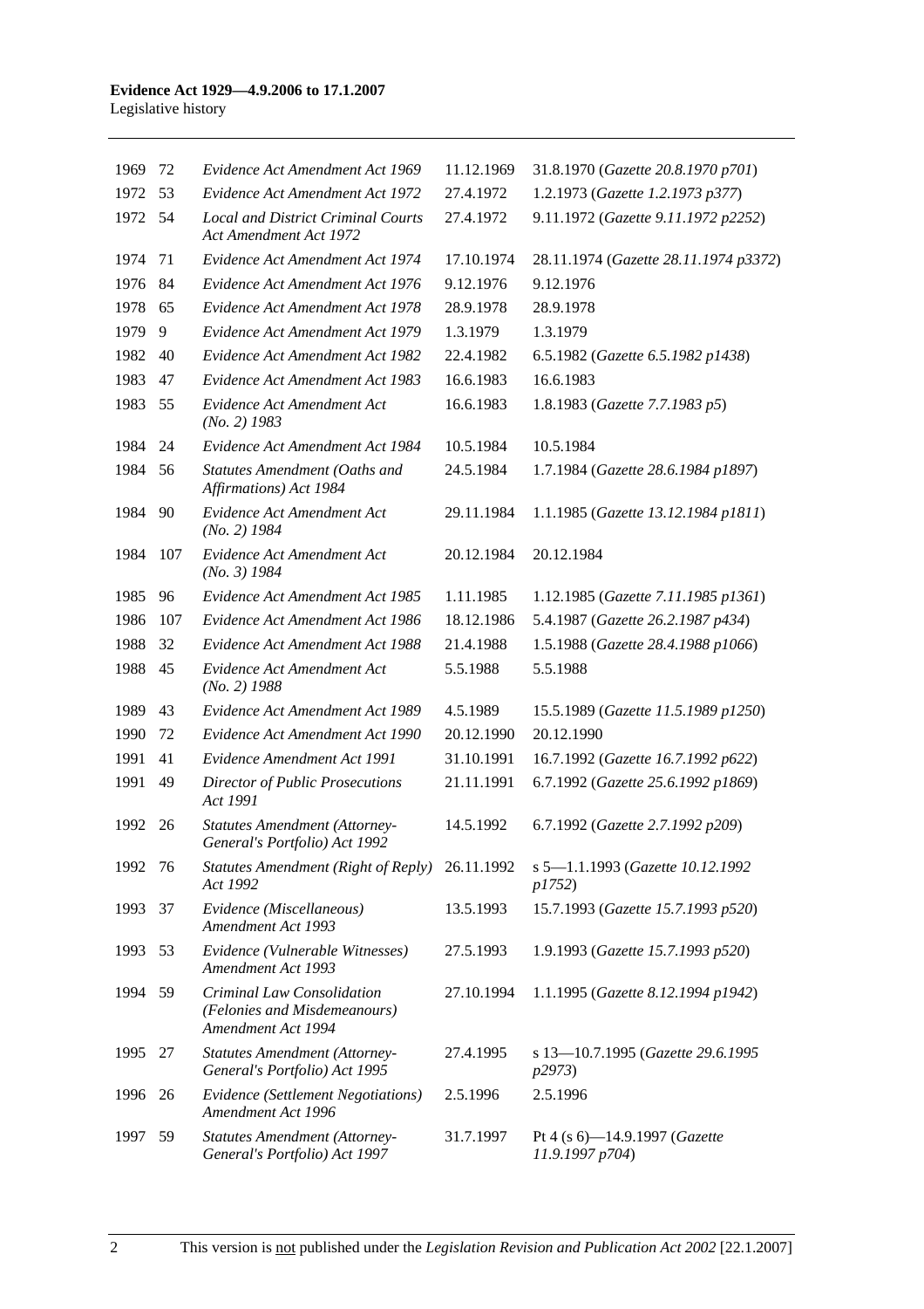| | | | | |
|---|---|---|---|---|
| 1969 | 72 | *Evidence Act Amendment Act 1969* | 11.12.1969 | 31.8.1970 (*Gazette 20.8.1970 p701*) |
| 1972 | 53 | *Evidence Act Amendment Act 1972* | 27.4.1972 | 1.2.1973 (*Gazette 1.2.1973 p377*) |
| 1972 | 54 | *Local and District Criminal Courts Act Amendment Act 1972* | 27.4.1972 | 9.11.1972 (*Gazette 9.11.1972 p2252*) |
| 1974 | 71 | *Evidence Act Amendment Act 1974* | 17.10.1974 | 28.11.1974 (*Gazette 28.11.1974 p3372*) |
| 1976 | 84 | *Evidence Act Amendment Act 1976* | 9.12.1976 | 9.12.1976 |
| 1978 | 65 | *Evidence Act Amendment Act 1978* | 28.9.1978 | 28.9.1978 |
| 1979 | 9 | *Evidence Act Amendment Act 1979* | 1.3.1979 | 1.3.1979 |
| 1982 | 40 | *Evidence Act Amendment Act 1982* | 22.4.1982 | 6.5.1982 (*Gazette 6.5.1982 p1438*) |
| 1983 | 47 | *Evidence Act Amendment Act 1983* | 16.6.1983 | 16.6.1983 |
| 1983 | 55 | *Evidence Act Amendment Act (No. 2) 1983* | 16.6.1983 | 1.8.1983 (*Gazette 7.7.1983 p5*) |
| 1984 | 24 | *Evidence Act Amendment Act 1984* | 10.5.1984 | 10.5.1984 |
| 1984 | 56 | *Statutes Amendment (Oaths and Affirmations) Act 1984* | 24.5.1984 | 1.7.1984 (*Gazette 28.6.1984 p1897*) |
| 1984 | 90 | *Evidence Act Amendment Act (No. 2) 1984* | 29.11.1984 | 1.1.1985 (*Gazette 13.12.1984 p1811*) |
| 1984 | 107 | *Evidence Act Amendment Act (No. 3) 1984* | 20.12.1984 | 20.12.1984 |
| 1985 | 96 | *Evidence Act Amendment Act 1985* | 1.11.1985 | 1.12.1985 (*Gazette 7.11.1985 p1361*) |
| 1986 | 107 | *Evidence Act Amendment Act 1986* | 18.12.1986 | 5.4.1987 (*Gazette 26.2.1987 p434*) |
| 1988 | 32 | *Evidence Act Amendment Act 1988* | 21.4.1988 | 1.5.1988 (*Gazette 28.4.1988 p1066*) |
| 1988 | 45 | *Evidence Act Amendment Act (No. 2) 1988* | 5.5.1988 | 5.5.1988 |
| 1989 | 43 | *Evidence Act Amendment Act 1989* | 4.5.1989 | 15.5.1989 (*Gazette 11.5.1989 p1250*) |
| 1990 | 72 | *Evidence Act Amendment Act 1990* | 20.12.1990 | 20.12.1990 |
| 1991 | 41 | *Evidence Amendment Act 1991* | 31.10.1991 | 16.7.1992 (*Gazette 16.7.1992 p622*) |
| 1991 | 49 | *Director of Public Prosecutions Act 1991* | 21.11.1991 | 6.7.1992 (*Gazette 25.6.1992 p1869*) |
| 1992 | 26 | *Statutes Amendment (Attorney-General's Portfolio) Act 1992* | 14.5.1992 | 6.7.1992 (*Gazette 2.7.1992 p209*) |
| 1992 | 76 | *Statutes Amendment (Right of Reply) Act 1992* | 26.11.1992 | s 5—1.1.1993 (*Gazette 10.12.1992 p1752*) |
| 1993 | 37 | *Evidence (Miscellaneous) Amendment Act 1993* | 13.5.1993 | 15.7.1993 (*Gazette 15.7.1993 p520*) |
| 1993 | 53 | *Evidence (Vulnerable Witnesses) Amendment Act 1993* | 27.5.1993 | 1.9.1993 (*Gazette 15.7.1993 p520*) |
| 1994 | 59 | *Criminal Law Consolidation (Felonies and Misdemeanours) Amendment Act 1994* | 27.10.1994 | 1.1.1995 (*Gazette 8.12.1994 p1942*) |
| 1995 | 27 | *Statutes Amendment (Attorney-General's Portfolio) Act 1995* | 27.4.1995 | s 13—10.7.1995 (*Gazette 29.6.1995 p2973*) |
| 1996 | 26 | *Evidence (Settlement Negotiations) Amendment Act 1996* | 2.5.1996 | 2.5.1996 |
| 1997 | 59 | *Statutes Amendment (Attorney-General's Portfolio) Act 1997* | 31.7.1997 | Pt 4 (s 6)—14.9.1997 (*Gazette 11.9.1997 p704*) |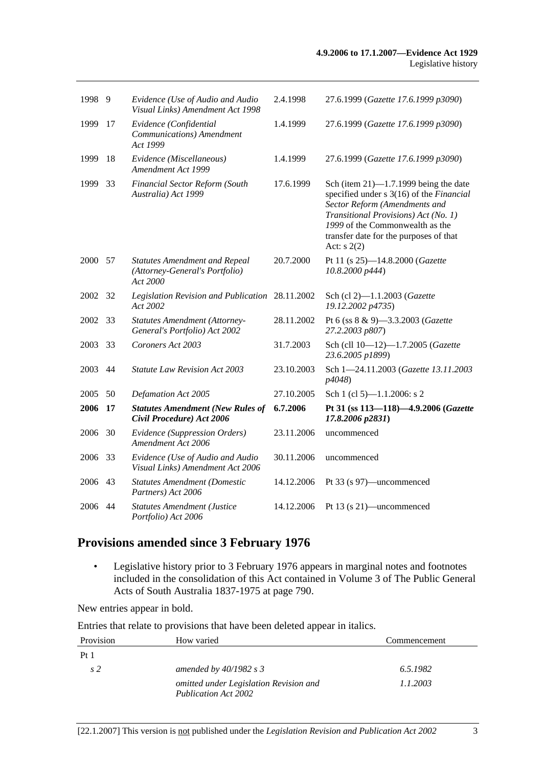| | | | | |
|---|---|---|---|---|
| 1998 | 9 | *Evidence (Use of Audio and Audio Visual Links) Amendment Act 1998* | 2.4.1998 | 27.6.1999 (*Gazette 17.6.1999 p3090*) |
| 1999 | 17 | *Evidence (Confidential Communications) Amendment Act 1999* | 1.4.1999 | 27.6.1999 (*Gazette 17.6.1999 p3090*) |
| 1999 | 18 | *Evidence (Miscellaneous) Amendment Act 1999* | 1.4.1999 | 27.6.1999 (*Gazette 17.6.1999 p3090*) |
| 1999 | 33 | *Financial Sector Reform (South Australia) Act 1999* | 17.6.1999 | Sch (item 21)—1.7.1999 being the date specified under s 3(16) of the *Financial Sector Reform (Amendments and Transitional Provisions) Act (No. 1) 1999* of the Commonwealth as the transfer date for the purposes of that Act: s 2(2) |
| 2000 | 57 | *Statutes Amendment and Repeal (Attorney-General's Portfolio) Act 2000* | 20.7.2000 | Pt 11 (s 25)—14.8.2000 (*Gazette 10.8.2000 p444*) |
| 2002 | 32 | *Legislation Revision and Publication Act 2002* | 28.11.2002 | Sch (cl 2)—1.1.2003 (*Gazette 19.12.2002 p4735*) |
| 2002 | 33 | *Statutes Amendment (Attorney-General's Portfolio) Act 2002* | 28.11.2002 | Pt 6 (ss 8 & 9)—3.3.2003 (*Gazette 27.2.2003 p807*) |
| 2003 | 33 | *Coroners Act 2003* | 31.7.2003 | Sch (cll 10—12)—1.7.2005 (*Gazette 23.6.2005 p1899*) |
| 2003 | 44 | *Statute Law Revision Act 2003* | 23.10.2003 | Sch 1—24.11.2003 (*Gazette 13.11.2003 p4048*) |
| 2005 | 50 | *Defamation Act 2005* | 27.10.2005 | Sch 1 (cl 5)—1.1.2006: s 2 |
| **2006** | **17** | ***Statutes Amendment (New Rules of Civil Procedure) Act 2006*** | **6.7.2006** | **Pt 31 (ss 113—118)—4.9.2006 (*Gazette 17.8.2006 p2831*)** |
| 2006 | 30 | *Evidence (Suppression Orders) Amendment Act 2006* | 23.11.2006 | uncommenced |
| 2006 | 33 | *Evidence (Use of Audio and Audio Visual Links) Amendment Act 2006* | 30.11.2006 | uncommenced |
| 2006 | 43 | *Statutes Amendment (Domestic Partners) Act 2006* | 14.12.2006 | Pt 33 (s 97)—uncommenced |
| 2006 | 44 | *Statutes Amendment (Justice Portfolio) Act 2006* | 14.12.2006 | Pt 13 (s 21)—uncommenced |

## Provisions amended since 3 February 1976

- Legislative history prior to 3 February 1976 appears in marginal notes and footnotes included in the consolidation of this Act contained in Volume 3 of The Public General Acts of South Australia 1837-1975 at page 790.

New entries appear in bold.

Entries that relate to provisions that have been deleted appear in italics.

| Provision | How varied | Commencement |
|---|---|---|
| Pt 1 | | |
| *s 2* | *amended by 40/1982 s 3* | *6.5.1982* |
| | *omitted under Legislation Revision and Publication Act 2002* | *1.1.2003* |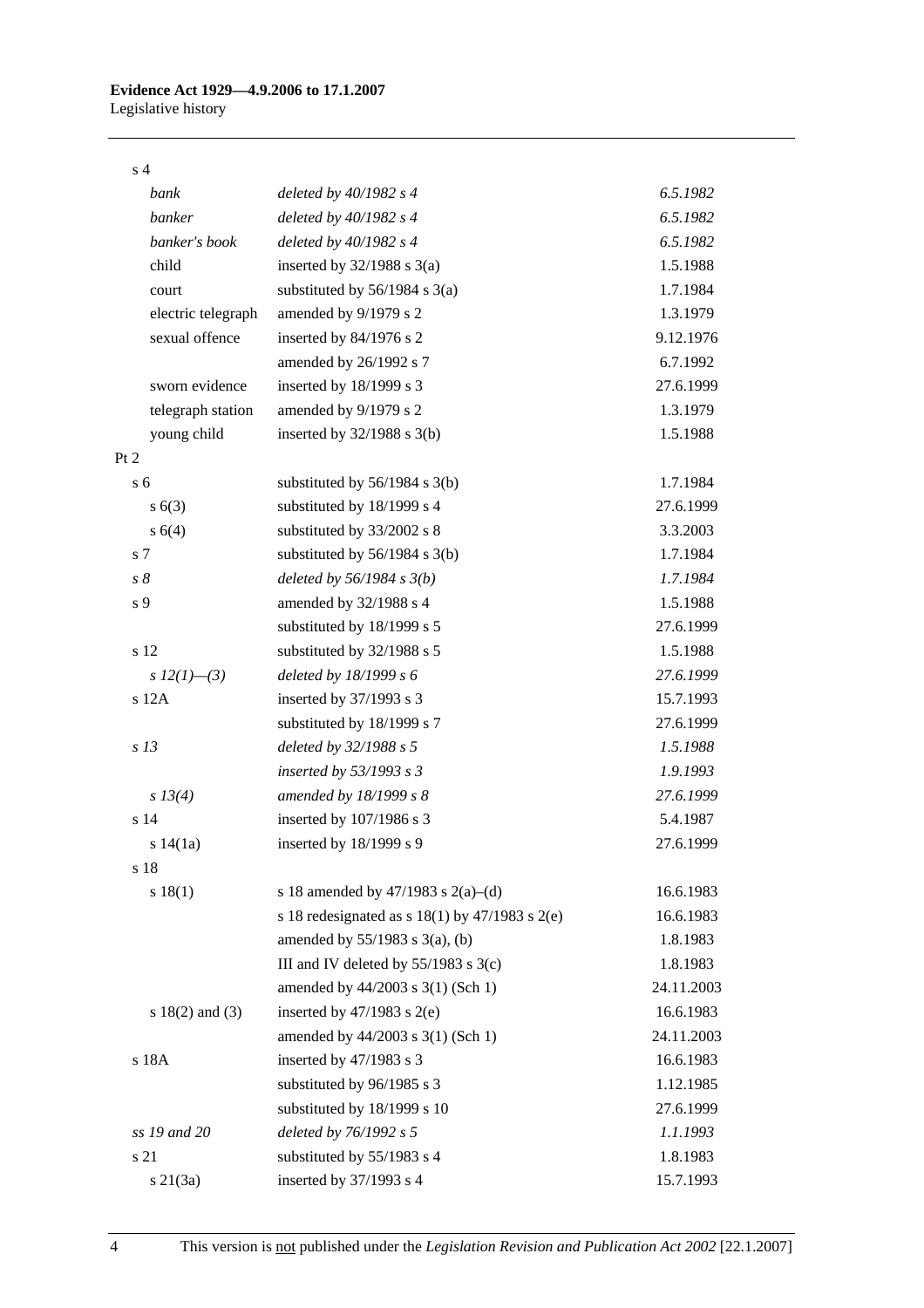| | | |
|---|---|---|
| s 4 | | |
| *bank* | *deleted by 40/1982 s 4* | *6.5.1982* |
| *banker* | *deleted by 40/1982 s 4* | *6.5.1982* |
| *banker's book* | *deleted by 40/1982 s 4* | *6.5.1982* |
| child | inserted by 32/1988 s 3(a) | 1.5.1988 |
| court | substituted by 56/1984 s 3(a) | 1.7.1984 |
| electric telegraph | amended by 9/1979 s 2 | 1.3.1979 |
| sexual offence | inserted by 84/1976 s 2 | 9.12.1976 |
| | amended by 26/1992 s 7 | 6.7.1992 |
| sworn evidence | inserted by 18/1999 s 3 | 27.6.1999 |
| telegraph station | amended by 9/1979 s 2 | 1.3.1979 |
| young child | inserted by 32/1988 s 3(b) | 1.5.1988 |
| Pt 2 | | |
| s 6 | substituted by 56/1984 s 3(b) | 1.7.1984 |
| s 6(3) | substituted by 18/1999 s 4 | 27.6.1999 |
| s 6(4) | substituted by 33/2002 s 8 | 3.3.2003 |
| s 7 | substituted by 56/1984 s 3(b) | 1.7.1984 |
| *s 8* | *deleted by 56/1984 s 3(b)* | *1.7.1984* |
| s 9 | amended by 32/1988 s 4 | 1.5.1988 |
| | substituted by 18/1999 s 5 | 27.6.1999 |
| s 12 | substituted by 32/1988 s 5 | 1.5.1988 |
| *s 12(1)—(3)* | *deleted by 18/1999 s 6* | *27.6.1999* |
| s 12A | inserted by 37/1993 s 3 | 15.7.1993 |
| | substituted by 18/1999 s 7 | 27.6.1999 |
| *s 13* | *deleted by 32/1988 s 5* | *1.5.1988* |
| | *inserted by 53/1993 s 3* | *1.9.1993* |
| *s 13(4)* | *amended by 18/1999 s 8* | *27.6.1999* |
| s 14 | inserted by 107/1986 s 3 | 5.4.1987 |
| s 14(1a) | inserted by 18/1999 s 9 | 27.6.1999 |
| s 18 | | |
| s 18(1) | s 18 amended by 47/1983 s 2(a)–(d) | 16.6.1983 |
| | s 18 redesignated as s 18(1) by 47/1983 s 2(e) | 16.6.1983 |
| | amended by 55/1983 s 3(a), (b) | 1.8.1983 |
| | III and IV deleted by 55/1983 s 3(c) | 1.8.1983 |
| | amended by 44/2003 s 3(1) (Sch 1) | 24.11.2003 |
| s 18(2) and (3) | inserted by 47/1983 s 2(e) | 16.6.1983 |
| | amended by 44/2003 s 3(1) (Sch 1) | 24.11.2003 |
| s 18A | inserted by 47/1983 s 3 | 16.6.1983 |
| | substituted by 96/1985 s 3 | 1.12.1985 |
| | substituted by 18/1999 s 10 | 27.6.1999 |
| *ss 19 and 20* | *deleted by 76/1992 s 5* | *1.1.1993* |
| s 21 | substituted by 55/1983 s 4 | 1.8.1983 |
| s 21(3a) | inserted by 37/1993 s 4 | 15.7.1993 |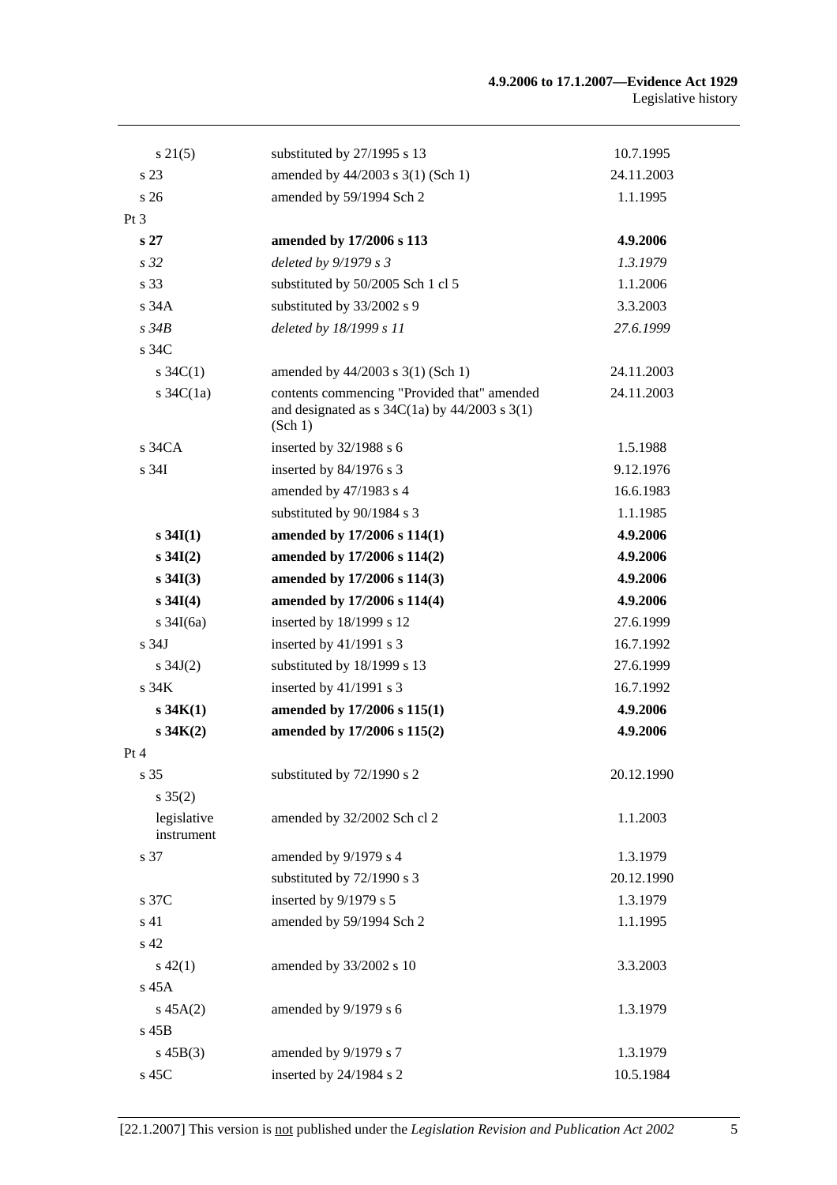| | | |
|---|---|---|
| s 21(5) | substituted by 27/1995 s 13 | 10.7.1995 |
| s 23 | amended by 44/2003 s 3(1) (Sch 1) | 24.11.2003 |
| s 26 | amended by 59/1994 Sch 2 | 1.1.1995 |
| Pt 3 | | |
| **s 27** | **amended by 17/2006 s 113** | **4.9.2006** |
| *s 32* | *deleted by 9/1979 s 3* | *1.3.1979* |
| s 33 | substituted by 50/2005 Sch 1 cl 5 | 1.1.2006 |
| s 34A | substituted by 33/2002 s 9 | 3.3.2003 |
| *s 34B* | *deleted by 18/1999 s 11* | *27.6.1999* |
| s 34C | | |
| s 34C(1) | amended by 44/2003 s 3(1) (Sch 1) | 24.11.2003 |
| s 34C(1a) | contents commencing "Provided that" amended and designated as s 34C(1a) by 44/2003 s 3(1) (Sch 1) | 24.11.2003 |
| s 34CA | inserted by 32/1988 s 6 | 1.5.1988 |
| s 34I | inserted by 84/1976 s 3 | 9.12.1976 |
| | amended by 47/1983 s 4 | 16.6.1983 |
| | substituted by 90/1984 s 3 | 1.1.1985 |
| **s 34I(1)** | **amended by 17/2006 s 114(1)** | **4.9.2006** |
| **s 34I(2)** | **amended by 17/2006 s 114(2)** | **4.9.2006** |
| **s 34I(3)** | **amended by 17/2006 s 114(3)** | **4.9.2006** |
| **s 34I(4)** | **amended by 17/2006 s 114(4)** | **4.9.2006** |
| s 34I(6a) | inserted by 18/1999 s 12 | 27.6.1999 |
| s 34J | inserted by 41/1991 s 3 | 16.7.1992 |
| s 34J(2) | substituted by 18/1999 s 13 | 27.6.1999 |
| s 34K | inserted by 41/1991 s 3 | 16.7.1992 |
| **s 34K(1)** | **amended by 17/2006 s 115(1)** | **4.9.2006** |
| **s 34K(2)** | **amended by 17/2006 s 115(2)** | **4.9.2006** |
| Pt 4 | | |
| s 35 | substituted by 72/1990 s 2 | 20.12.1990 |
| s 35(2) | | |
| legislative instrument | amended by 32/2002 Sch cl 2 | 1.1.2003 |
| s 37 | amended by 9/1979 s 4 | 1.3.1979 |
| | substituted by 72/1990 s 3 | 20.12.1990 |
| s 37C | inserted by 9/1979 s 5 | 1.3.1979 |
| s 41 | amended by 59/1994 Sch 2 | 1.1.1995 |
| s 42 | | |
| s 42(1) | amended by 33/2002 s 10 | 3.3.2003 |
| s 45A | | |
| s 45A(2) | amended by 9/1979 s 6 | 1.3.1979 |
| s 45B | | |
| s 45B(3) | amended by 9/1979 s 7 | 1.3.1979 |
| s 45C | inserted by 24/1984 s 2 | 10.5.1984 |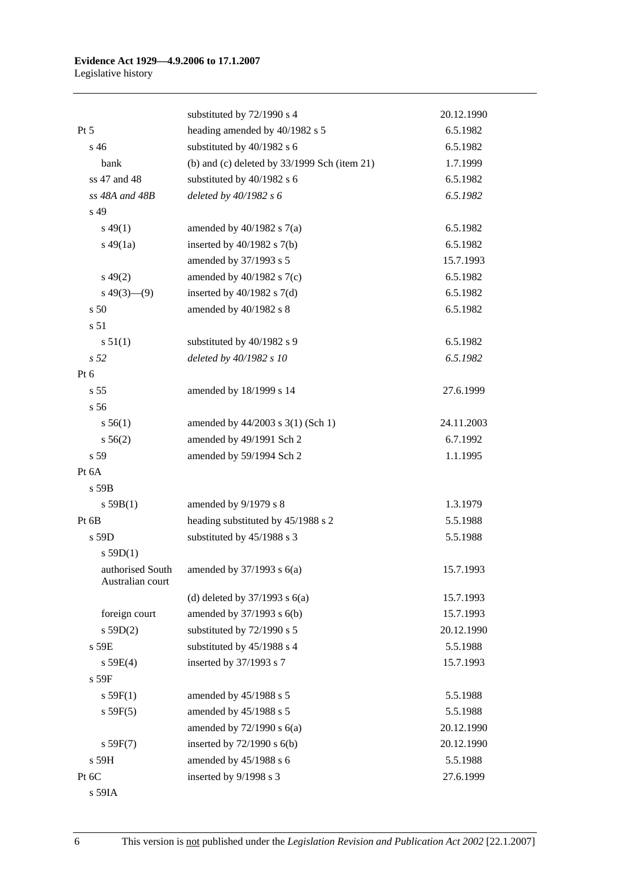| | | |
|---|---|---|
| | substituted by 72/1990 s 4 | 20.12.1990 |
| Pt 5 | heading amended by 40/1982 s 5 | 6.5.1982 |
| s 46 | substituted by 40/1982 s 6 | 6.5.1982 |
| bank | (b) and (c) deleted by 33/1999 Sch (item 21) | 1.7.1999 |
| ss 47 and 48 | substituted by 40/1982 s 6 | 6.5.1982 |
| *ss 48A and 48B* | *deleted by 40/1982 s 6* | *6.5.1982* |
| s 49 | | |
| s 49(1) | amended by 40/1982 s 7(a) | 6.5.1982 |
| s 49(1a) | inserted by 40/1982 s 7(b) | 6.5.1982 |
| | amended by 37/1993 s 5 | 15.7.1993 |
| s 49(2) | amended by 40/1982 s 7(c) | 6.5.1982 |
| s 49(3)—(9) | inserted by 40/1982 s 7(d) | 6.5.1982 |
| s 50 | amended by 40/1982 s 8 | 6.5.1982 |
| s 51 | | |
| s 51(1) | substituted by 40/1982 s 9 | 6.5.1982 |
| *s 52* | *deleted by 40/1982 s 10* | *6.5.1982* |
| Pt 6 | | |
| s 55 | amended by 18/1999 s 14 | 27.6.1999 |
| s 56 | | |
| s 56(1) | amended by 44/2003 s 3(1) (Sch 1) | 24.11.2003 |
| s 56(2) | amended by 49/1991 Sch 2 | 6.7.1992 |
| s 59 | amended by 59/1994 Sch 2 | 1.1.1995 |
| Pt 6A | | |
| s 59B | | |
| s 59B(1) | amended by 9/1979 s 8 | 1.3.1979 |
| Pt 6B | heading substituted by 45/1988 s 2 | 5.5.1988 |
| s 59D | substituted by 45/1988 s 3 | 5.5.1988 |
| s 59D(1) | | |
| authorised South Australian court | amended by 37/1993 s 6(a) | 15.7.1993 |
| | (d) deleted by 37/1993 s 6(a) | 15.7.1993 |
| foreign court | amended by 37/1993 s 6(b) | 15.7.1993 |
| s 59D(2) | substituted by 72/1990 s 5 | 20.12.1990 |
| s 59E | substituted by 45/1988 s 4 | 5.5.1988 |
| s 59E(4) | inserted by 37/1993 s 7 | 15.7.1993 |
| s 59F | | |
| s 59F(1) | amended by 45/1988 s 5 | 5.5.1988 |
| s 59F(5) | amended by 45/1988 s 5 | 5.5.1988 |
| | amended by 72/1990 s 6(a) | 20.12.1990 |
| s 59F(7) | inserted by 72/1990 s 6(b) | 20.12.1990 |
| s 59H | amended by 45/1988 s 6 | 5.5.1988 |
| Pt 6C | inserted by 9/1998 s 3 | 27.6.1999 |
| s 59IA | | |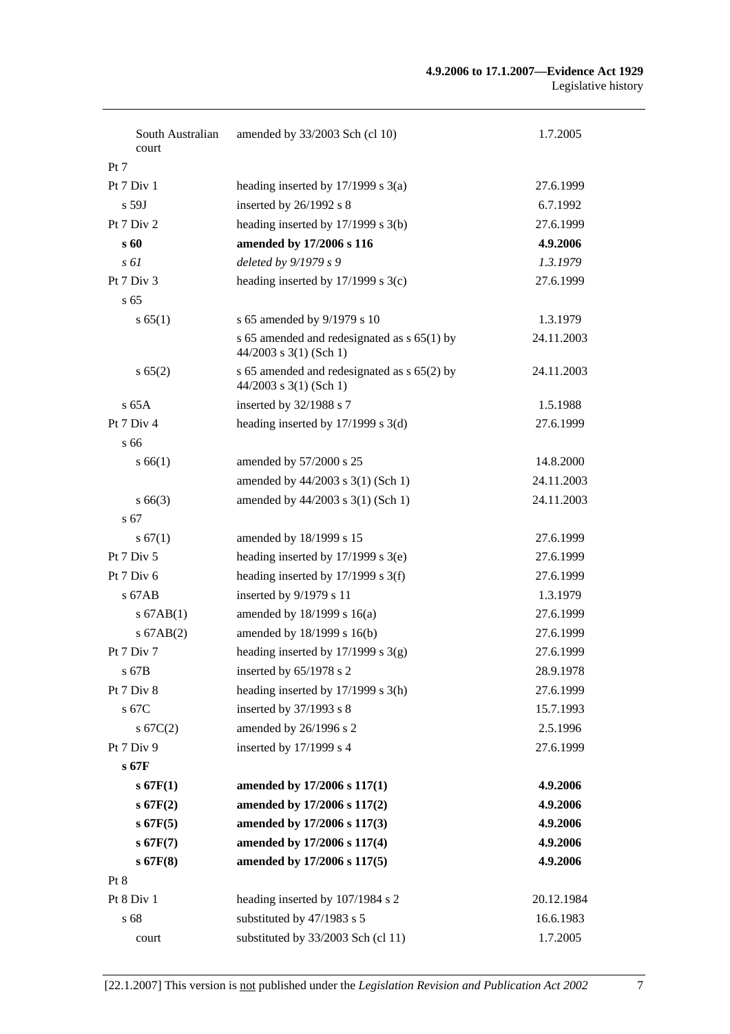| | | |
|---|---|---|
| South Australian court | amended by 33/2003 Sch (cl 10) | 1.7.2005 |
| Pt 7 | | |
| Pt 7 Div 1 | heading inserted by 17/1999 s 3(a) | 27.6.1999 |
| s 59J | inserted by 26/1992 s 8 | 6.7.1992 |
| Pt 7 Div 2 | heading inserted by 17/1999 s 3(b) | 27.6.1999 |
| **s 60** | **amended by 17/2006 s 116** | **4.9.2006** |
| *s 61* | *deleted by 9/1979 s 9* | *1.3.1979* |
| Pt 7 Div 3 | heading inserted by 17/1999 s 3(c) | 27.6.1999 |
| s 65 | | |
| s 65(1) | s 65 amended by 9/1979 s 10 | 1.3.1979 |
| | s 65 amended and redesignated as s 65(1) by 44/2003 s 3(1) (Sch 1) | 24.11.2003 |
| s 65(2) | s 65 amended and redesignated as s 65(2) by 44/2003 s 3(1) (Sch 1) | 24.11.2003 |
| s 65A | inserted by 32/1988 s 7 | 1.5.1988 |
| Pt 7 Div 4 | heading inserted by 17/1999 s 3(d) | 27.6.1999 |
| s 66 | | |
| s 66(1) | amended by 57/2000 s 25 | 14.8.2000 |
| | amended by 44/2003 s 3(1) (Sch 1) | 24.11.2003 |
| s 66(3) | amended by 44/2003 s 3(1) (Sch 1) | 24.11.2003 |
| s 67 | | |
| s 67(1) | amended by 18/1999 s 15 | 27.6.1999 |
| Pt 7 Div 5 | heading inserted by 17/1999 s 3(e) | 27.6.1999 |
| Pt 7 Div 6 | heading inserted by 17/1999 s 3(f) | 27.6.1999 |
| s 67AB | inserted by 9/1979 s 11 | 1.3.1979 |
| s 67AB(1) | amended by 18/1999 s 16(a) | 27.6.1999 |
| s 67AB(2) | amended by 18/1999 s 16(b) | 27.6.1999 |
| Pt 7 Div 7 | heading inserted by 17/1999 s 3(g) | 27.6.1999 |
| s 67B | inserted by 65/1978 s 2 | 28.9.1978 |
| Pt 7 Div 8 | heading inserted by 17/1999 s 3(h) | 27.6.1999 |
| s 67C | inserted by 37/1993 s 8 | 15.7.1993 |
| s 67C(2) | amended by 26/1996 s 2 | 2.5.1996 |
| Pt 7 Div 9 | inserted by 17/1999 s 4 | 27.6.1999 |
| **s 67F** | | |
| **s 67F(1)** | **amended by 17/2006 s 117(1)** | **4.9.2006** |
| **s 67F(2)** | **amended by 17/2006 s 117(2)** | **4.9.2006** |
| **s 67F(5)** | **amended by 17/2006 s 117(3)** | **4.9.2006** |
| **s 67F(7)** | **amended by 17/2006 s 117(4)** | **4.9.2006** |
| **s 67F(8)** | **amended by 17/2006 s 117(5)** | **4.9.2006** |
| Pt 8 | | |
| Pt 8 Div 1 | heading inserted by 107/1984 s 2 | 20.12.1984 |
| s 68 | substituted by 47/1983 s 5 | 16.6.1983 |
| court | substituted by 33/2003 Sch (cl 11) | 1.7.2005 |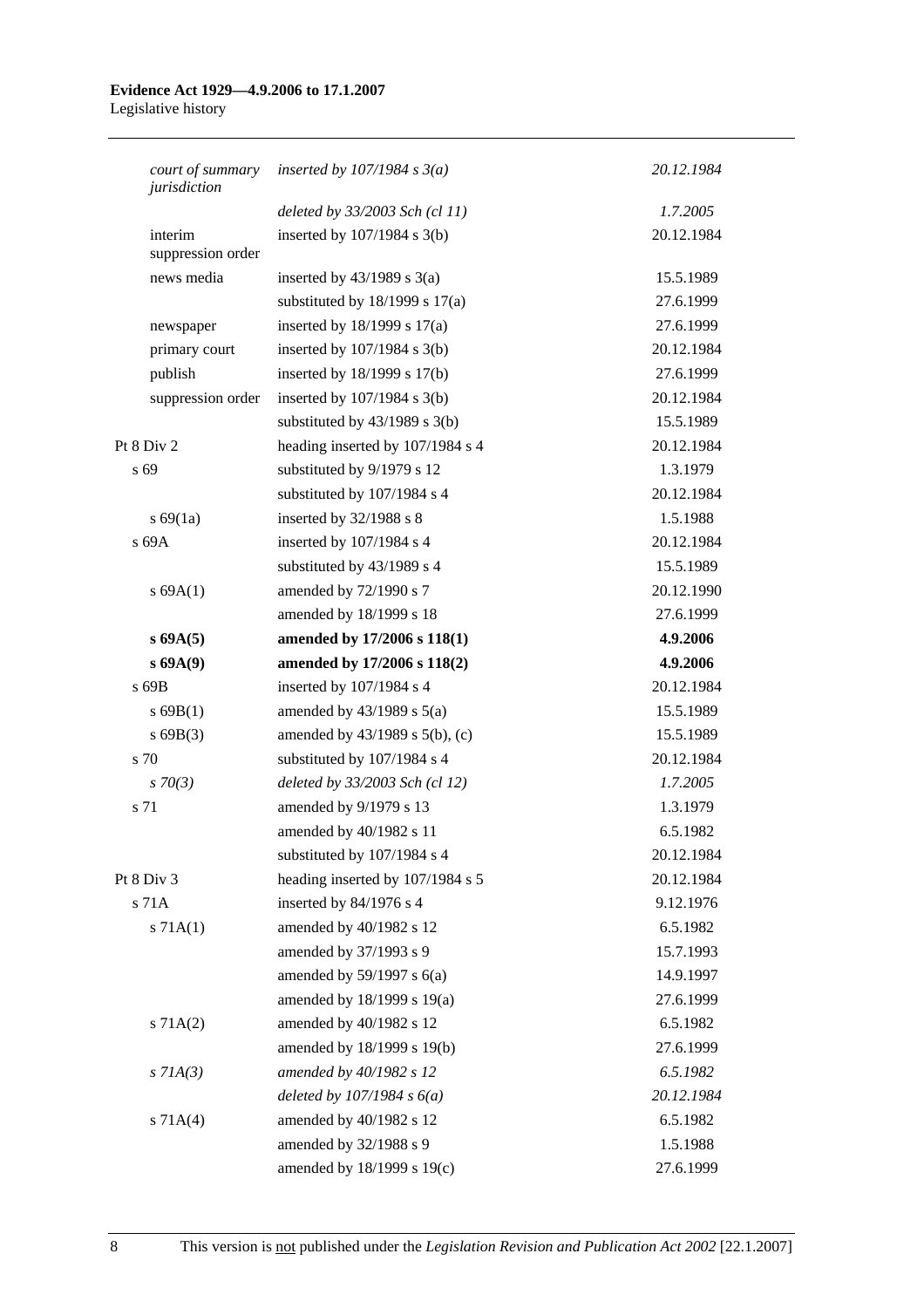| | | |
|---|---|---|
| *court of summary jurisdiction* | *inserted by 107/1984 s 3(a)* | *20.12.1984* |
| | *deleted by 33/2003 Sch (cl 11)* | *1.7.2005* |
| interim suppression order | inserted by 107/1984 s 3(b) | 20.12.1984 |
| news media | inserted by 43/1989 s 3(a) | 15.5.1989 |
| | substituted by 18/1999 s 17(a) | 27.6.1999 |
| newspaper | inserted by 18/1999 s 17(a) | 27.6.1999 |
| primary court | inserted by 107/1984 s 3(b) | 20.12.1984 |
| publish | inserted by 18/1999 s 17(b) | 27.6.1999 |
| suppression order | inserted by 107/1984 s 3(b) | 20.12.1984 |
| | substituted by 43/1989 s 3(b) | 15.5.1989 |
| Pt 8 Div 2 | heading inserted by 107/1984 s 4 | 20.12.1984 |
| s 69 | substituted by 9/1979 s 12 | 1.3.1979 |
| | substituted by 107/1984 s 4 | 20.12.1984 |
| s 69(1a) | inserted by 32/1988 s 8 | 1.5.1988 |
| s 69A | inserted by 107/1984 s 4 | 20.12.1984 |
| | substituted by 43/1989 s 4 | 15.5.1989 |
| s 69A(1) | amended by 72/1990 s 7 | 20.12.1990 |
| | amended by 18/1999 s 18 | 27.6.1999 |
| **s 69A(5)** | **amended by 17/2006 s 118(1)** | **4.9.2006** |
| **s 69A(9)** | **amended by 17/2006 s 118(2)** | **4.9.2006** |
| s 69B | inserted by 107/1984 s 4 | 20.12.1984 |
| s 69B(1) | amended by 43/1989 s 5(a) | 15.5.1989 |
| s 69B(3) | amended by 43/1989 s 5(b), (c) | 15.5.1989 |
| s 70 | substituted by 107/1984 s 4 | 20.12.1984 |
| *s 70(3)* | *deleted by 33/2003 Sch (cl 12)* | *1.7.2005* |
| s 71 | amended by 9/1979 s 13 | 1.3.1979 |
| | amended by 40/1982 s 11 | 6.5.1982 |
| | substituted by 107/1984 s 4 | 20.12.1984 |
| Pt 8 Div 3 | heading inserted by 107/1984 s 5 | 20.12.1984 |
| s 71A | inserted by 84/1976 s 4 | 9.12.1976 |
| s 71A(1) | amended by 40/1982 s 12 | 6.5.1982 |
| | amended by 37/1993 s 9 | 15.7.1993 |
| | amended by 59/1997 s 6(a) | 14.9.1997 |
| | amended by 18/1999 s 19(a) | 27.6.1999 |
| s 71A(2) | amended by 40/1982 s 12 | 6.5.1982 |
| | amended by 18/1999 s 19(b) | 27.6.1999 |
| *s 71A(3)* | *amended by 40/1982 s 12* | *6.5.1982* |
| | *deleted by 107/1984 s 6(a)* | *20.12.1984* |
| s 71A(4) | amended by 40/1982 s 12 | 6.5.1982 |
| | amended by 32/1988 s 9 | 1.5.1988 |
| | amended by 18/1999 s 19(c) | 27.6.1999 |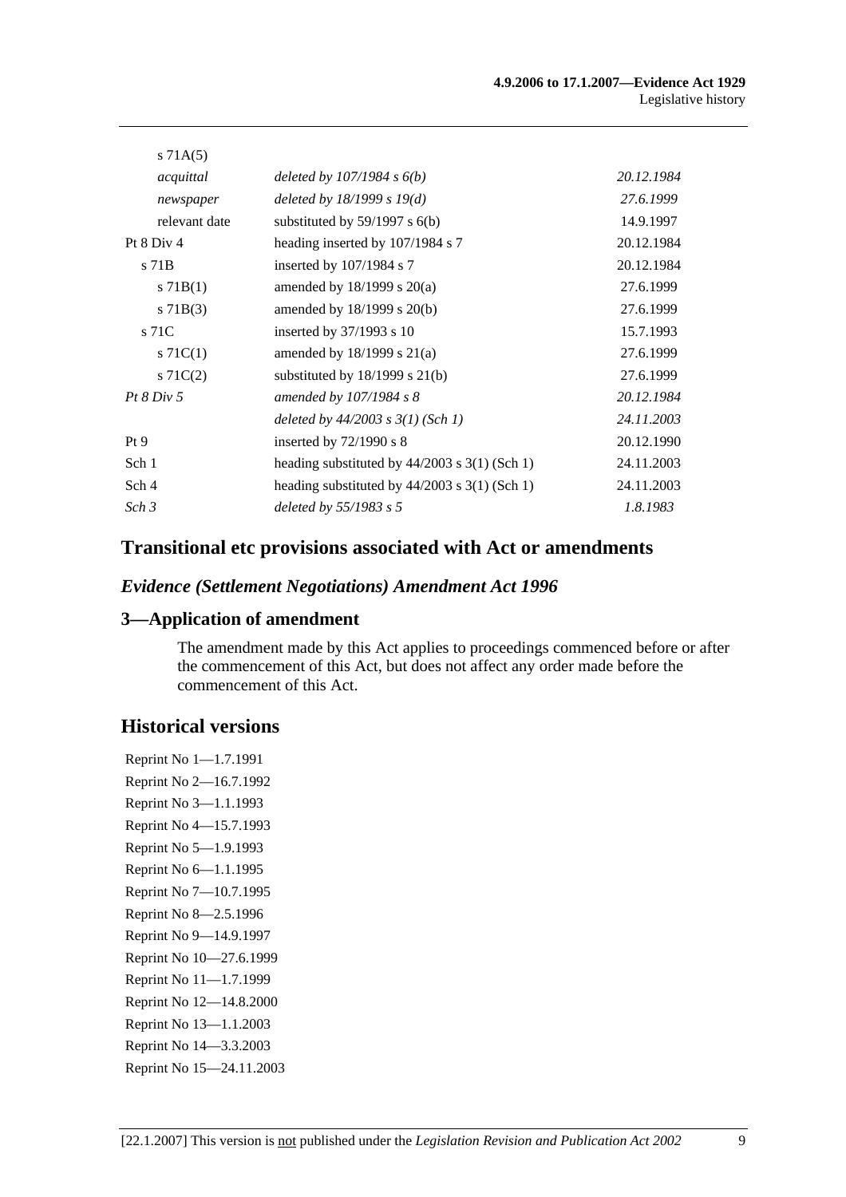| | | |
|---|---|---|
| s 71A(5) | | |
| *acquittal* | *deleted by 107/1984 s 6(b)* | *20.12.1984* |
| *newspaper* | *deleted by 18/1999 s 19(d)* | *27.6.1999* |
| relevant date | substituted by 59/1997 s 6(b) | 14.9.1997 |
| Pt 8 Div 4 | heading inserted by 107/1984 s 7 | 20.12.1984 |
| s 71B | inserted by 107/1984 s 7 | 20.12.1984 |
| s 71B(1) | amended by 18/1999 s 20(a) | 27.6.1999 |
| s 71B(3) | amended by 18/1999 s 20(b) | 27.6.1999 |
| s 71C | inserted by 37/1993 s 10 | 15.7.1993 |
| s 71C(1) | amended by 18/1999 s 21(a) | 27.6.1999 |
| s 71C(2) | substituted by 18/1999 s 21(b) | 27.6.1999 |
| *Pt 8 Div 5* | *amended by 107/1984 s 8* | *20.12.1984* |
| | *deleted by 44/2003 s 3(1) (Sch 1)* | *24.11.2003* |
| Pt 9 | inserted by 72/1990 s 8 | 20.12.1990 |
| Sch 1 | heading substituted by 44/2003 s 3(1) (Sch 1) | 24.11.2003 |
| Sch 4 | heading substituted by 44/2003 s 3(1) (Sch 1) | 24.11.2003 |
| *Sch 3* | *deleted by 55/1983 s 5* | *1.8.1983* |

## Transitional etc provisions associated with Act or amendments

### *Evidence (Settlement Negotiations) Amendment Act 1996*

### 3—Application of amendment

The amendment made by this Act applies to proceedings commenced before or after the commencement of this Act, but does not affect any order made before the commencement of this Act.

## Historical versions

Reprint No 1—1.7.1991
Reprint No 2—16.7.1992
Reprint No 3—1.1.1993
Reprint No 4—15.7.1993
Reprint No 5—1.9.1993
Reprint No 6—1.1.1995
Reprint No 7—10.7.1995
Reprint No 8—2.5.1996
Reprint No 9—14.9.1997
Reprint No 10—27.6.1999
Reprint No 11—1.7.1999
Reprint No 12—14.8.2000
Reprint No 13—1.1.2003
Reprint No 14—3.3.2003
Reprint No 15—24.11.2003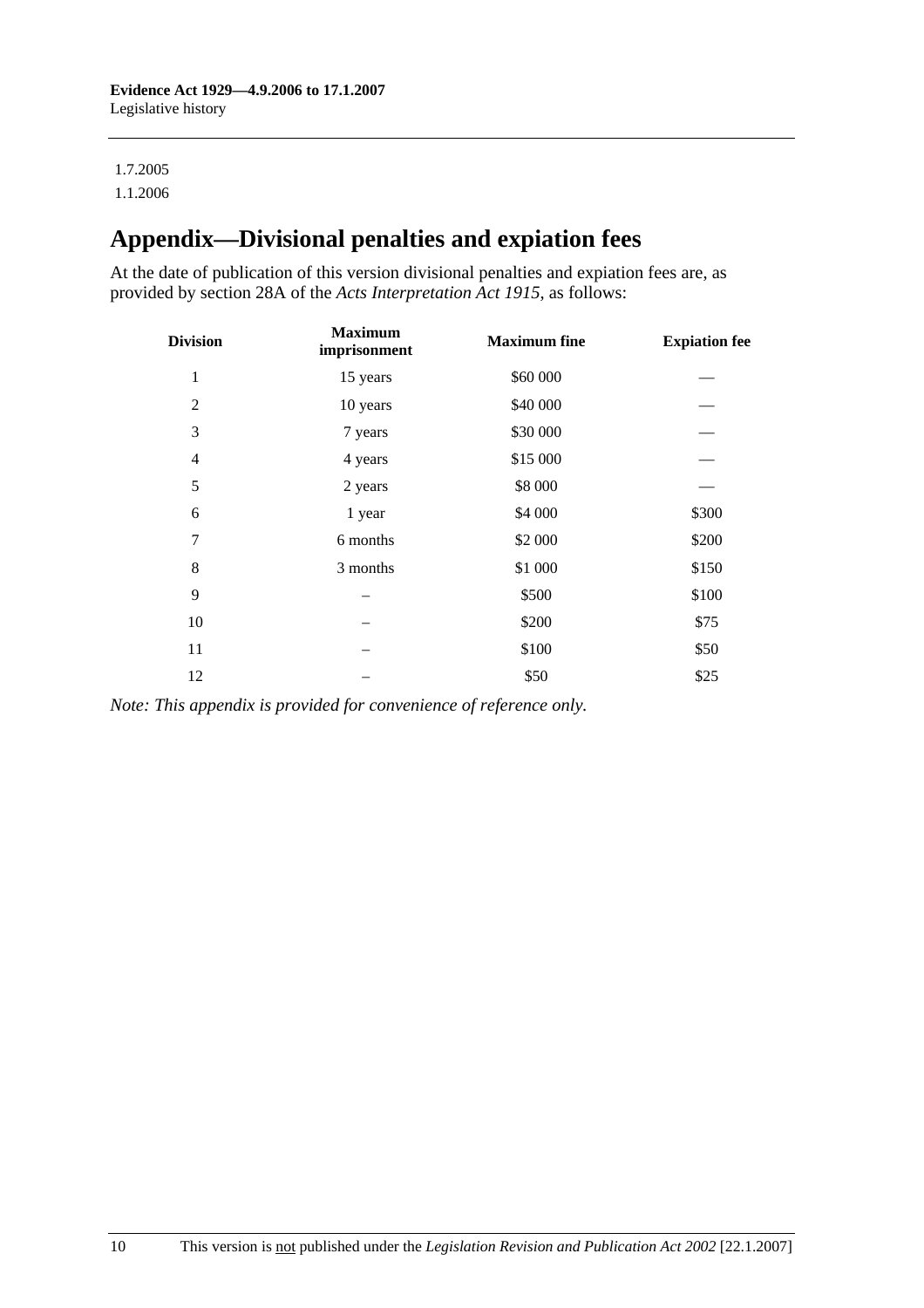1.7.2005

1.1.2006

# Appendix—Divisional penalties and expiation fees

At the date of publication of this version divisional penalties and expiation fees are, as provided by section 28A of the *Acts Interpretation Act 1915*, as follows:

| Division | Maximum imprisonment | Maximum fine | Expiation fee |
|---|---|---|---|
| 1 | 15 years | $60 000 | — |
| 2 | 10 years | $40 000 | — |
| 3 | 7 years | $30 000 | — |
| 4 | 4 years | $15 000 | — |
| 5 | 2 years | $8 000 | — |
| 6 | 1 year | $4 000 | $300 |
| 7 | 6 months | $2 000 | $200 |
| 8 | 3 months | $1 000 | $150 |
| 9 | – | $500 | $100 |
| 10 | – | $200 | $75 |
| 11 | – | $100 | $50 |
| 12 | – | $50 | $25 |

*Note: This appendix is provided for convenience of reference only.*